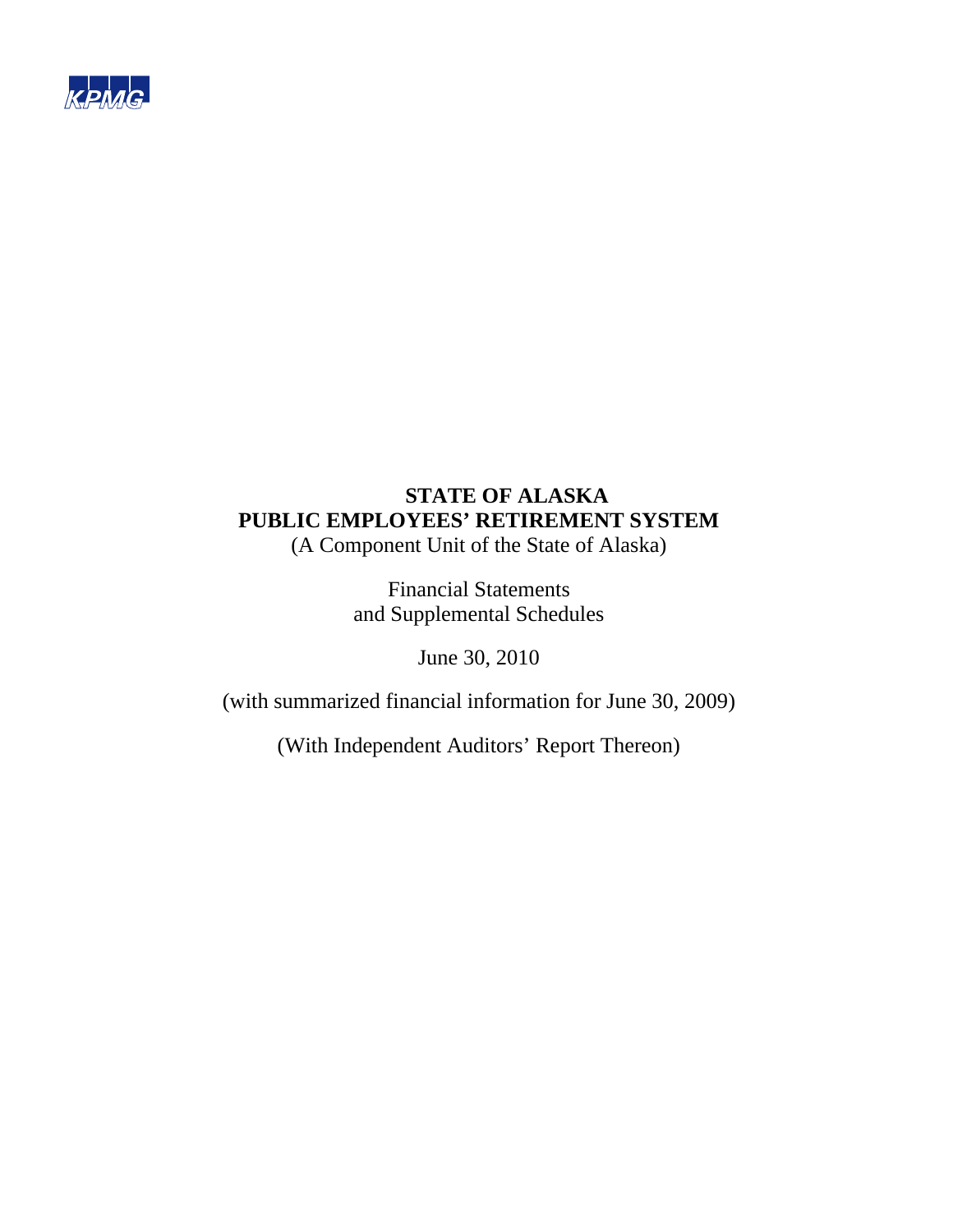KPMG

# STATE OF ALASKA
# PUBLIC EMPLOYEES' RETIREMENT SYSTEM

(A Component Unit of the State of Alaska)

Financial Statements
and Supplemental Schedules

June 30, 2010

(with summarized financial information for June 30, 2009)

(With Independent Auditors' Report Thereon)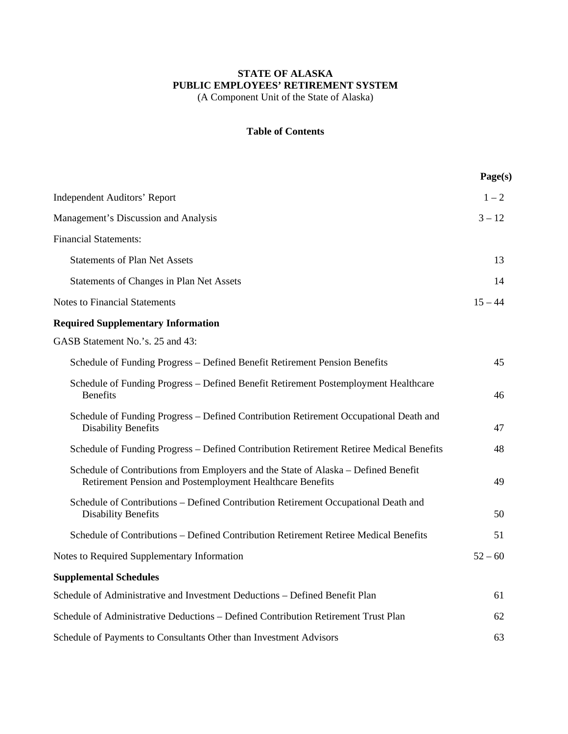**STATE OF ALASKA**
**PUBLIC EMPLOYEES' RETIREMENT SYSTEM**
(A Component Unit of the State of Alaska)

**Table of Contents**

| | Page(s) |
|---|---|
| Independent Auditors' Report | 1 – 2 |
| Management's Discussion and Analysis | 3 – 12 |
| Financial Statements: | |
| Statements of Plan Net Assets | 13 |
| Statements of Changes in Plan Net Assets | 14 |
| Notes to Financial Statements | 15 – 44 |
| **Required Supplementary Information** | |
| GASB Statement No.'s. 25 and 43: | |
| Schedule of Funding Progress – Defined Benefit Retirement Pension Benefits | 45 |
| Schedule of Funding Progress – Defined Benefit Retirement Postemployment Healthcare Benefits | 46 |
| Schedule of Funding Progress – Defined Contribution Retirement Occupational Death and Disability Benefits | 47 |
| Schedule of Funding Progress – Defined Contribution Retirement Retiree Medical Benefits | 48 |
| Schedule of Contributions from Employers and the State of Alaska – Defined Benefit Retirement Pension and Postemployment Healthcare Benefits | 49 |
| Schedule of Contributions – Defined Contribution Retirement Occupational Death and Disability Benefits | 50 |
| Schedule of Contributions – Defined Contribution Retirement Retiree Medical Benefits | 51 |
| Notes to Required Supplementary Information | 52 – 60 |
| **Supplemental Schedules** | |
| Schedule of Administrative and Investment Deductions – Defined Benefit Plan | 61 |
| Schedule of Administrative Deductions – Defined Contribution Retirement Trust Plan | 62 |
| Schedule of Payments to Consultants Other than Investment Advisors | 63 |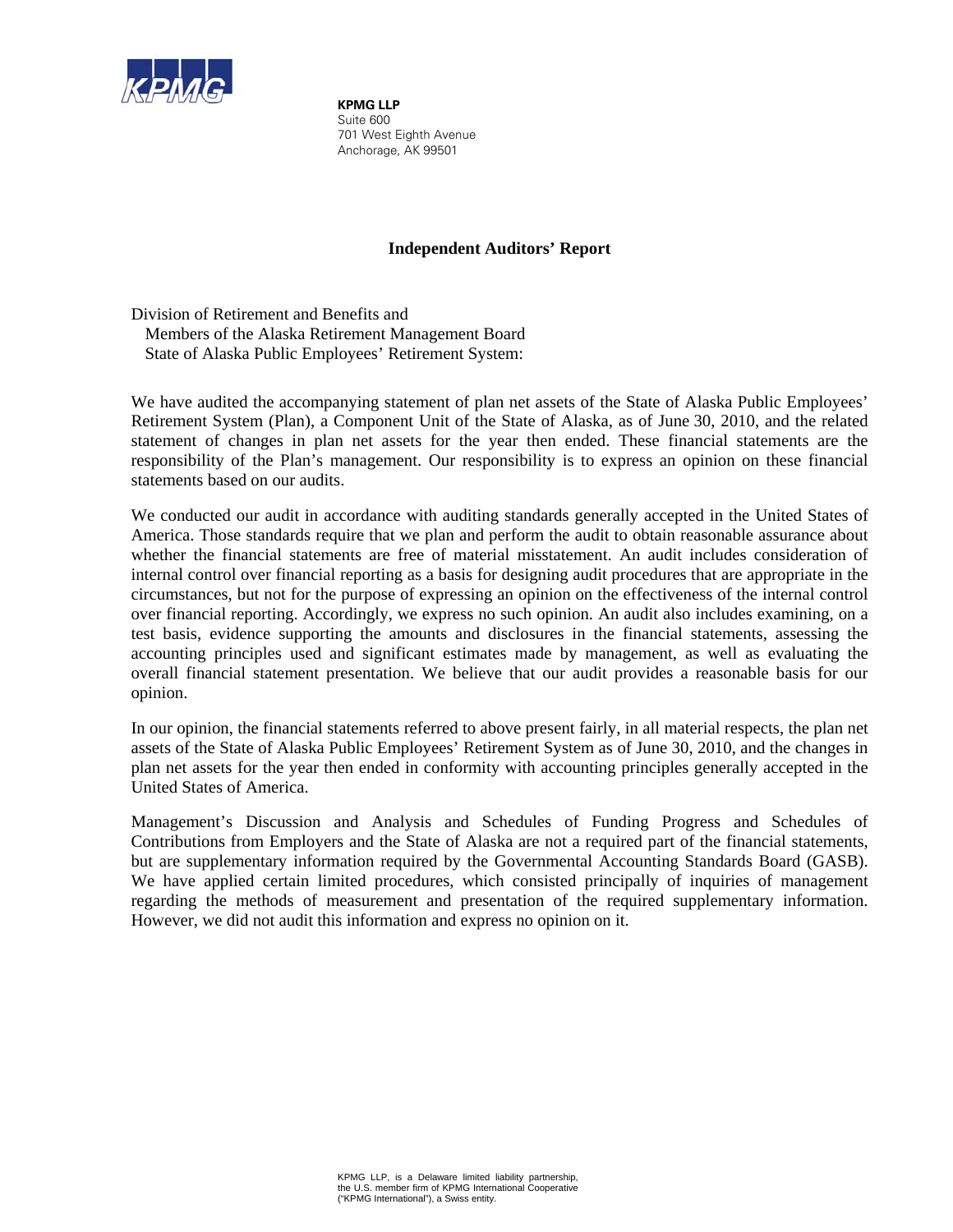**KPMG LLP**
Suite 600
701 West Eighth Avenue
Anchorage, AK 99501

## Independent Auditors' Report

Division of Retirement and Benefits and
Members of the Alaska Retirement Management Board
State of Alaska Public Employees' Retirement System:

We have audited the accompanying statement of plan net assets of the State of Alaska Public Employees' Retirement System (Plan), a Component Unit of the State of Alaska, as of June 30, 2010, and the related statement of changes in plan net assets for the year then ended. These financial statements are the responsibility of the Plan's management. Our responsibility is to express an opinion on these financial statements based on our audits.

We conducted our audit in accordance with auditing standards generally accepted in the United States of America. Those standards require that we plan and perform the audit to obtain reasonable assurance about whether the financial statements are free of material misstatement. An audit includes consideration of internal control over financial reporting as a basis for designing audit procedures that are appropriate in the circumstances, but not for the purpose of expressing an opinion on the effectiveness of the internal control over financial reporting. Accordingly, we express no such opinion. An audit also includes examining, on a test basis, evidence supporting the amounts and disclosures in the financial statements, assessing the accounting principles used and significant estimates made by management, as well as evaluating the overall financial statement presentation. We believe that our audit provides a reasonable basis for our opinion.

In our opinion, the financial statements referred to above present fairly, in all material respects, the plan net assets of the State of Alaska Public Employees' Retirement System as of June 30, 2010, and the changes in plan net assets for the year then ended in conformity with accounting principles generally accepted in the United States of America.

Management's Discussion and Analysis and Schedules of Funding Progress and Schedules of Contributions from Employers and the State of Alaska are not a required part of the financial statements, but are supplementary information required by the Governmental Accounting Standards Board (GASB). We have applied certain limited procedures, which consisted principally of inquiries of management regarding the methods of measurement and presentation of the required supplementary information. However, we did not audit this information and express no opinion on it.

KPMG LLP, is a Delaware limited liability partnership, the U.S. member firm of KPMG International Cooperative ("KPMG International"), a Swiss entity.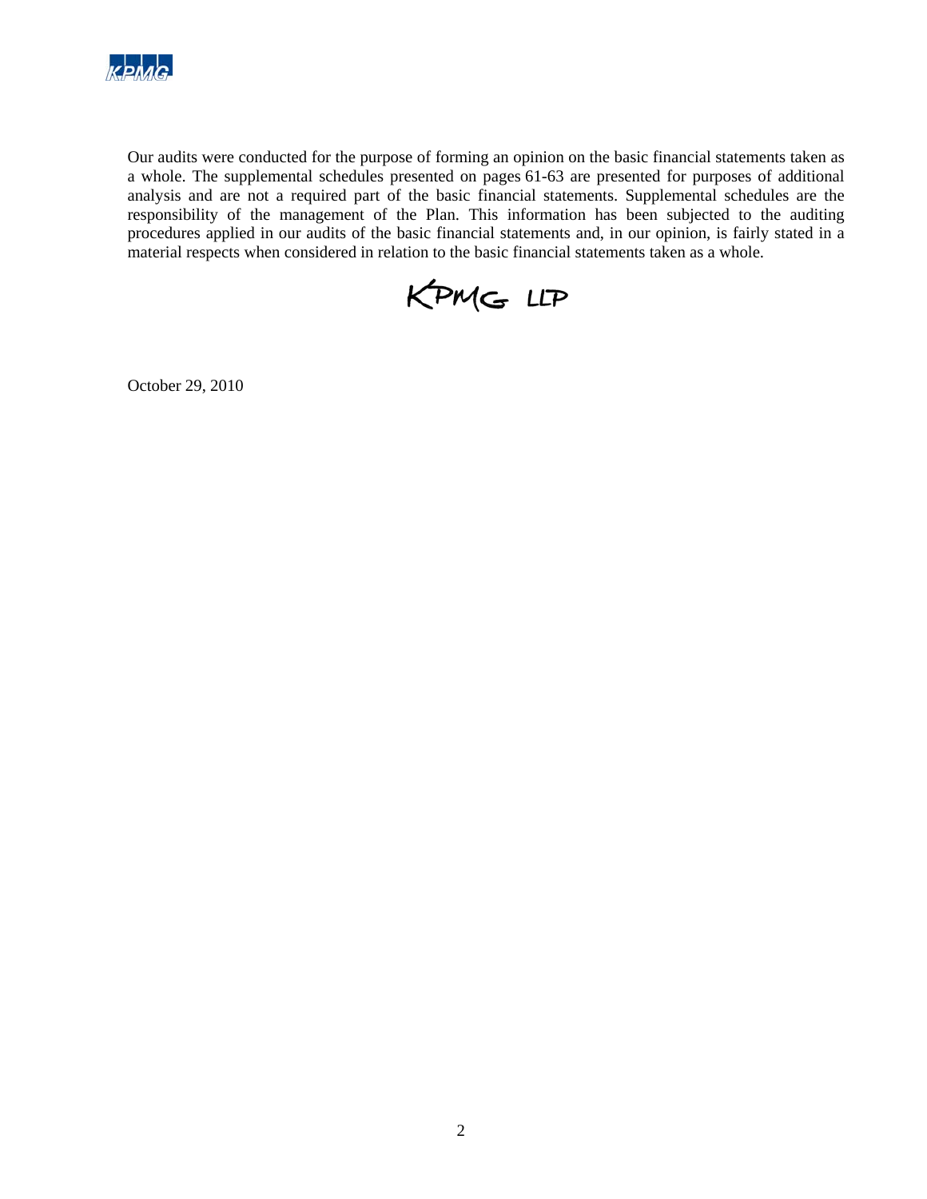Our audits were conducted for the purpose of forming an opinion on the basic financial statements taken as a whole. The supplemental schedules presented on pages 61-63 are presented for purposes of additional analysis and are not a required part of the basic financial statements. Supplemental schedules are the responsibility of the management of the Plan. This information has been subjected to the auditing procedures applied in our audits of the basic financial statements and, in our opinion, is fairly stated in a material respects when considered in relation to the basic financial statements taken as a whole.

KPMG LLP

October 29, 2010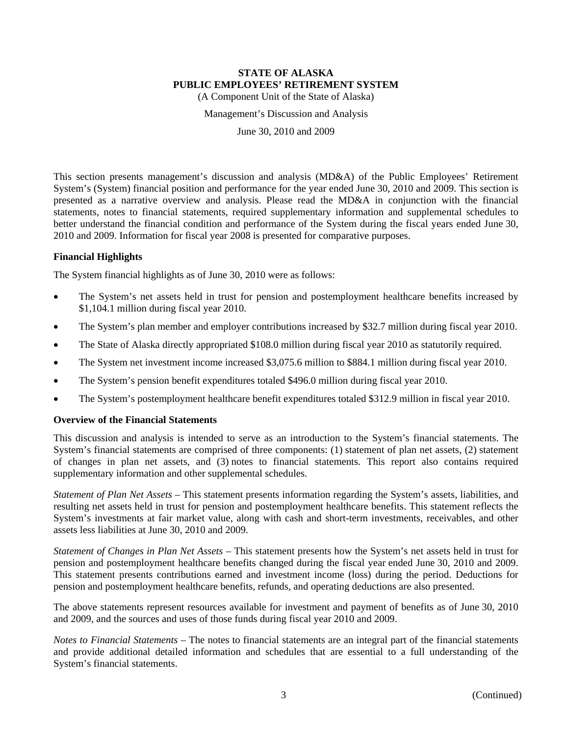**STATE OF ALASKA**
**PUBLIC EMPLOYEES' RETIREMENT SYSTEM**
(A Component Unit of the State of Alaska)

Management's Discussion and Analysis

June 30, 2010 and 2009

This section presents management's discussion and analysis (MD&A) of the Public Employees' Retirement System's (System) financial position and performance for the year ended June 30, 2010 and 2009. This section is presented as a narrative overview and analysis. Please read the MD&A in conjunction with the financial statements, notes to financial statements, required supplementary information and supplemental schedules to better understand the financial condition and performance of the System during the fiscal years ended June 30, 2010 and 2009. Information for fiscal year 2008 is presented for comparative purposes.

## Financial Highlights

The System financial highlights as of June 30, 2010 were as follows:

- The System's net assets held in trust for pension and postemployment healthcare benefits increased by $1,104.1 million during fiscal year 2010.
- The System's plan member and employer contributions increased by $32.7 million during fiscal year 2010.
- The State of Alaska directly appropriated $108.0 million during fiscal year 2010 as statutorily required.
- The System net investment income increased $3,075.6 million to $884.1 million during fiscal year 2010.
- The System's pension benefit expenditures totaled $496.0 million during fiscal year 2010.
- The System's postemployment healthcare benefit expenditures totaled $312.9 million in fiscal year 2010.

## Overview of the Financial Statements

This discussion and analysis is intended to serve as an introduction to the System's financial statements. The System's financial statements are comprised of three components: (1) statement of plan net assets, (2) statement of changes in plan net assets, and (3) notes to financial statements. This report also contains required supplementary information and other supplemental schedules.

*Statement of Plan Net Assets* – This statement presents information regarding the System's assets, liabilities, and resulting net assets held in trust for pension and postemployment healthcare benefits. This statement reflects the System's investments at fair market value, along with cash and short-term investments, receivables, and other assets less liabilities at June 30, 2010 and 2009.

*Statement of Changes in Plan Net Assets* – This statement presents how the System's net assets held in trust for pension and postemployment healthcare benefits changed during the fiscal year ended June 30, 2010 and 2009. This statement presents contributions earned and investment income (loss) during the period. Deductions for pension and postemployment healthcare benefits, refunds, and operating deductions are also presented.

The above statements represent resources available for investment and payment of benefits as of June 30, 2010 and 2009, and the sources and uses of those funds during fiscal year 2010 and 2009.

*Notes to Financial Statements* – The notes to financial statements are an integral part of the financial statements and provide additional detailed information and schedules that are essential to a full understanding of the System's financial statements.

(Continued)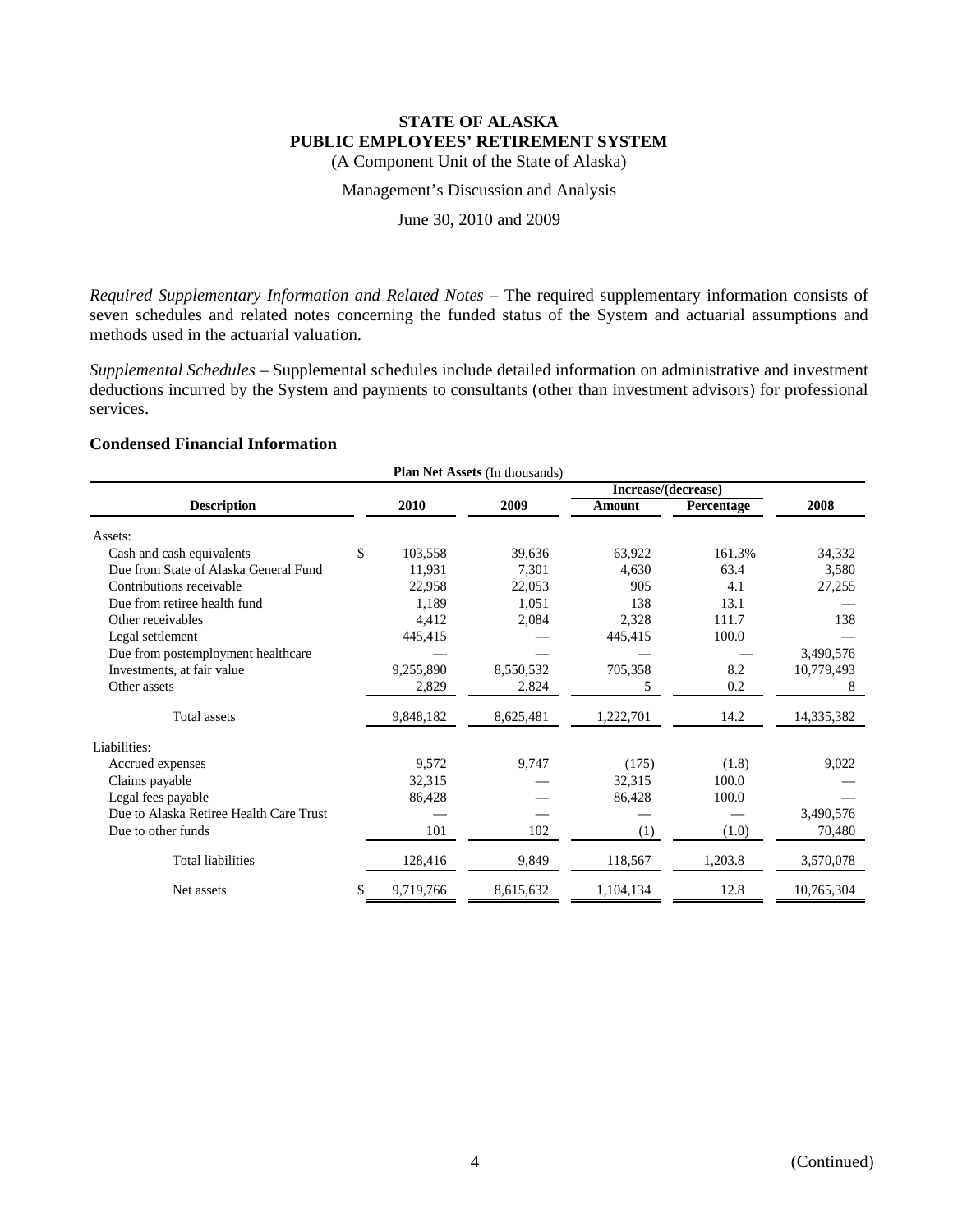**STATE OF ALASKA**
**PUBLIC EMPLOYEES' RETIREMENT SYSTEM**
(A Component Unit of the State of Alaska)

Management's Discussion and Analysis

June 30, 2010 and 2009

*Required Supplementary Information and Related Notes* – The required supplementary information consists of seven schedules and related notes concerning the funded status of the System and actuarial assumptions and methods used in the actuarial valuation.

*Supplemental Schedules* – Supplemental schedules include detailed information on administrative and investment deductions incurred by the System and payments to consultants (other than investment advisors) for professional services.

## Condensed Financial Information

**Plan Net Assets** (In thousands)

| Description | 2010 | 2009 | Increase/(decrease) Amount | Increase/(decrease) Percentage | 2008 |
|---|---|---|---|---|---|
| Assets: | | | | | |
| Cash and cash equivalents | $ 103,558 | 39,636 | 63,922 | 161.3% | 34,332 |
| Due from State of Alaska General Fund | 11,931 | 7,301 | 4,630 | 63.4 | 3,580 |
| Contributions receivable | 22,958 | 22,053 | 905 | 4.1 | 27,255 |
| Due from retiree health fund | 1,189 | 1,051 | 138 | 13.1 | — |
| Other receivables | 4,412 | 2,084 | 2,328 | 111.7 | 138 |
| Legal settlement | 445,415 | — | 445,415 | 100.0 | — |
| Due from postemployment healthcare | — | — | — | — | 3,490,576 |
| Investments, at fair value | 9,255,890 | 8,550,532 | 705,358 | 8.2 | 10,779,493 |
| Other assets | 2,829 | 2,824 | 5 | 0.2 | 8 |
| Total assets | 9,848,182 | 8,625,481 | 1,222,701 | 14.2 | 14,335,382 |
| Liabilities: | | | | | |
| Accrued expenses | 9,572 | 9,747 | (175) | (1.8) | 9,022 |
| Claims payable | 32,315 | — | 32,315 | 100.0 | — |
| Legal fees payable | 86,428 | — | 86,428 | 100.0 | — |
| Due to Alaska Retiree Health Care Trust | — | — | — | — | 3,490,576 |
| Due to other funds | 101 | 102 | (1) | (1.0) | 70,480 |
| Total liabilities | 128,416 | 9,849 | 118,567 | 1,203.8 | 3,570,078 |
| Net assets | $ 9,719,766 | 8,615,632 | 1,104,134 | 12.8 | 10,765,304 |

(Continued)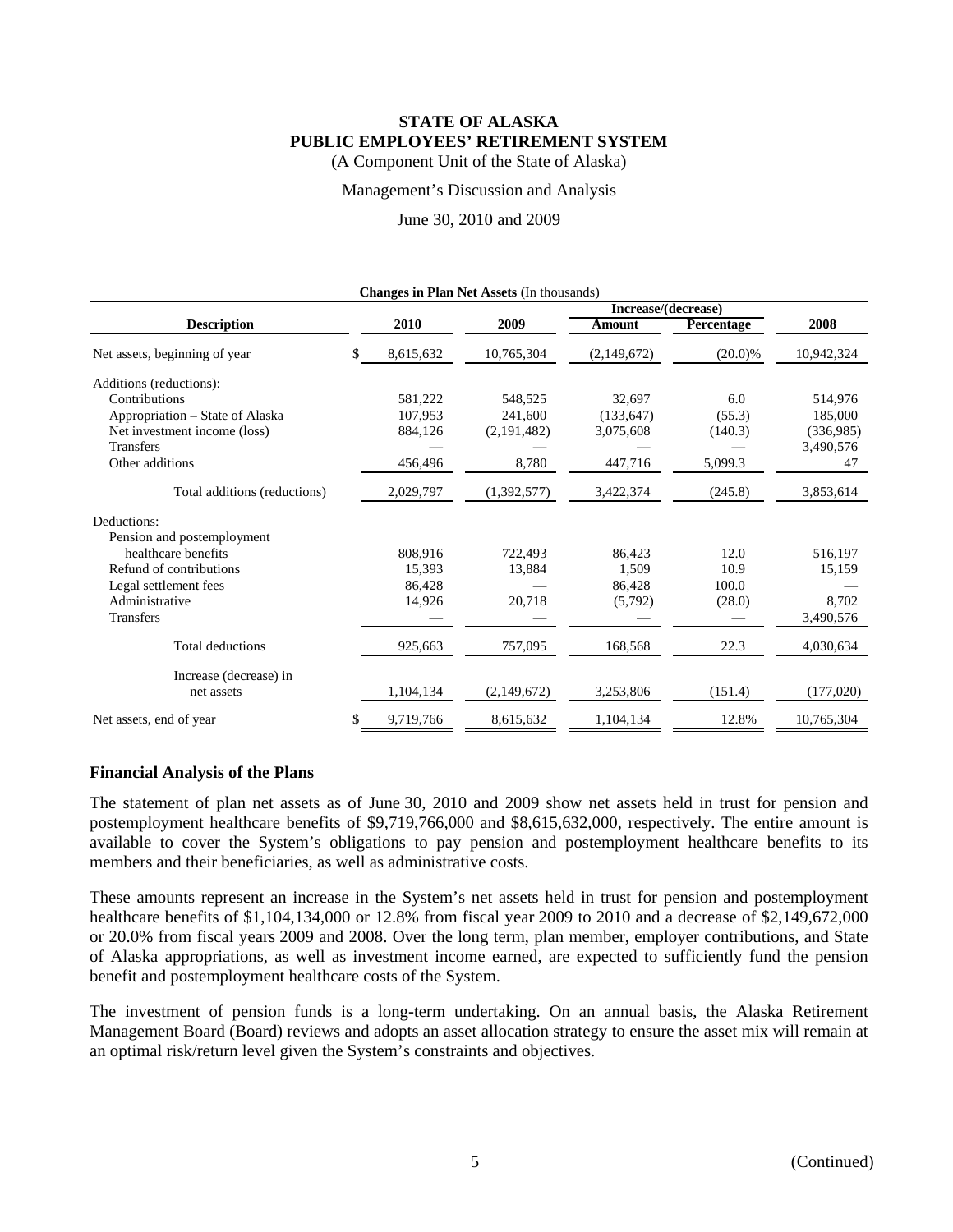**STATE OF ALASKA**
**PUBLIC EMPLOYEES' RETIREMENT SYSTEM**
(A Component Unit of the State of Alaska)

Management's Discussion and Analysis

June 30, 2010 and 2009

**Changes in Plan Net Assets** (In thousands)

| Description | 2010 | 2009 | Increase/(decrease) Amount | Increase/(decrease) Percentage | 2008 |
|---|---|---|---|---|---|
| Net assets, beginning of year | $ 8,615,632 | 10,765,304 | (2,149,672) | (20.0)% | 10,942,324 |
| Additions (reductions): | | | | | |
| Contributions | 581,222 | 548,525 | 32,697 | 6.0 | 514,976 |
| Appropriation – State of Alaska | 107,953 | 241,600 | (133,647) | (55.3) | 185,000 |
| Net investment income (loss) | 884,126 | (2,191,482) | 3,075,608 | (140.3) | (336,985) |
| Transfers | — | — | — | — | 3,490,576 |
| Other additions | 456,496 | 8,780 | 447,716 | 5,099.3 | 47 |
| Total additions (reductions) | 2,029,797 | (1,392,577) | 3,422,374 | (245.8) | 3,853,614 |
| Deductions: | | | | | |
| Pension and postemployment healthcare benefits | 808,916 | 722,493 | 86,423 | 12.0 | 516,197 |
| Refund of contributions | 15,393 | 13,884 | 1,509 | 10.9 | 15,159 |
| Legal settlement fees | 86,428 | — | 86,428 | 100.0 | — |
| Administrative | 14,926 | 20,718 | (5,792) | (28.0) | 8,702 |
| Transfers | — | — | — | — | 3,490,576 |
| Total deductions | 925,663 | 757,095 | 168,568 | 22.3 | 4,030,634 |
| Increase (decrease) in net assets | 1,104,134 | (2,149,672) | 3,253,806 | (151.4) | (177,020) |
| Net assets, end of year | $ 9,719,766 | 8,615,632 | 1,104,134 | 12.8% | 10,765,304 |

### Financial Analysis of the Plans

The statement of plan net assets as of June 30, 2010 and 2009 show net assets held in trust for pension and postemployment healthcare benefits of $9,719,766,000 and $8,615,632,000, respectively. The entire amount is available to cover the System's obligations to pay pension and postemployment healthcare benefits to its members and their beneficiaries, as well as administrative costs.

These amounts represent an increase in the System's net assets held in trust for pension and postemployment healthcare benefits of $1,104,134,000 or 12.8% from fiscal year 2009 to 2010 and a decrease of $2,149,672,000 or 20.0% from fiscal years 2009 and 2008. Over the long term, plan member, employer contributions, and State of Alaska appropriations, as well as investment income earned, are expected to sufficiently fund the pension benefit and postemployment healthcare costs of the System.

The investment of pension funds is a long-term undertaking. On an annual basis, the Alaska Retirement Management Board (Board) reviews and adopts an asset allocation strategy to ensure the asset mix will remain at an optimal risk/return level given the System's constraints and objectives.

(Continued)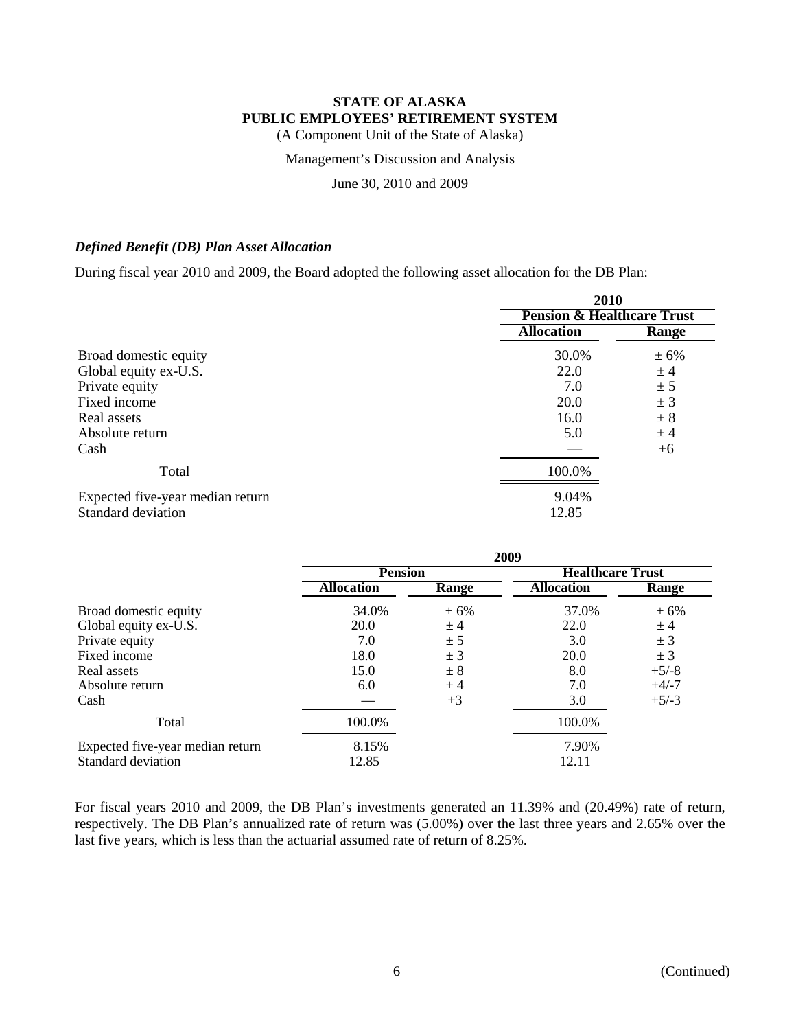### *Defined Benefit (DB) Plan Asset Allocation*

During fiscal year 2010 and 2009, the Board adopted the following asset allocation for the DB Plan:

| | 2010 | |
|---|---|---|
| | Pension & Healthcare Trust | |
| | Allocation | Range |
| Broad domestic equity | 30.0% | ± 6% |
| Global equity ex-U.S. | 22.0 | ± 4 |
| Private equity | 7.0 | ± 5 |
| Fixed income | 20.0 | ± 3 |
| Real assets | 16.0 | ± 8 |
| Absolute return | 5.0 | ± 4 |
| Cash | — | +6 |
| Total | 100.0% | |
| Expected five-year median return | 9.04% | |
| Standard deviation | 12.85 | |

| | 2009 | | | |
|---|---|---|---|---|
| | Pension | | Healthcare Trust | |
| | Allocation | Range | Allocation | Range |
| Broad domestic equity | 34.0% | ± 6% | 37.0% | ± 6% |
| Global equity ex-U.S. | 20.0 | ± 4 | 22.0 | ± 4 |
| Private equity | 7.0 | ± 5 | 3.0 | ± 3 |
| Fixed income | 18.0 | ± 3 | 20.0 | ± 3 |
| Real assets | 15.0 | ± 8 | 8.0 | +5/-8 |
| Absolute return | 6.0 | ± 4 | 7.0 | +4/-7 |
| Cash | — | +3 | 3.0 | +5/-3 |
| Total | 100.0% | | 100.0% | |
| Expected five-year median return | 8.15% | | 7.90% | |
| Standard deviation | 12.85 | | 12.11 | |

For fiscal years 2010 and 2009, the DB Plan's investments generated an 11.39% and (20.49%) rate of return, respectively. The DB Plan's annualized rate of return was (5.00%) over the last three years and 2.65% over the last five years, which is less than the actuarial assumed rate of return of 8.25%.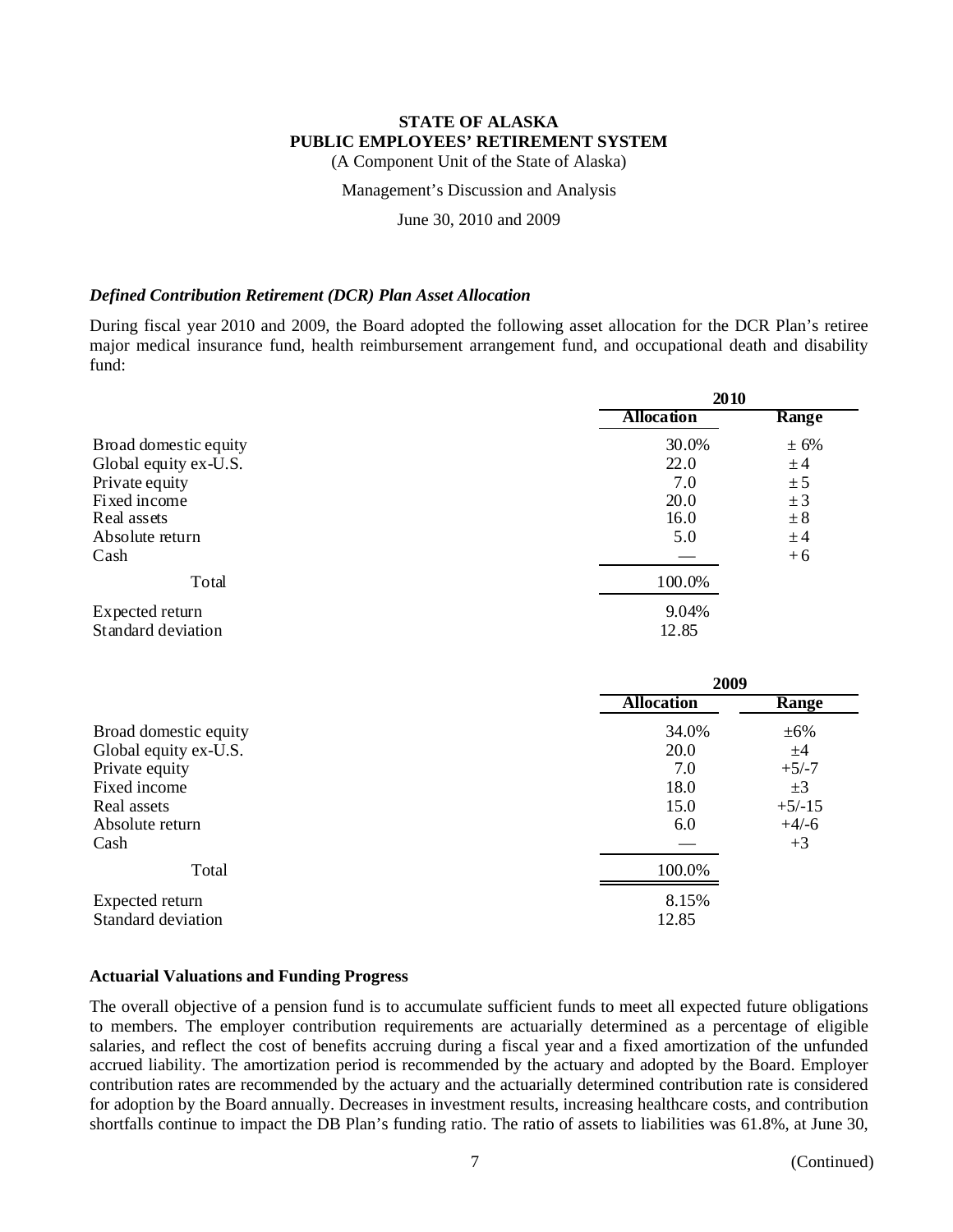# STATE OF ALASKA
# PUBLIC EMPLOYEES' RETIREMENT SYSTEM

(A Component Unit of the State of Alaska)

Management's Discussion and Analysis

June 30, 2010 and 2009

### *Defined Contribution Retirement (DCR) Plan Asset Allocation*

During fiscal year 2010 and 2009, the Board adopted the following asset allocation for the DCR Plan's retiree major medical insurance fund, health reimbursement arrangement fund, and occupational death and disability fund:

| | 2010 | |
|---|---|---|
| | **Allocation** | **Range** |
| Broad domestic equity | 30.0% | ± 6% |
| Global equity ex-U.S. | 22.0 | ± 4 |
| Private equity | 7.0 | ± 5 |
| Fixed income | 20.0 | ± 3 |
| Real assets | 16.0 | ± 8 |
| Absolute return | 5.0 | ± 4 |
| Cash | — | + 6 |
| Total | 100.0% | |
| Expected return | 9.04% | |
| Standard deviation | 12.85 | |

| | 2009 | |
|---|---|---|
| | **Allocation** | **Range** |
| Broad domestic equity | 34.0% | ±6% |
| Global equity ex-U.S. | 20.0 | ±4 |
| Private equity | 7.0 | +5/-7 |
| Fixed income | 18.0 | ±3 |
| Real assets | 15.0 | +5/-15 |
| Absolute return | 6.0 | +4/-6 |
| Cash | — | +3 |
| Total | 100.0% | |
| Expected return | 8.15% | |
| Standard deviation | 12.85 | |

## Actuarial Valuations and Funding Progress

The overall objective of a pension fund is to accumulate sufficient funds to meet all expected future obligations to members. The employer contribution requirements are actuarially determined as a percentage of eligible salaries, and reflect the cost of benefits accruing during a fiscal year and a fixed amortization of the unfunded accrued liability. The amortization period is recommended by the actuary and adopted by the Board. Employer contribution rates are recommended by the actuary and the actuarially determined contribution rate is considered for adoption by the Board annually. Decreases in investment results, increasing healthcare costs, and contribution shortfalls continue to impact the DB Plan's funding ratio. The ratio of assets to liabilities was 61.8%, at June 30,

(Continued)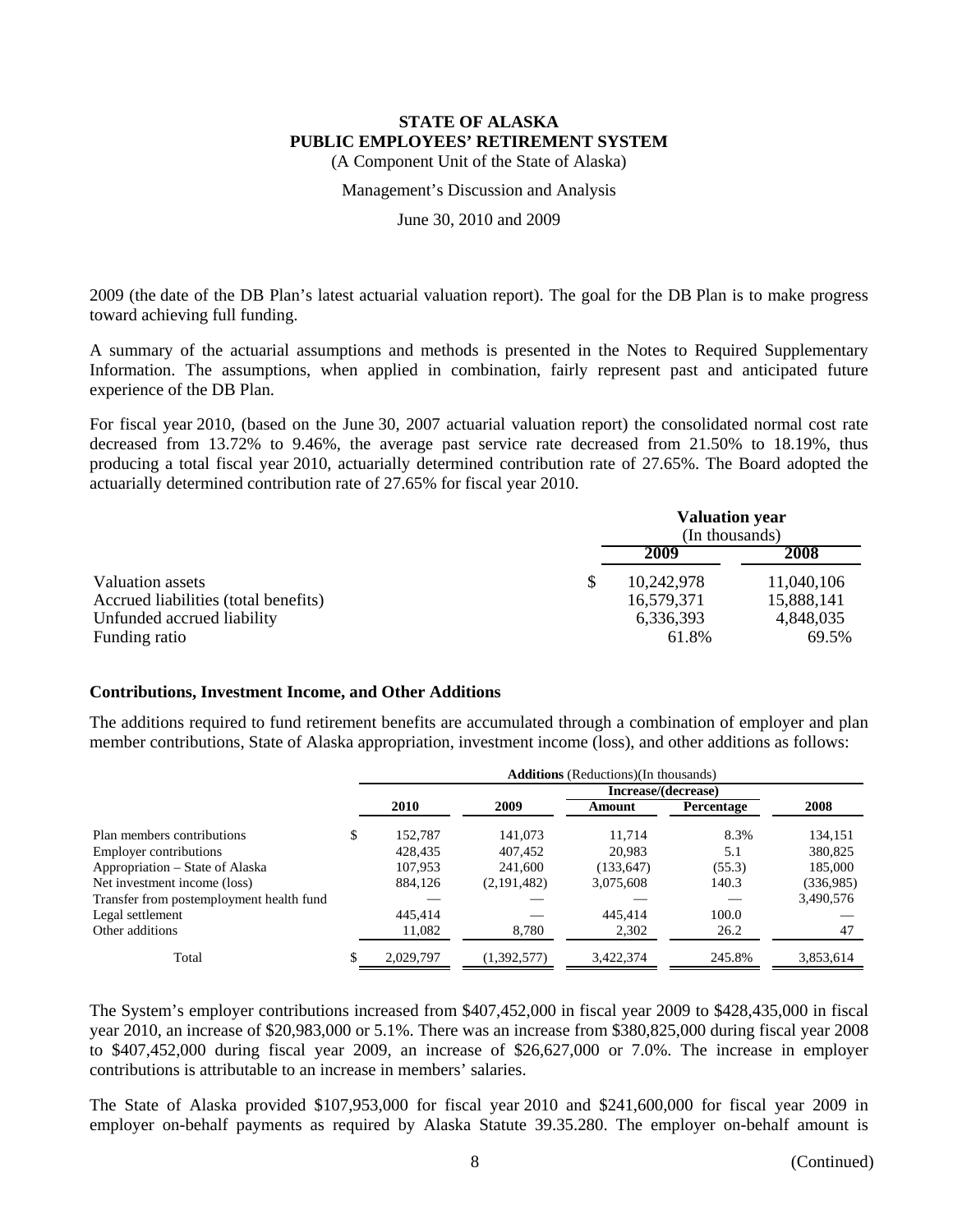2009 (the date of the DB Plan's latest actuarial valuation report). The goal for the DB Plan is to make progress toward achieving full funding.

A summary of the actuarial assumptions and methods is presented in the Notes to Required Supplementary Information. The assumptions, when applied in combination, fairly represent past and anticipated future experience of the DB Plan.

For fiscal year 2010, (based on the June 30, 2007 actuarial valuation report) the consolidated normal cost rate decreased from 13.72% to 9.46%, the average past service rate decreased from 21.50% to 18.19%, thus producing a total fiscal year 2010, actuarially determined contribution rate of 27.65%. The Board adopted the actuarially determined contribution rate of 27.65% for fiscal year 2010.

| | **Valuation year** (In thousands) | |
|---|---|---|
| | **2009** | **2008** |
| Valuation assets | $ 10,242,978 | 11,040,106 |
| Accrued liabilities (total benefits) | 16,579,371 | 15,888,141 |
| Unfunded accrued liability | 6,336,393 | 4,848,035 |
| Funding ratio | 61.8% | 69.5% |

### Contributions, Investment Income, and Other Additions

The additions required to fund retirement benefits are accumulated through a combination of employer and plan member contributions, State of Alaska appropriation, investment income (loss), and other additions as follows:

| | **Additions** (Reductions)(In thousands) | | | | |
|---|---|---|---|---|---|
| | | | **Increase/(decrease)** | | |
| | **2010** | **2009** | **Amount** | **Percentage** | **2008** |
| Plan members contributions | $ 152,787 | 141,073 | 11,714 | 8.3% | 134,151 |
| Employer contributions | 428,435 | 407,452 | 20,983 | 5.1 | 380,825 |
| Appropriation – State of Alaska | 107,953 | 241,600 | (133,647) | (55.3) | 185,000 |
| Net investment income (loss) | 884,126 | (2,191,482) | 3,075,608 | 140.3 | (336,985) |
| Transfer from postemployment health fund | — | — | — | — | 3,490,576 |
| Legal settlement | 445,414 | — | 445,414 | 100.0 | — |
| Other additions | 11,082 | 8,780 | 2,302 | 26.2 | 47 |
| Total | $ 2,029,797 | (1,392,577) | 3,422,374 | 245.8% | 3,853,614 |

The System's employer contributions increased from $407,452,000 in fiscal year 2009 to $428,435,000 in fiscal year 2010, an increase of $20,983,000 or 5.1%. There was an increase from $380,825,000 during fiscal year 2008 to $407,452,000 during fiscal year 2009, an increase of $26,627,000 or 7.0%. The increase in employer contributions is attributable to an increase in members' salaries.

The State of Alaska provided $107,953,000 for fiscal year 2010 and $241,600,000 for fiscal year 2009 in employer on-behalf payments as required by Alaska Statute 39.35.280. The employer on-behalf amount is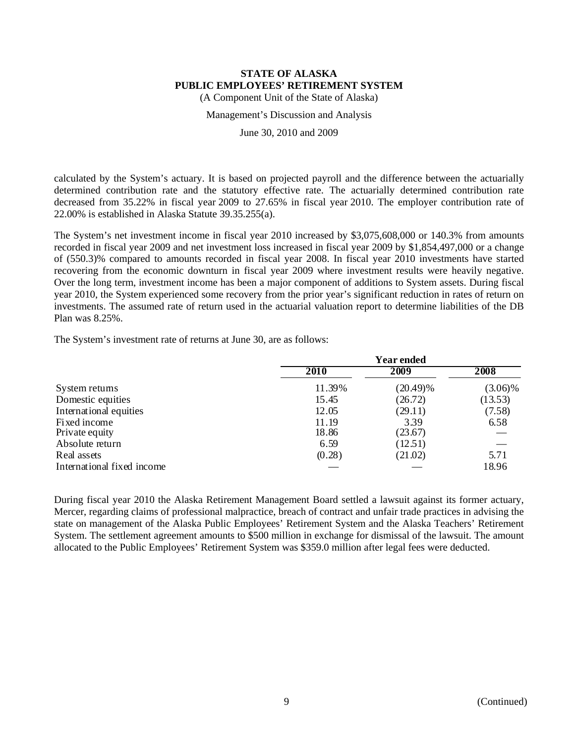calculated by the System's actuary. It is based on projected payroll and the difference between the actuarially determined contribution rate and the statutory effective rate. The actuarially determined contribution rate decreased from 35.22% in fiscal year 2009 to 27.65% in fiscal year 2010. The employer contribution rate of 22.00% is established in Alaska Statute 39.35.255(a).

The System's net investment income in fiscal year 2010 increased by $3,075,608,000 or 140.3% from amounts recorded in fiscal year 2009 and net investment loss increased in fiscal year 2009 by $1,854,497,000 or a change of (550.3)% compared to amounts recorded in fiscal year 2008. In fiscal year 2010 investments have started recovering from the economic downturn in fiscal year 2009 where investment results were heavily negative. Over the long term, investment income has been a major component of additions to System assets. During fiscal year 2010, the System experienced some recovery from the prior year's significant reduction in rates of return on investments. The assumed rate of return used in the actuarial valuation report to determine liabilities of the DB Plan was 8.25%.

The System's investment rate of returns at June 30, are as follows:

| | Year ended | | |
|---|---|---|---|
| | 2010 | 2009 | 2008 |
| System returns | 11.39% | (20.49)% | (3.06)% |
| Domestic equities | 15.45 | (26.72) | (13.53) |
| International equities | 12.05 | (29.11) | (7.58) |
| Fixed income | 11.19 | 3.39 | 6.58 |
| Private equity | 18.86 | (23.67) | — |
| Absolute return | 6.59 | (12.51) | — |
| Real assets | (0.28) | (21.02) | 5.71 |
| International fixed income | — | — | 18.96 |

During fiscal year 2010 the Alaska Retirement Management Board settled a lawsuit against its former actuary, Mercer, regarding claims of professional malpractice, breach of contract and unfair trade practices in advising the state on management of the Alaska Public Employees' Retirement System and the Alaska Teachers' Retirement System. The settlement agreement amounts to $500 million in exchange for dismissal of the lawsuit. The amount allocated to the Public Employees' Retirement System was $359.0 million after legal fees were deducted.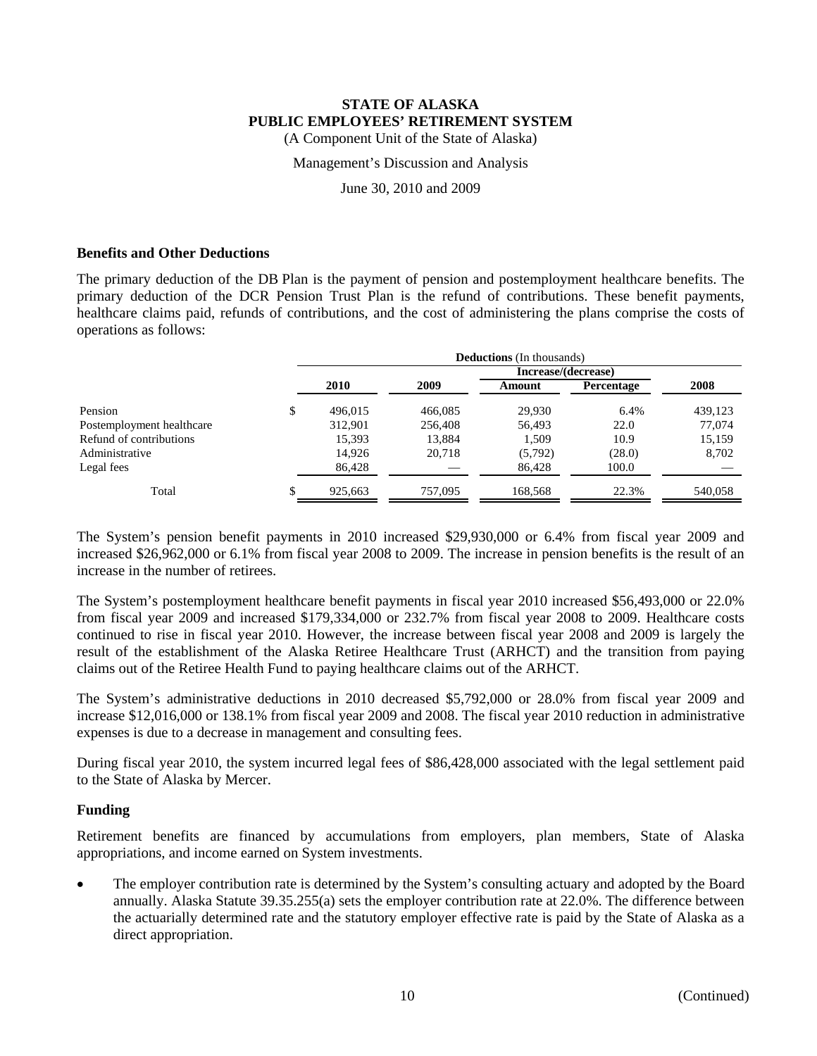# STATE OF ALASKA
# PUBLIC EMPLOYEES' RETIREMENT SYSTEM

(A Component Unit of the State of Alaska)

Management's Discussion and Analysis

June 30, 2010 and 2009

### Benefits and Other Deductions

The primary deduction of the DB Plan is the payment of pension and postemployment healthcare benefits. The primary deduction of the DCR Pension Trust Plan is the refund of contributions. These benefit payments, healthcare claims paid, refunds of contributions, and the cost of administering the plans comprise the costs of operations as follows:

| | **Deductions** (In thousands) | | | | |
|---|---|---|---|---|---|
| | | | **Increase/(decrease)** | | |
| | **2010** | **2009** | **Amount** | **Percentage** | **2008** |
| Pension | $ 496,015 | 466,085 | 29,930 | 6.4% | 439,123 |
| Postemployment healthcare | 312,901 | 256,408 | 56,493 | 22.0 | 77,074 |
| Refund of contributions | 15,393 | 13,884 | 1,509 | 10.9 | 15,159 |
| Administrative | 14,926 | 20,718 | (5,792) | (28.0) | 8,702 |
| Legal fees | 86,428 | — | 86,428 | 100.0 | — |
| Total | $ 925,663 | 757,095 | 168,568 | 22.3% | 540,058 |

The System's pension benefit payments in 2010 increased $29,930,000 or 6.4% from fiscal year 2009 and increased $26,962,000 or 6.1% from fiscal year 2008 to 2009. The increase in pension benefits is the result of an increase in the number of retirees.

The System's postemployment healthcare benefit payments in fiscal year 2010 increased $56,493,000 or 22.0% from fiscal year 2009 and increased $179,334,000 or 232.7% from fiscal year 2008 to 2009. Healthcare costs continued to rise in fiscal year 2010. However, the increase between fiscal year 2008 and 2009 is largely the result of the establishment of the Alaska Retiree Healthcare Trust (ARHCT) and the transition from paying claims out of the Retiree Health Fund to paying healthcare claims out of the ARHCT.

The System's administrative deductions in 2010 decreased $5,792,000 or 28.0% from fiscal year 2009 and increase $12,016,000 or 138.1% from fiscal year 2009 and 2008. The fiscal year 2010 reduction in administrative expenses is due to a decrease in management and consulting fees.

During fiscal year 2010, the system incurred legal fees of $86,428,000 associated with the legal settlement paid to the State of Alaska by Mercer.

### Funding

Retirement benefits are financed by accumulations from employers, plan members, State of Alaska appropriations, and income earned on System investments.

- The employer contribution rate is determined by the System's consulting actuary and adopted by the Board annually. Alaska Statute 39.35.255(a) sets the employer contribution rate at 22.0%. The difference between the actuarially determined rate and the statutory employer effective rate is paid by the State of Alaska as a direct appropriation.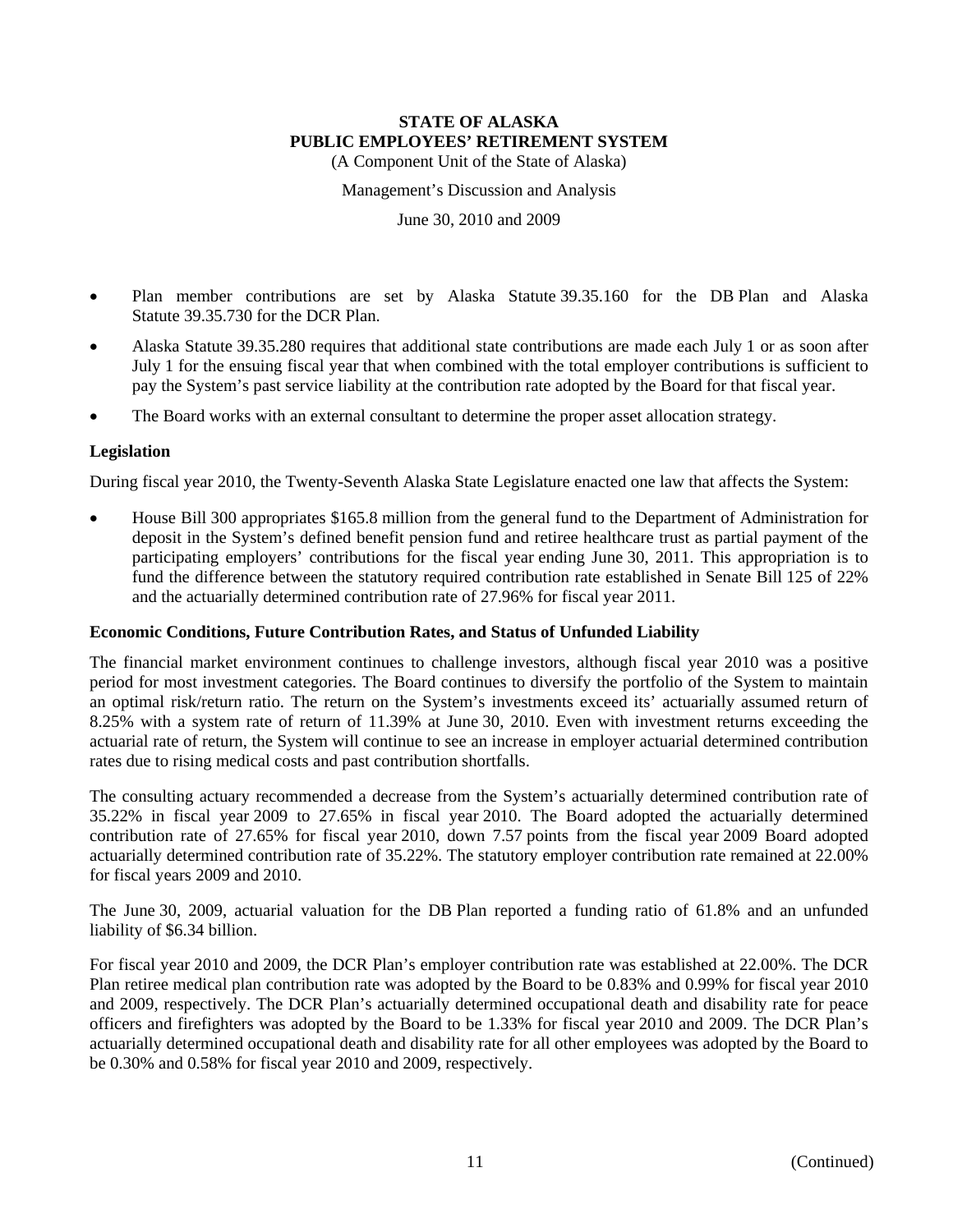- Plan member contributions are set by Alaska Statute 39.35.160 for the DB Plan and Alaska Statute 39.35.730 for the DCR Plan.
- Alaska Statute 39.35.280 requires that additional state contributions are made each July 1 or as soon after July 1 for the ensuing fiscal year that when combined with the total employer contributions is sufficient to pay the System's past service liability at the contribution rate adopted by the Board for that fiscal year.
- The Board works with an external consultant to determine the proper asset allocation strategy.

**Legislation**

During fiscal year 2010, the Twenty-Seventh Alaska State Legislature enacted one law that affects the System:

- House Bill 300 appropriates $165.8 million from the general fund to the Department of Administration for deposit in the System's defined benefit pension fund and retiree healthcare trust as partial payment of the participating employers' contributions for the fiscal year ending June 30, 2011. This appropriation is to fund the difference between the statutory required contribution rate established in Senate Bill 125 of 22% and the actuarially determined contribution rate of 27.96% for fiscal year 2011.

**Economic Conditions, Future Contribution Rates, and Status of Unfunded Liability**

The financial market environment continues to challenge investors, although fiscal year 2010 was a positive period for most investment categories. The Board continues to diversify the portfolio of the System to maintain an optimal risk/return ratio. The return on the System's investments exceed its' actuarially assumed return of 8.25% with a system rate of return of 11.39% at June 30, 2010. Even with investment returns exceeding the actuarial rate of return, the System will continue to see an increase in employer actuarial determined contribution rates due to rising medical costs and past contribution shortfalls.

The consulting actuary recommended a decrease from the System's actuarially determined contribution rate of 35.22% in fiscal year 2009 to 27.65% in fiscal year 2010. The Board adopted the actuarially determined contribution rate of 27.65% for fiscal year 2010, down 7.57 points from the fiscal year 2009 Board adopted actuarially determined contribution rate of 35.22%. The statutory employer contribution rate remained at 22.00% for fiscal years 2009 and 2010.

The June 30, 2009, actuarial valuation for the DB Plan reported a funding ratio of 61.8% and an unfunded liability of $6.34 billion.

For fiscal year 2010 and 2009, the DCR Plan's employer contribution rate was established at 22.00%. The DCR Plan retiree medical plan contribution rate was adopted by the Board to be 0.83% and 0.99% for fiscal year 2010 and 2009, respectively. The DCR Plan's actuarially determined occupational death and disability rate for peace officers and firefighters was adopted by the Board to be 1.33% for fiscal year 2010 and 2009. The DCR Plan's actuarially determined occupational death and disability rate for all other employees was adopted by the Board to be 0.30% and 0.58% for fiscal year 2010 and 2009, respectively.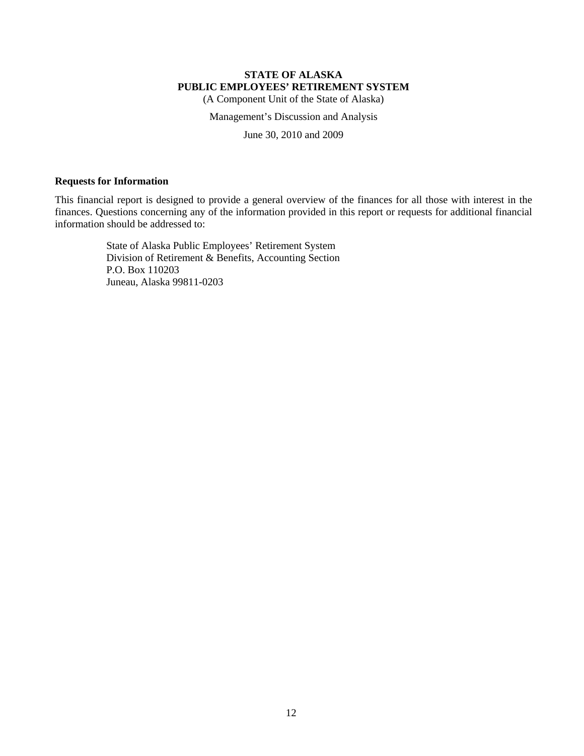**STATE OF ALASKA**
**PUBLIC EMPLOYEES' RETIREMENT SYSTEM**
(A Component Unit of the State of Alaska)

Management's Discussion and Analysis

June 30, 2010 and 2009

### Requests for Information

This financial report is designed to provide a general overview of the finances for all those with interest in the finances. Questions concerning any of the information provided in this report or requests for additional financial information should be addressed to:

State of Alaska Public Employees' Retirement System
Division of Retirement & Benefits, Accounting Section
P.O. Box 110203
Juneau, Alaska 99811-0203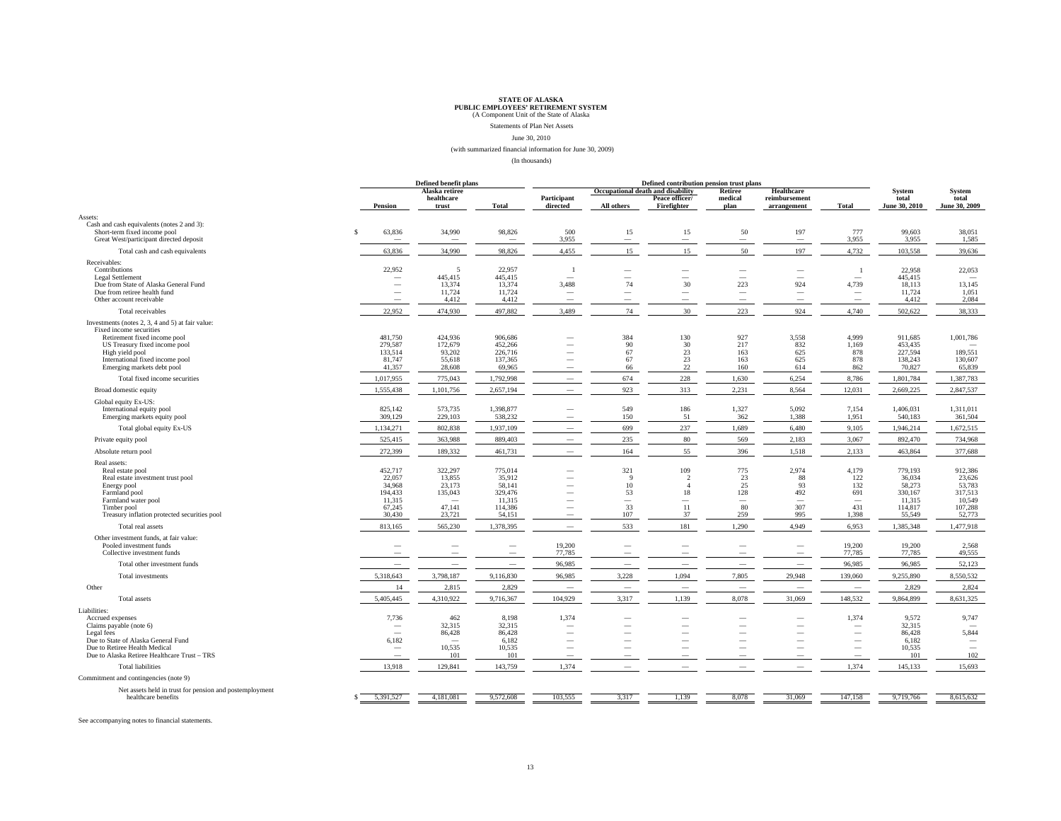**STATE OF ALASKA**
**PUBLIC EMPLOYEES' RETIREMENT SYSTEM**
(A Component Unit of the State of Alaska

Statements of Plan Net Assets

June 30, 2010

(with summarized financial information for June 30, 2009)

(In thousands)

| | Defined benefit plans | | | Defined contribution pension trust plans | | | | | | | |
|---|---|---|---|---|---|---|---|---|---|---|---|
| | | Alaska retiree healthcare trust | | | Occupational death and disability | | Retiree medical plan | Healthcare reimbursement arrangement | | System total | System total |
| | Pension | | Total | Participant directed | All others | Peace officer/ Firefighter | | | Total | June 30, 2010 | June 30, 2009 |
| **Assets:** | | | | | | | | | | | |
| Cash and cash equivalents (notes 2 and 3): | | | | | | | | | | | |
| Short-term fixed income pool | $ 63,836 | 34,990 | 98,826 | 500 | 15 | 15 | 50 | 197 | 777 | 99,603 | 38,051 |
| Great West/participant directed deposit | — | — | — | 3,955 | — | — | — | — | 3,955 | 3,955 | 1,585 |
| Total cash and cash equivalents | 63,836 | 34,990 | 98,826 | 4,455 | 15 | 15 | 50 | 197 | 4,732 | 103,558 | 39,636 |
| Receivables: | | | | | | | | | | | |
| Contributions | 22,952 | 5 | 22,957 | 1 | — | — | — | — | 1 | 22,958 | 22,053 |
| Legal Settlement | — | 445,415 | 445,415 | — | — | — | — | — | — | 445,415 | — |
| Due from State of Alaska General Fund | — | 13,374 | 13,374 | 3,488 | 74 | 30 | 223 | 924 | 4,739 | 18,113 | 13,145 |
| Due from retiree health fund | — | 11,724 | 11,724 | — | — | — | — | — | — | 11,724 | 1,051 |
| Other account receivable | — | 4,412 | 4,412 | — | — | — | — | — | — | 4,412 | 2,084 |
| Total receivables | 22,952 | 474,930 | 497,882 | 3,489 | 74 | 30 | 223 | 924 | 4,740 | 502,622 | 38,333 |
| Investments (notes 2, 3, 4 and 5) at fair value: | | | | | | | | | | | |
| Fixed income securities | | | | | | | | | | | |
| Retirement fixed income pool | 481,750 | 424,936 | 906,686 | — | 384 | 130 | 927 | 3,558 | 4,999 | 911,685 | 1,001,786 |
| US Treasury fixed income pool | 279,587 | 172,679 | 452,266 | — | 90 | 30 | 217 | 832 | 1,169 | 453,435 | — |
| High yield pool | 133,514 | 93,202 | 226,716 | — | 67 | 23 | 163 | 625 | 878 | 227,594 | 189,551 |
| International fixed income pool | 81,747 | 55,618 | 137,365 | — | 67 | 23 | 163 | 625 | 878 | 138,243 | 130,607 |
| Emerging markets debt pool | 41,357 | 28,608 | 69,965 | — | 66 | 22 | 160 | 614 | 862 | 70,827 | 65,839 |
| Total fixed income securities | 1,017,955 | 775,043 | 1,792,998 | — | 674 | 228 | 1,630 | 6,254 | 8,786 | 1,801,784 | 1,387,783 |
| Broad domestic equity | 1,555,438 | 1,101,756 | 2,657,194 | — | 923 | 313 | 2,231 | 8,564 | 12,031 | 2,669,225 | 2,847,537 |
| Global equity Ex-US: | | | | | | | | | | | |
| International equity pool | 825,142 | 573,735 | 1,398,877 | — | 549 | 186 | 1,327 | 5,092 | 7,154 | 1,406,031 | 1,311,011 |
| Emerging markets equity pool | 309,129 | 229,103 | 538,232 | — | 150 | 51 | 362 | 1,388 | 1,951 | 540,183 | 361,504 |
| Total global equity Ex-US | 1,134,271 | 802,838 | 1,937,109 | — | 699 | 237 | 1,689 | 6,480 | 9,105 | 1,946,214 | 1,672,515 |
| Private equity pool | 525,415 | 363,988 | 889,403 | — | 235 | 80 | 569 | 2,183 | 3,067 | 892,470 | 734,968 |
| Absolute return pool | 272,399 | 189,332 | 461,731 | — | 164 | 55 | 396 | 1,518 | 2,133 | 463,864 | 377,688 |
| Real assets: | | | | | | | | | | | |
| Real estate pool | 452,717 | 322,297 | 775,014 | — | 321 | 109 | 775 | 2,974 | 4,179 | 779,193 | 912,386 |
| Real estate investment trust pool | 22,057 | 13,855 | 35,912 | — | 9 | 2 | 23 | 88 | 122 | 36,034 | 23,626 |
| Energy pool | 34,968 | 23,173 | 58,141 | — | 10 | 4 | 25 | 93 | 132 | 58,273 | 53,783 |
| Farmland pool | 194,433 | 135,043 | 329,476 | — | 53 | 18 | 128 | 492 | 691 | 330,167 | 317,513 |
| Farmland water pool | 11,315 | — | 11,315 | — | — | — | — | — | — | 11,315 | 10,549 |
| Timber pool | 67,245 | 47,141 | 114,386 | — | 33 | 11 | 80 | 307 | 431 | 114,817 | 107,288 |
| Treasury inflation protected securities pool | 30,430 | 23,721 | 54,151 | — | 107 | 37 | 259 | 995 | 1,398 | 55,549 | 52,773 |
| Total real assets | 813,165 | 565,230 | 1,378,395 | — | 533 | 181 | 1,290 | 4,949 | 6,953 | 1,385,348 | 1,477,918 |
| Other investment funds, at fair value: | | | | | | | | | | | |
| Pooled investment funds | — | — | — | 19,200 | — | — | — | — | 19,200 | 19,200 | 2,568 |
| Collective investment funds | — | — | — | 77,785 | — | — | — | — | 77,785 | 77,785 | 49,555 |
| Total other investment funds | — | — | — | 96,985 | — | — | — | — | 96,985 | 96,985 | 52,123 |
| Total investments | 5,318,643 | 3,798,187 | 9,116,830 | 96,985 | 3,228 | 1,094 | 7,805 | 29,948 | 139,060 | 9,255,890 | 8,550,532 |
| Other | 14 | 2,815 | 2,829 | — | — | — | — | — | — | 2,829 | 2,824 |
| Total assets | 5,405,445 | 4,310,922 | 9,716,367 | 104,929 | 3,317 | 1,139 | 8,078 | 31,069 | 148,532 | 9,864,899 | 8,631,325 |
| **Liabilities:** | | | | | | | | | | | |
| Accrued expenses | 7,736 | 462 | 8,198 | 1,374 | — | — | — | — | 1,374 | 9,572 | 9,747 |
| Claims payable (note 6) | — | 32,315 | 32,315 | — | — | — | — | — | — | 32,315 | — |
| Legal fees | — | 86,428 | 86,428 | — | — | — | — | — | — | 86,428 | 5,844 |
| Due to State of Alaska General Fund | 6,182 | — | 6,182 | — | — | — | — | — | — | 6,182 | — |
| Due to Retiree Health Medical | — | 10,535 | 10,535 | — | — | — | — | — | — | 10,535 | — |
| Due to Alaska Retiree Healthcare Trust – TRS | — | 101 | 101 | — | — | — | — | — | — | 101 | 102 |
| Total liabilities | 13,918 | 129,841 | 143,759 | 1,374 | — | — | — | — | 1,374 | 145,133 | 15,693 |
| Commitment and contingencies (note 9) | | | | | | | | | | | |
| Net assets held in trust for pension and postemployment healthcare benefits | $ 5,391,527 | 4,181,081 | 9,572,608 | 103,555 | 3,317 | 1,139 | 8,078 | 31,069 | 147,158 | 9,719,766 | 8,615,632 |

See accompanying notes to financial statements.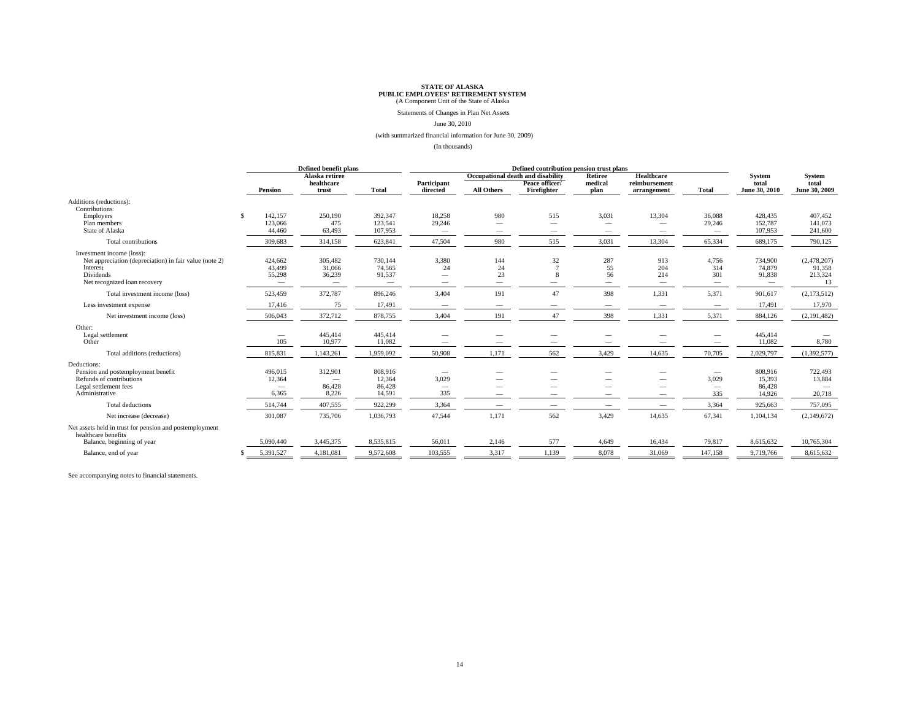**STATE OF ALASKA**
**PUBLIC EMPLOYEES' RETIREMENT SYSTEM**
(A Component Unit of the State of Alaska

Statements of Changes in Plan Net Assets

June 30, 2010

(with summarized financial information for June 30, 2009)

(In thousands)

| | Defined benefit plans | | | Defined contribution pension trust plans | | | | | | | |
|---|---|---|---|---|---|---|---|---|---|---|---|
| | | Alaska retiree healthcare trust | | | Occupational death and disability | | Retiree medical plan | Healthcare reimbursement arrangement | | | |
| | Pension | Alaska retiree healthcare trust | Total | Participant directed | All Others | Peace officer/ Firefighter | Retiree medical plan | Healthcare reimbursement arrangement | Total | System total June 30, 2010 | System total June 30, 2009 |
| Additions (reductions): | | | | | | | | | | | |
| Contributions: | | | | | | | | | | | |
| Employers | $ 142,157 | 250,190 | 392,347 | 18,258 | 980 | 515 | 3,031 | 13,304 | 36,088 | 428,435 | 407,452 |
| Plan members | 123,066 | 475 | 123,541 | 29,246 | — | — | — | — | 29,246 | 152,787 | 141,073 |
| State of Alaska | 44,460 | 63,493 | 107,953 | — | — | — | — | — | — | 107,953 | 241,600 |
| Total contributions | 309,683 | 314,158 | 623,841 | 47,504 | 980 | 515 | 3,031 | 13,304 | 65,334 | 689,175 | 790,125 |
| Investment income (loss): | | | | | | | | | | | |
| Net appreciation (depreciation) in fair value (note 2) | 424,662 | 305,482 | 730,144 | 3,380 | 144 | 32 | 287 | 913 | 4,756 | 734,900 | (2,478,207) |
| Interest | 43,499 | 31,066 | 74,565 | 24 | 24 | 7 | 55 | 204 | 314 | 74,879 | 91,358 |
| Dividends | 55,298 | 36,239 | 91,537 | — | 23 | 8 | 56 | 214 | 301 | 91,838 | 213,324 |
| Net recognized loan recovery | — | — | — | — | — | — | — | — | — | — | 13 |
| Total investment income (loss) | 523,459 | 372,787 | 896,246 | 3,404 | 191 | 47 | 398 | 1,331 | 5,371 | 901,617 | (2,173,512) |
| Less investment expense | 17,416 | 75 | 17,491 | — | — | — | — | — | — | 17,491 | 17,970 |
| Net investment income (loss) | 506,043 | 372,712 | 878,755 | 3,404 | 191 | 47 | 398 | 1,331 | 5,371 | 884,126 | (2,191,482) |
| Other: | | | | | | | | | | | |
| Legal settlement | — | 445,414 | 445,414 | — | — | — | — | — | — | 445,414 | — |
| Other | 105 | 10,977 | 11,082 | — | — | — | — | — | — | 11,082 | 8,780 |
| Total additions (reductions) | 815,831 | 1,143,261 | 1,959,092 | 50,908 | 1,171 | 562 | 3,429 | 14,635 | 70,705 | 2,029,797 | (1,392,577) |
| Deductions: | | | | | | | | | | | |
| Pension and postemployment benefit | 496,015 | 312,901 | 808,916 | — | — | — | — | — | — | 808,916 | 722,493 |
| Refunds of contributions | 12,364 | — | 12,364 | 3,029 | — | — | — | — | 3,029 | 15,393 | 13,884 |
| Legal settlement fees | — | 86,428 | 86,428 | — | — | — | — | — | — | 86,428 | — |
| Administrative | 6,365 | 8,226 | 14,591 | 335 | — | — | — | — | 335 | 14,926 | 20,718 |
| Total deductions | 514,744 | 407,555 | 922,299 | 3,364 | — | — | — | — | 3,364 | 925,663 | 757,095 |
| Net increase (decrease) | 301,087 | 735,706 | 1,036,793 | 47,544 | 1,171 | 562 | 3,429 | 14,635 | 67,341 | 1,104,134 | (2,149,672) |
| Net assets held in trust for pension and postemployment healthcare benefits | | | | | | | | | | | |
| Balance, beginning of year | 5,090,440 | 3,445,375 | 8,535,815 | 56,011 | 2,146 | 577 | 4,649 | 16,434 | 79,817 | 8,615,632 | 10,765,304 |
| Balance, end of year | $ 5,391,527 | 4,181,081 | 9,572,608 | 103,555 | 3,317 | 1,139 | 8,078 | 31,069 | 147,158 | 9,719,766 | 8,615,632 |

See accompanying notes to financial statements.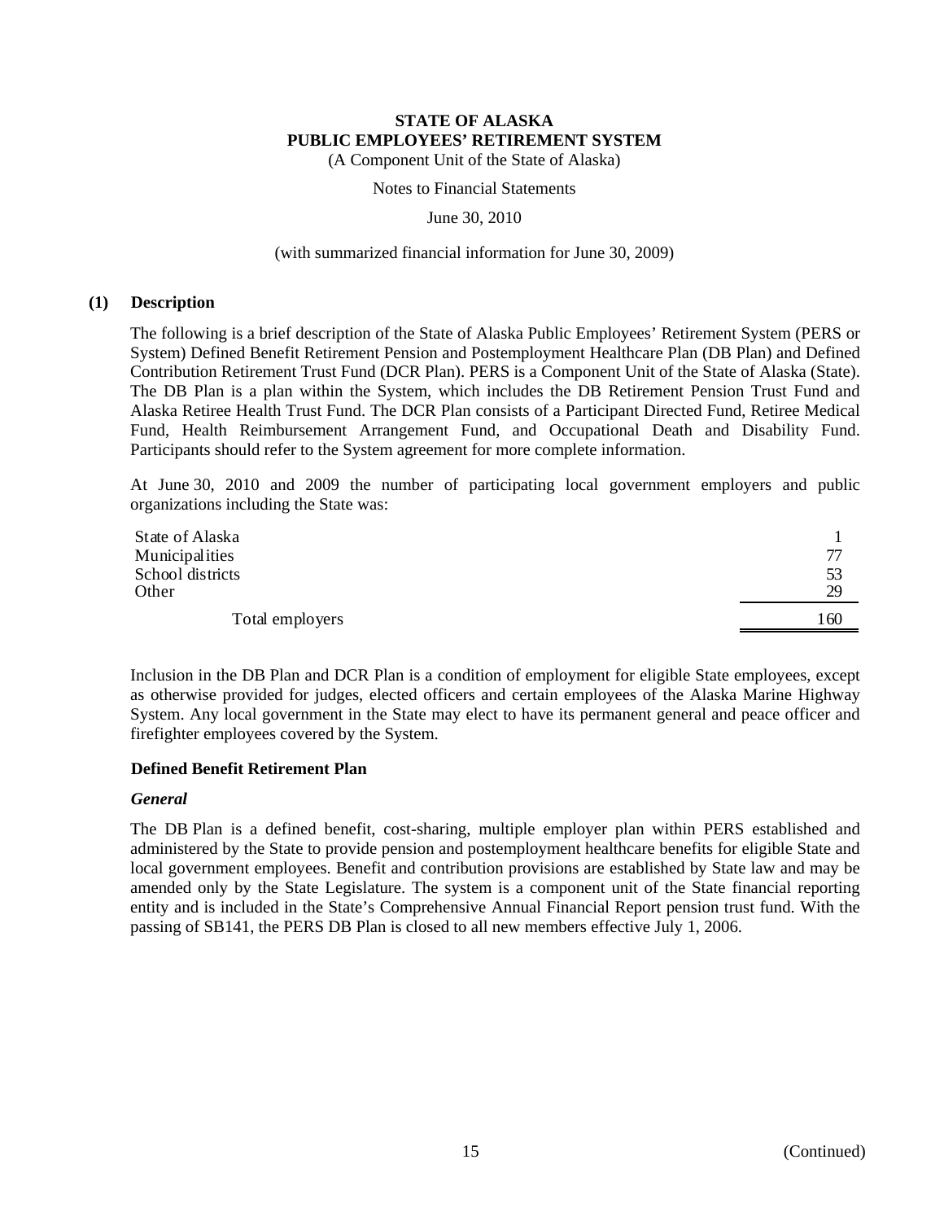# STATE OF ALASKA
# PUBLIC EMPLOYEES' RETIREMENT SYSTEM

(A Component Unit of the State of Alaska)

Notes to Financial Statements

June 30, 2010

(with summarized financial information for June 30, 2009)

## (1) Description

The following is a brief description of the State of Alaska Public Employees' Retirement System (PERS or System) Defined Benefit Retirement Pension and Postemployment Healthcare Plan (DB Plan) and Defined Contribution Retirement Trust Fund (DCR Plan). PERS is a Component Unit of the State of Alaska (State). The DB Plan is a plan within the System, which includes the DB Retirement Pension Trust Fund and Alaska Retiree Health Trust Fund. The DCR Plan consists of a Participant Directed Fund, Retiree Medical Fund, Health Reimbursement Arrangement Fund, and Occupational Death and Disability Fund. Participants should refer to the System agreement for more complete information.

At June 30, 2010 and 2009 the number of participating local government employers and public organizations including the State was:

| | |
|---|---|
| State of Alaska | 1 |
| Municipalities | 77 |
| School districts | 53 |
| Other | 29 |
| Total employers | 160 |

Inclusion in the DB Plan and DCR Plan is a condition of employment for eligible State employees, except as otherwise provided for judges, elected officers and certain employees of the Alaska Marine Highway System. Any local government in the State may elect to have its permanent general and peace officer and firefighter employees covered by the System.

### Defined Benefit Retirement Plan

#### *General*

The DB Plan is a defined benefit, cost-sharing, multiple employer plan within PERS established and administered by the State to provide pension and postemployment healthcare benefits for eligible State and local government employees. Benefit and contribution provisions are established by State law and may be amended only by the State Legislature. The system is a component unit of the State financial reporting entity and is included in the State's Comprehensive Annual Financial Report pension trust fund. With the passing of SB141, the PERS DB Plan is closed to all new members effective July 1, 2006.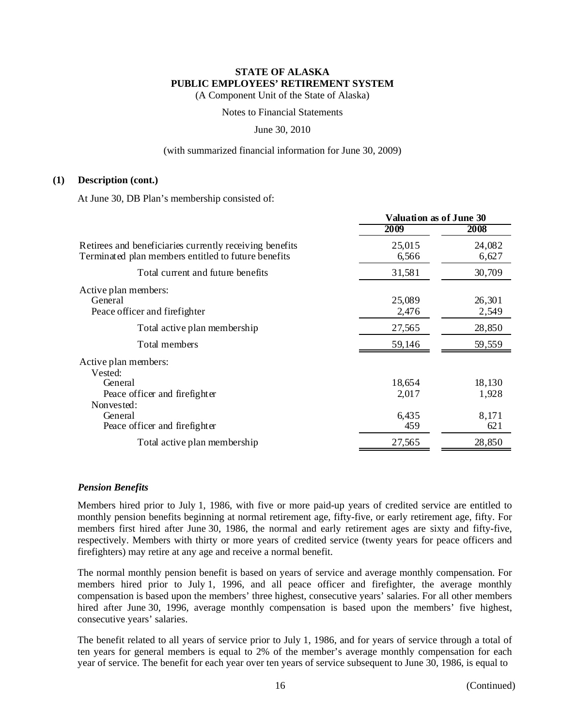# STATE OF ALASKA
# PUBLIC EMPLOYEES' RETIREMENT SYSTEM

(A Component Unit of the State of Alaska)

Notes to Financial Statements

June 30, 2010

(with summarized financial information for June 30, 2009)

## (1) Description (cont.)

At June 30, DB Plan's membership consisted of:

| | Valuation as of June 30 | |
|---|---|---|
| | 2009 | 2008 |
| Retirees and beneficiaries currently receiving benefits | 25,015 | 24,082 |
| Terminated plan members entitled to future benefits | 6,566 | 6,627 |
| Total current and future benefits | 31,581 | 30,709 |
| Active plan members: | | |
| General | 25,089 | 26,301 |
| Peace officer and firefighter | 2,476 | 2,549 |
| Total active plan membership | 27,565 | 28,850 |
| Total members | 59,146 | 59,559 |
| Active plan members: | | |
| Vested: | | |
| General | 18,654 | 18,130 |
| Peace officer and firefighter | 2,017 | 1,928 |
| Nonvested: | | |
| General | 6,435 | 8,171 |
| Peace officer and firefighter | 459 | 621 |
| Total active plan membership | 27,565 | 28,850 |

### *Pension Benefits*

Members hired prior to July 1, 1986, with five or more paid-up years of credited service are entitled to monthly pension benefits beginning at normal retirement age, fifty-five, or early retirement age, fifty. For members first hired after June 30, 1986, the normal and early retirement ages are sixty and fifty-five, respectively. Members with thirty or more years of credited service (twenty years for peace officers and firefighters) may retire at any age and receive a normal benefit.

The normal monthly pension benefit is based on years of service and average monthly compensation. For members hired prior to July 1, 1996, and all peace officer and firefighter, the average monthly compensation is based upon the members' three highest, consecutive years' salaries. For all other members hired after June 30, 1996, average monthly compensation is based upon the members' five highest, consecutive years' salaries.

The benefit related to all years of service prior to July 1, 1986, and for years of service through a total of ten years for general members is equal to 2% of the member's average monthly compensation for each year of service. The benefit for each year over ten years of service subsequent to June 30, 1986, is equal to

(Continued)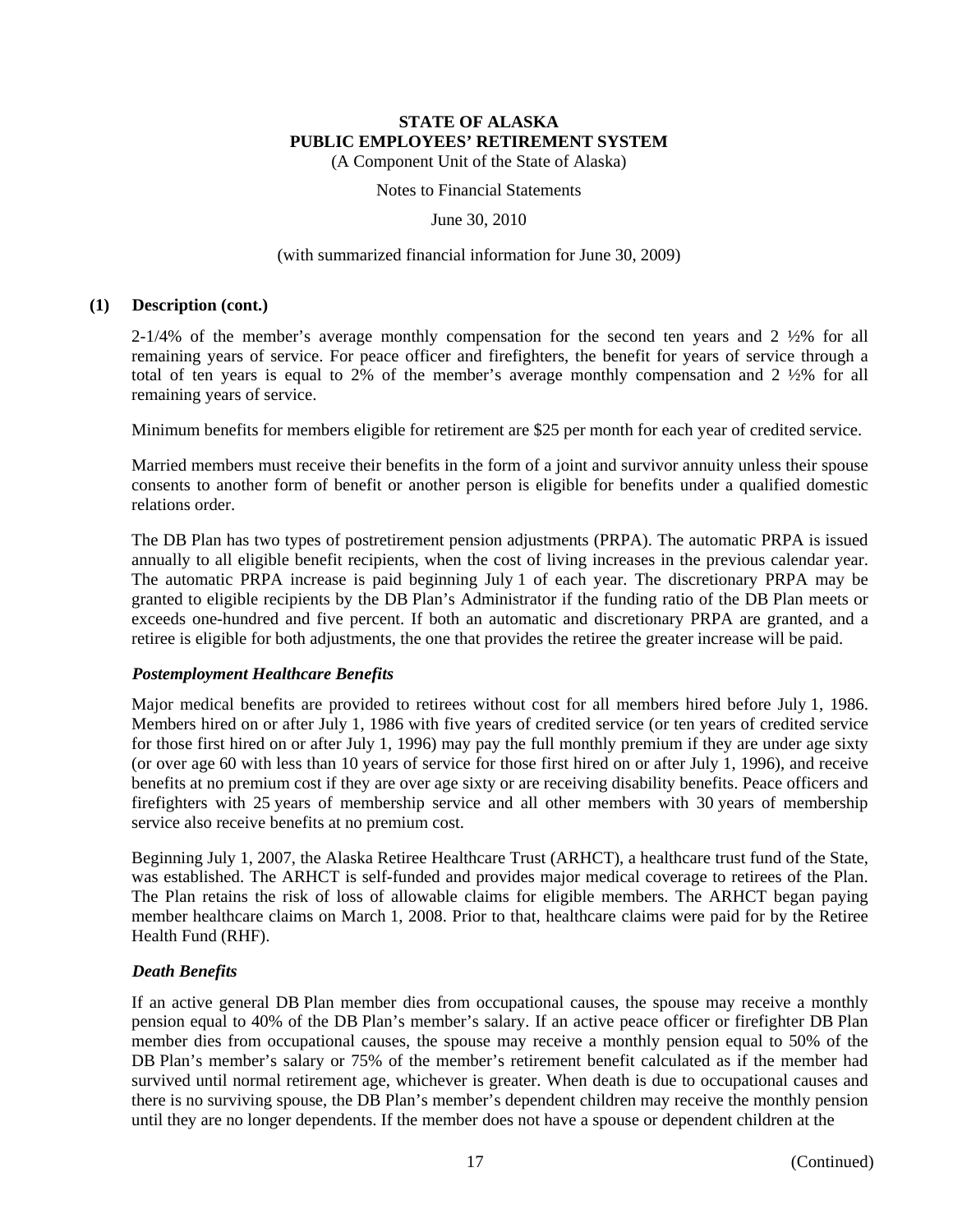### (1) Description (cont.)

2-1/4% of the member's average monthly compensation for the second ten years and 2 ½% for all remaining years of service. For peace officer and firefighters, the benefit for years of service through a total of ten years is equal to 2% of the member's average monthly compensation and 2 ½% for all remaining years of service.

Minimum benefits for members eligible for retirement are $25 per month for each year of credited service.

Married members must receive their benefits in the form of a joint and survivor annuity unless their spouse consents to another form of benefit or another person is eligible for benefits under a qualified domestic relations order.

The DB Plan has two types of postretirement pension adjustments (PRPA). The automatic PRPA is issued annually to all eligible benefit recipients, when the cost of living increases in the previous calendar year. The automatic PRPA increase is paid beginning July 1 of each year. The discretionary PRPA may be granted to eligible recipients by the DB Plan's Administrator if the funding ratio of the DB Plan meets or exceeds one-hundred and five percent. If both an automatic and discretionary PRPA are granted, and a retiree is eligible for both adjustments, the one that provides the retiree the greater increase will be paid.

#### *Postemployment Healthcare Benefits*

Major medical benefits are provided to retirees without cost for all members hired before July 1, 1986. Members hired on or after July 1, 1986 with five years of credited service (or ten years of credited service for those first hired on or after July 1, 1996) may pay the full monthly premium if they are under age sixty (or over age 60 with less than 10 years of service for those first hired on or after July 1, 1996), and receive benefits at no premium cost if they are over age sixty or are receiving disability benefits. Peace officers and firefighters with 25 years of membership service and all other members with 30 years of membership service also receive benefits at no premium cost.

Beginning July 1, 2007, the Alaska Retiree Healthcare Trust (ARHCT), a healthcare trust fund of the State, was established. The ARHCT is self-funded and provides major medical coverage to retirees of the Plan. The Plan retains the risk of loss of allowable claims for eligible members. The ARHCT began paying member healthcare claims on March 1, 2008. Prior to that, healthcare claims were paid for by the Retiree Health Fund (RHF).

#### *Death Benefits*

If an active general DB Plan member dies from occupational causes, the spouse may receive a monthly pension equal to 40% of the DB Plan's member's salary. If an active peace officer or firefighter DB Plan member dies from occupational causes, the spouse may receive a monthly pension equal to 50% of the DB Plan's member's salary or 75% of the member's retirement benefit calculated as if the member had survived until normal retirement age, whichever is greater. When death is due to occupational causes and there is no surviving spouse, the DB Plan's member's dependent children may receive the monthly pension until they are no longer dependents. If the member does not have a spouse or dependent children at the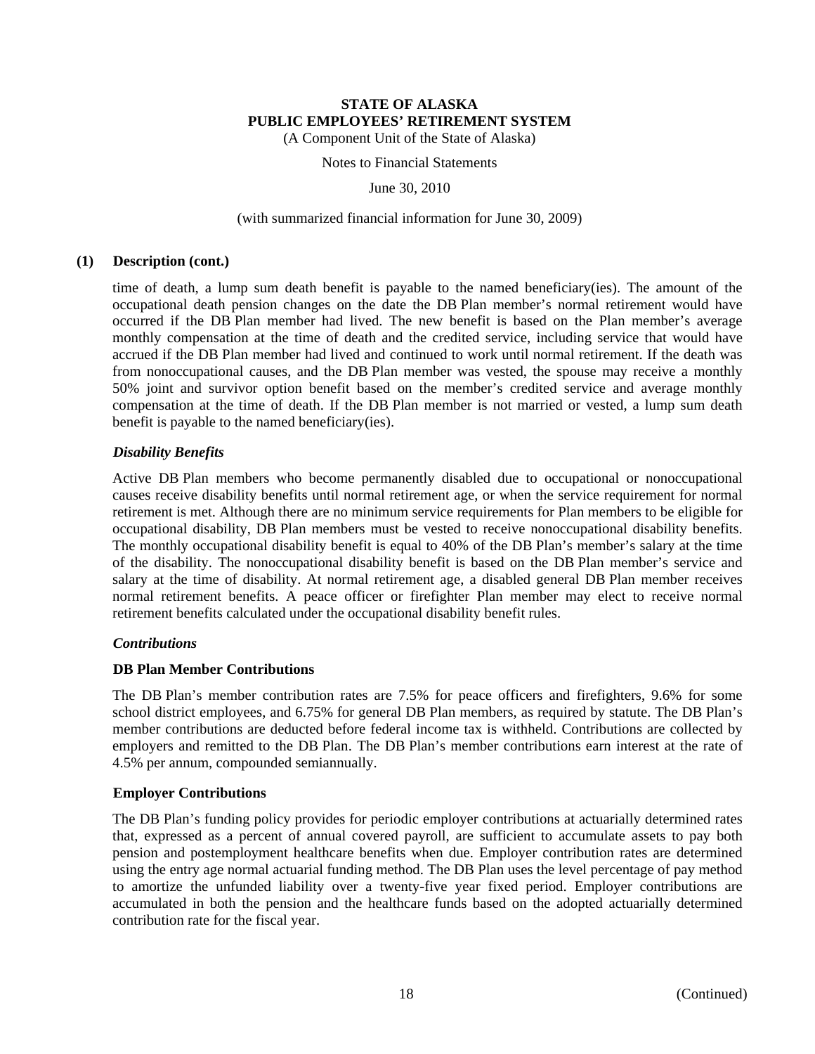### (1) Description (cont.)

time of death, a lump sum death benefit is payable to the named beneficiary(ies). The amount of the occupational death pension changes on the date the DB Plan member's normal retirement would have occurred if the DB Plan member had lived. The new benefit is based on the Plan member's average monthly compensation at the time of death and the credited service, including service that would have accrued if the DB Plan member had lived and continued to work until normal retirement. If the death was from nonoccupational causes, and the DB Plan member was vested, the spouse may receive a monthly 50% joint and survivor option benefit based on the member's credited service and average monthly compensation at the time of death. If the DB Plan member is not married or vested, a lump sum death benefit is payable to the named beneficiary(ies).

*Disability Benefits*

Active DB Plan members who become permanently disabled due to occupational or nonoccupational causes receive disability benefits until normal retirement age, or when the service requirement for normal retirement is met. Although there are no minimum service requirements for Plan members to be eligible for occupational disability, DB Plan members must be vested to receive nonoccupational disability benefits. The monthly occupational disability benefit is equal to 40% of the DB Plan's member's salary at the time of the disability. The nonoccupational disability benefit is based on the DB Plan member's service and salary at the time of disability. At normal retirement age, a disabled general DB Plan member receives normal retirement benefits. A peace officer or firefighter Plan member may elect to receive normal retirement benefits calculated under the occupational disability benefit rules.

*Contributions*

**DB Plan Member Contributions**

The DB Plan's member contribution rates are 7.5% for peace officers and firefighters, 9.6% for some school district employees, and 6.75% for general DB Plan members, as required by statute. The DB Plan's member contributions are deducted before federal income tax is withheld. Contributions are collected by employers and remitted to the DB Plan. The DB Plan's member contributions earn interest at the rate of 4.5% per annum, compounded semiannually.

**Employer Contributions**

The DB Plan's funding policy provides for periodic employer contributions at actuarially determined rates that, expressed as a percent of annual covered payroll, are sufficient to accumulate assets to pay both pension and postemployment healthcare benefits when due. Employer contribution rates are determined using the entry age normal actuarial funding method. The DB Plan uses the level percentage of pay method to amortize the unfunded liability over a twenty-five year fixed period. Employer contributions are accumulated in both the pension and the healthcare funds based on the adopted actuarially determined contribution rate for the fiscal year.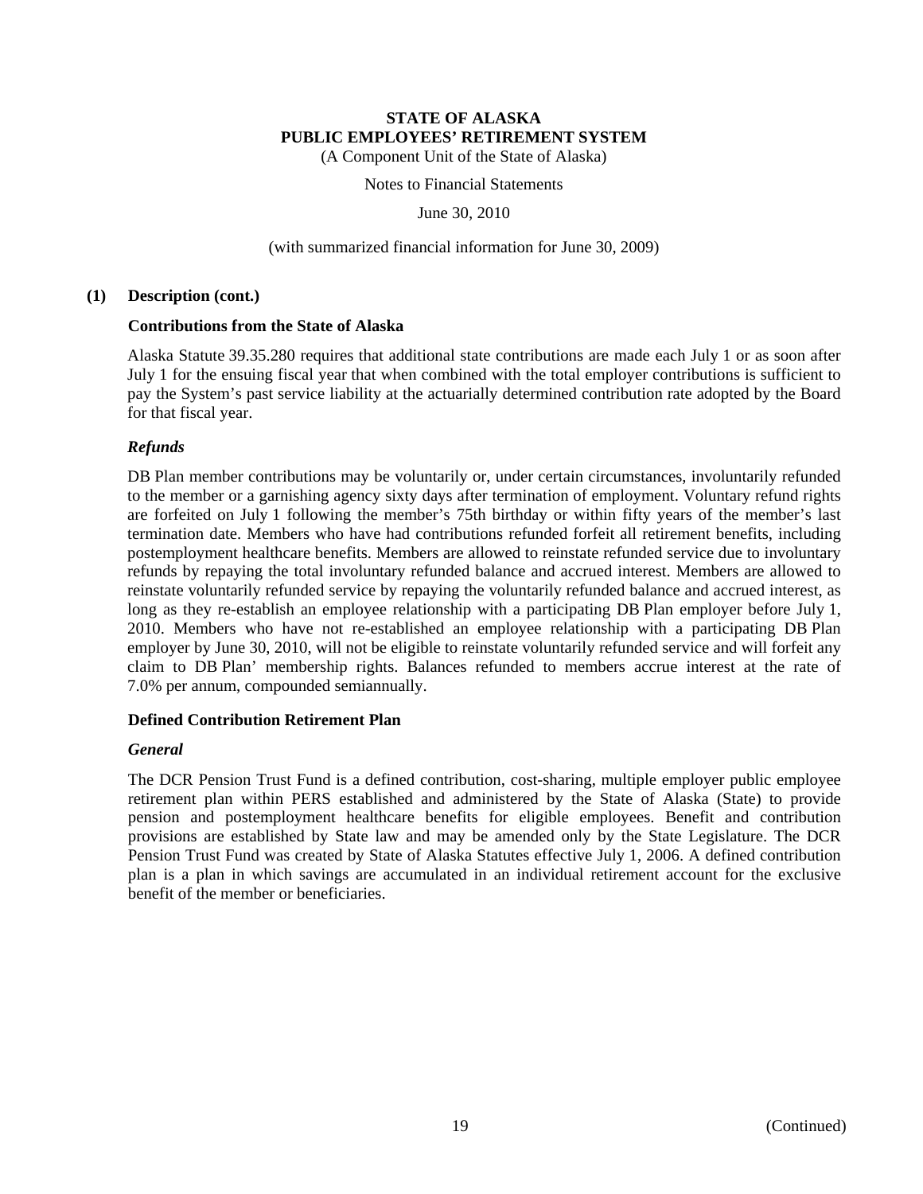## (1) Description (cont.)

### Contributions from the State of Alaska

Alaska Statute 39.35.280 requires that additional state contributions are made each July 1 or as soon after July 1 for the ensuing fiscal year that when combined with the total employer contributions is sufficient to pay the System's past service liability at the actuarially determined contribution rate adopted by the Board for that fiscal year.

#### *Refunds*

DB Plan member contributions may be voluntarily or, under certain circumstances, involuntarily refunded to the member or a garnishing agency sixty days after termination of employment. Voluntary refund rights are forfeited on July 1 following the member's 75th birthday or within fifty years of the member's last termination date. Members who have had contributions refunded forfeit all retirement benefits, including postemployment healthcare benefits. Members are allowed to reinstate refunded service due to involuntary refunds by repaying the total involuntary refunded balance and accrued interest. Members are allowed to reinstate voluntarily refunded service by repaying the voluntarily refunded balance and accrued interest, as long as they re-establish an employee relationship with a participating DB Plan employer before July 1, 2010. Members who have not re-established an employee relationship with a participating DB Plan employer by June 30, 2010, will not be eligible to reinstate voluntarily refunded service and will forfeit any claim to DB Plan' membership rights. Balances refunded to members accrue interest at the rate of 7.0% per annum, compounded semiannually.

### Defined Contribution Retirement Plan

#### *General*

The DCR Pension Trust Fund is a defined contribution, cost-sharing, multiple employer public employee retirement plan within PERS established and administered by the State of Alaska (State) to provide pension and postemployment healthcare benefits for eligible employees. Benefit and contribution provisions are established by State law and may be amended only by the State Legislature. The DCR Pension Trust Fund was created by State of Alaska Statutes effective July 1, 2006. A defined contribution plan is a plan in which savings are accumulated in an individual retirement account for the exclusive benefit of the member or beneficiaries.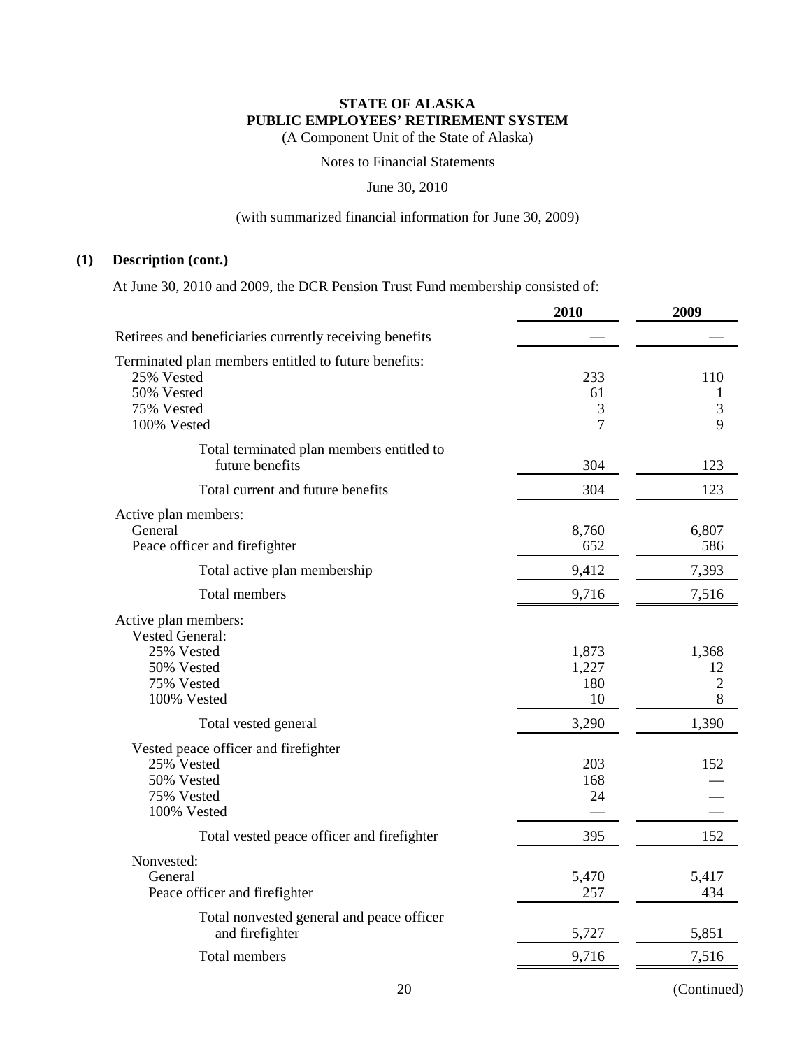**STATE OF ALASKA**
**PUBLIC EMPLOYEES' RETIREMENT SYSTEM**
(A Component Unit of the State of Alaska)

Notes to Financial Statements

June 30, 2010

(with summarized financial information for June 30, 2009)

## (1) Description (cont.)

At June 30, 2010 and 2009, the DCR Pension Trust Fund membership consisted of:

| | 2010 | 2009 |
|---|---|---|
| Retirees and beneficiaries currently receiving benefits | — | — |
| Terminated plan members entitled to future benefits: | | |
| 25% Vested | 233 | 110 |
| 50% Vested | 61 | 1 |
| 75% Vested | 3 | 3 |
| 100% Vested | 7 | 9 |
| Total terminated plan members entitled to future benefits | 304 | 123 |
| Total current and future benefits | 304 | 123 |
| Active plan members: | | |
| General | 8,760 | 6,807 |
| Peace officer and firefighter | 652 | 586 |
| Total active plan membership | 9,412 | 7,393 |
| Total members | 9,716 | 7,516 |
| Active plan members: | | |
| Vested General: | | |
| 25% Vested | 1,873 | 1,368 |
| 50% Vested | 1,227 | 12 |
| 75% Vested | 180 | 2 |
| 100% Vested | 10 | 8 |
| Total vested general | 3,290 | 1,390 |
| Vested peace officer and firefighter | | |
| 25% Vested | 203 | 152 |
| 50% Vested | 168 | — |
| 75% Vested | 24 | — |
| 100% Vested | — | — |
| Total vested peace officer and firefighter | 395 | 152 |
| Nonvested: | | |
| General | 5,470 | 5,417 |
| Peace officer and firefighter | 257 | 434 |
| Total nonvested general and peace officer and firefighter | 5,727 | 5,851 |
| Total members | 9,716 | 7,516 |

(Continued)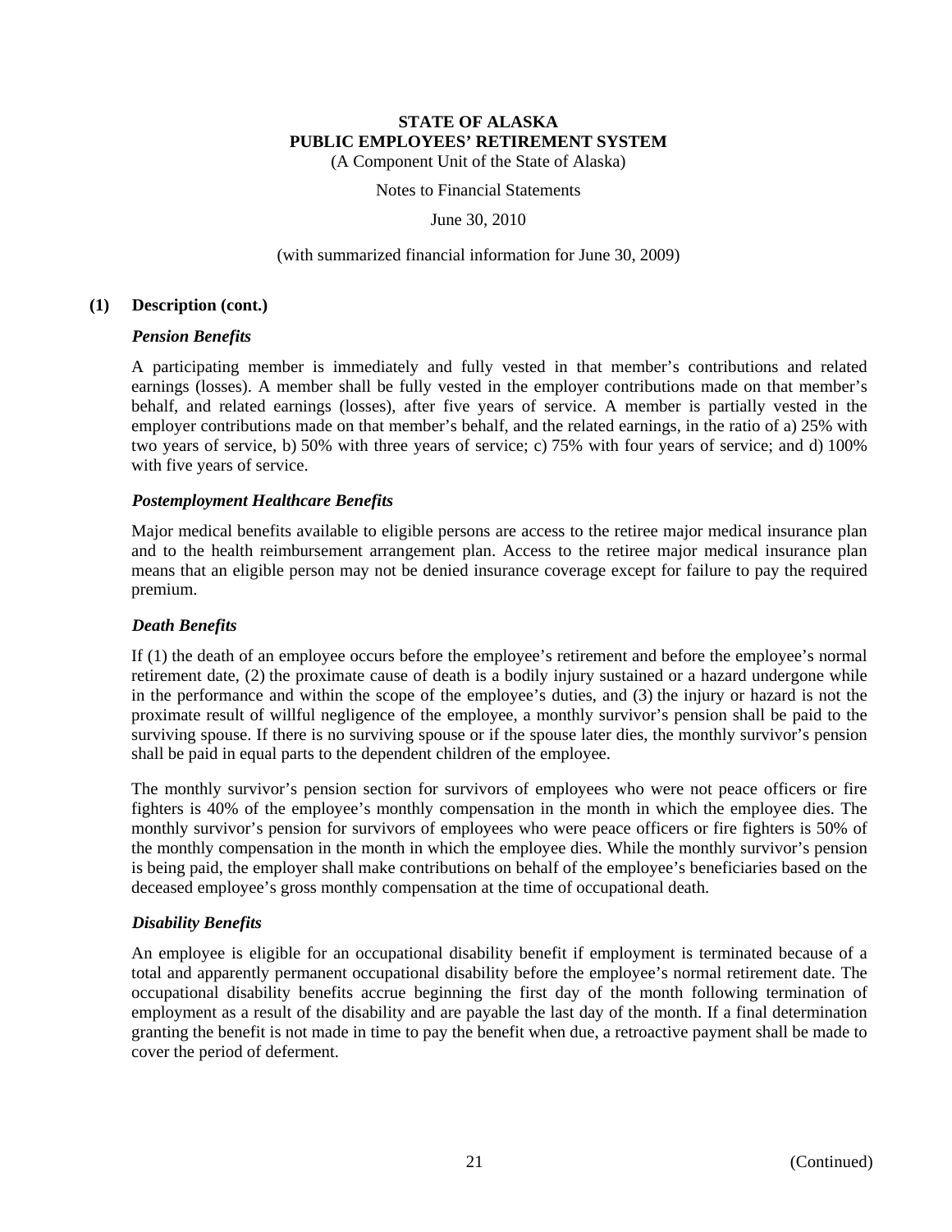**STATE OF ALASKA**
**PUBLIC EMPLOYEES' RETIREMENT SYSTEM**
(A Component Unit of the State of Alaska)

Notes to Financial Statements

June 30, 2010

(with summarized financial information for June 30, 2009)

## (1) Description (cont.)

### *Pension Benefits*

A participating member is immediately and fully vested in that member's contributions and related earnings (losses). A member shall be fully vested in the employer contributions made on that member's behalf, and related earnings (losses), after five years of service. A member is partially vested in the employer contributions made on that member's behalf, and the related earnings, in the ratio of a) 25% with two years of service, b) 50% with three years of service; c) 75% with four years of service; and d) 100% with five years of service.

### *Postemployment Healthcare Benefits*

Major medical benefits available to eligible persons are access to the retiree major medical insurance plan and to the health reimbursement arrangement plan. Access to the retiree major medical insurance plan means that an eligible person may not be denied insurance coverage except for failure to pay the required premium.

### *Death Benefits*

If (1) the death of an employee occurs before the employee's retirement and before the employee's normal retirement date, (2) the proximate cause of death is a bodily injury sustained or a hazard undergone while in the performance and within the scope of the employee's duties, and (3) the injury or hazard is not the proximate result of willful negligence of the employee, a monthly survivor's pension shall be paid to the surviving spouse. If there is no surviving spouse or if the spouse later dies, the monthly survivor's pension shall be paid in equal parts to the dependent children of the employee.

The monthly survivor's pension section for survivors of employees who were not peace officers or fire fighters is 40% of the employee's monthly compensation in the month in which the employee dies. The monthly survivor's pension for survivors of employees who were peace officers or fire fighters is 50% of the monthly compensation in the month in which the employee dies. While the monthly survivor's pension is being paid, the employer shall make contributions on behalf of the employee's beneficiaries based on the deceased employee's gross monthly compensation at the time of occupational death.

### *Disability Benefits*

An employee is eligible for an occupational disability benefit if employment is terminated because of a total and apparently permanent occupational disability before the employee's normal retirement date. The occupational disability benefits accrue beginning the first day of the month following termination of employment as a result of the disability and are payable the last day of the month. If a final determination granting the benefit is not made in time to pay the benefit when due, a retroactive payment shall be made to cover the period of deferment.

(Continued)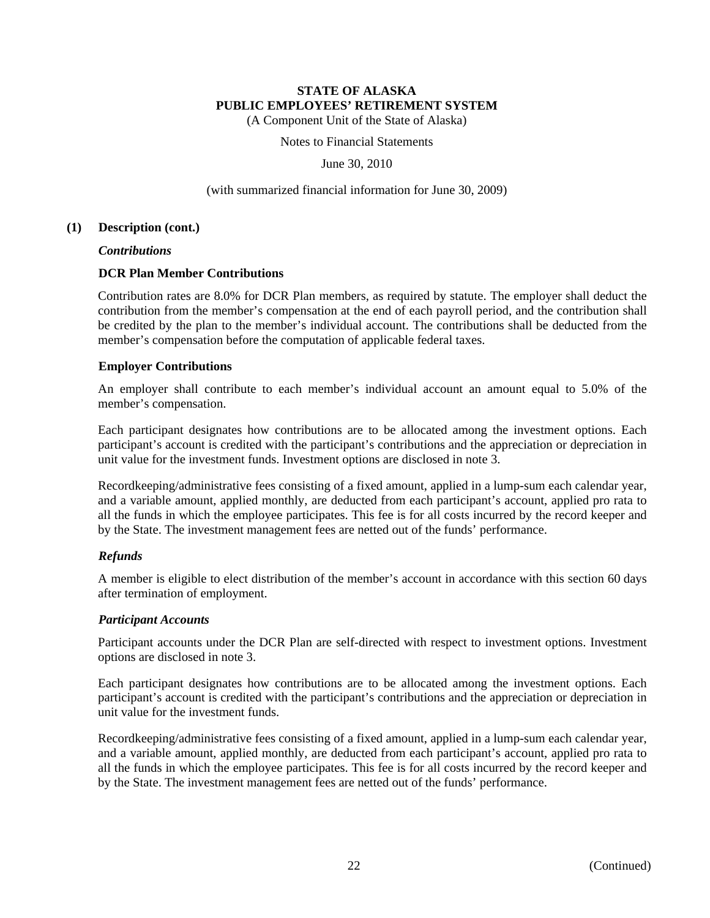### (1) Description (cont.)

***Contributions***

**DCR Plan Member Contributions**

Contribution rates are 8.0% for DCR Plan members, as required by statute. The employer shall deduct the contribution from the member's compensation at the end of each payroll period, and the contribution shall be credited by the plan to the member's individual account. The contributions shall be deducted from the member's compensation before the computation of applicable federal taxes.

**Employer Contributions**

An employer shall contribute to each member's individual account an amount equal to 5.0% of the member's compensation.

Each participant designates how contributions are to be allocated among the investment options. Each participant's account is credited with the participant's contributions and the appreciation or depreciation in unit value for the investment funds. Investment options are disclosed in note 3.

Recordkeeping/administrative fees consisting of a fixed amount, applied in a lump-sum each calendar year, and a variable amount, applied monthly, are deducted from each participant's account, applied pro rata to all the funds in which the employee participates. This fee is for all costs incurred by the record keeper and by the State. The investment management fees are netted out of the funds' performance.

***Refunds***

A member is eligible to elect distribution of the member's account in accordance with this section 60 days after termination of employment.

***Participant Accounts***

Participant accounts under the DCR Plan are self-directed with respect to investment options. Investment options are disclosed in note 3.

Each participant designates how contributions are to be allocated among the investment options. Each participant's account is credited with the participant's contributions and the appreciation or depreciation in unit value for the investment funds.

Recordkeeping/administrative fees consisting of a fixed amount, applied in a lump-sum each calendar year, and a variable amount, applied monthly, are deducted from each participant's account, applied pro rata to all the funds in which the employee participates. This fee is for all costs incurred by the record keeper and by the State. The investment management fees are netted out of the funds' performance.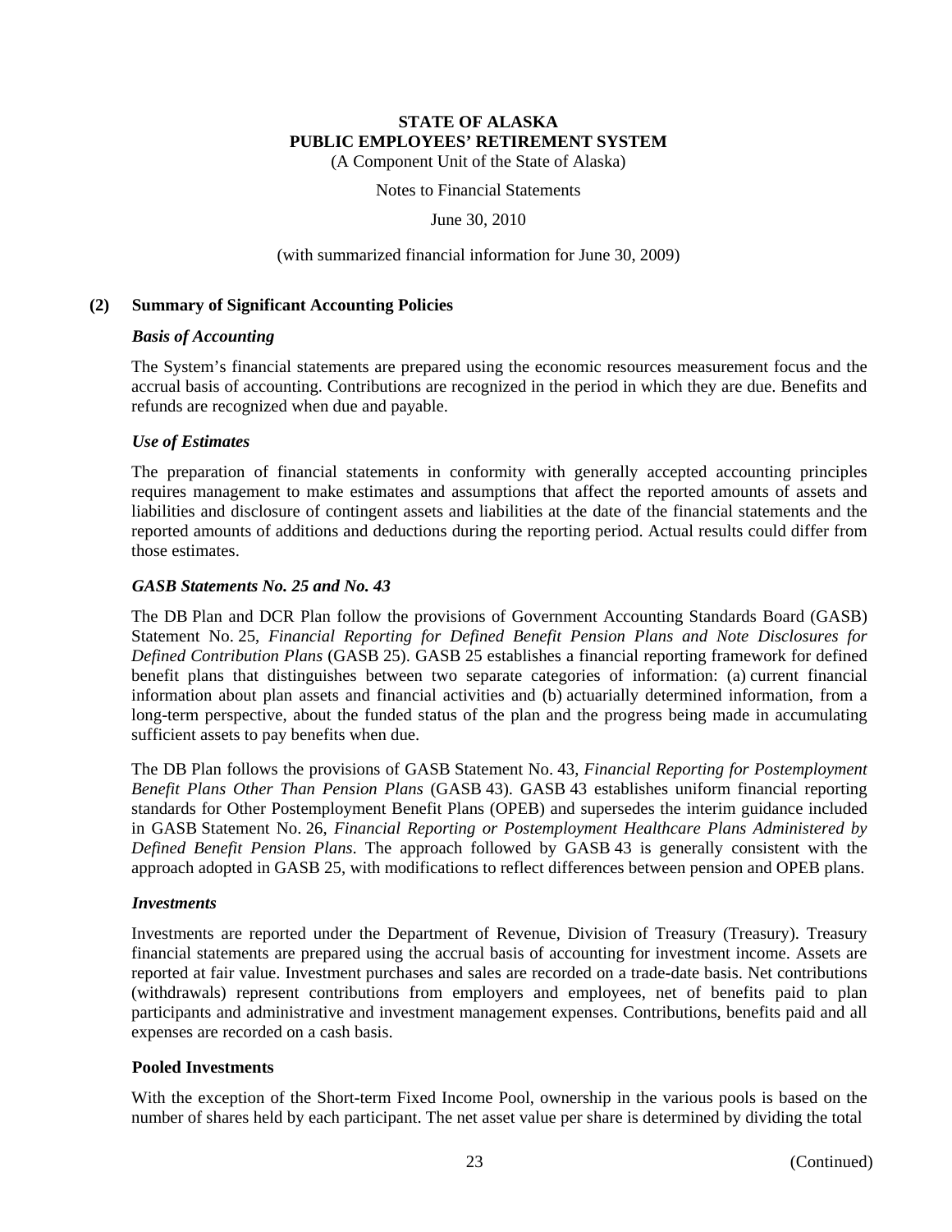**STATE OF ALASKA**
**PUBLIC EMPLOYEES' RETIREMENT SYSTEM**
(A Component Unit of the State of Alaska)

Notes to Financial Statements

June 30, 2010

(with summarized financial information for June 30, 2009)

## (2) Summary of Significant Accounting Policies

### *Basis of Accounting*

The System's financial statements are prepared using the economic resources measurement focus and the accrual basis of accounting. Contributions are recognized in the period in which they are due. Benefits and refunds are recognized when due and payable.

### *Use of Estimates*

The preparation of financial statements in conformity with generally accepted accounting principles requires management to make estimates and assumptions that affect the reported amounts of assets and liabilities and disclosure of contingent assets and liabilities at the date of the financial statements and the reported amounts of additions and deductions during the reporting period. Actual results could differ from those estimates.

### *GASB Statements No. 25 and No. 43*

The DB Plan and DCR Plan follow the provisions of Government Accounting Standards Board (GASB) Statement No. 25, *Financial Reporting for Defined Benefit Pension Plans and Note Disclosures for Defined Contribution Plans* (GASB 25). GASB 25 establishes a financial reporting framework for defined benefit plans that distinguishes between two separate categories of information: (a) current financial information about plan assets and financial activities and (b) actuarially determined information, from a long-term perspective, about the funded status of the plan and the progress being made in accumulating sufficient assets to pay benefits when due.

The DB Plan follows the provisions of GASB Statement No. 43, *Financial Reporting for Postemployment Benefit Plans Other Than Pension Plans* (GASB 43). GASB 43 establishes uniform financial reporting standards for Other Postemployment Benefit Plans (OPEB) and supersedes the interim guidance included in GASB Statement No. 26, *Financial Reporting or Postemployment Healthcare Plans Administered by Defined Benefit Pension Plans*. The approach followed by GASB 43 is generally consistent with the approach adopted in GASB 25, with modifications to reflect differences between pension and OPEB plans.

### *Investments*

Investments are reported under the Department of Revenue, Division of Treasury (Treasury). Treasury financial statements are prepared using the accrual basis of accounting for investment income. Assets are reported at fair value. Investment purchases and sales are recorded on a trade-date basis. Net contributions (withdrawals) represent contributions from employers and employees, net of benefits paid to plan participants and administrative and investment management expenses. Contributions, benefits paid and all expenses are recorded on a cash basis.

#### Pooled Investments

With the exception of the Short-term Fixed Income Pool, ownership in the various pools is based on the number of shares held by each participant. The net asset value per share is determined by dividing the total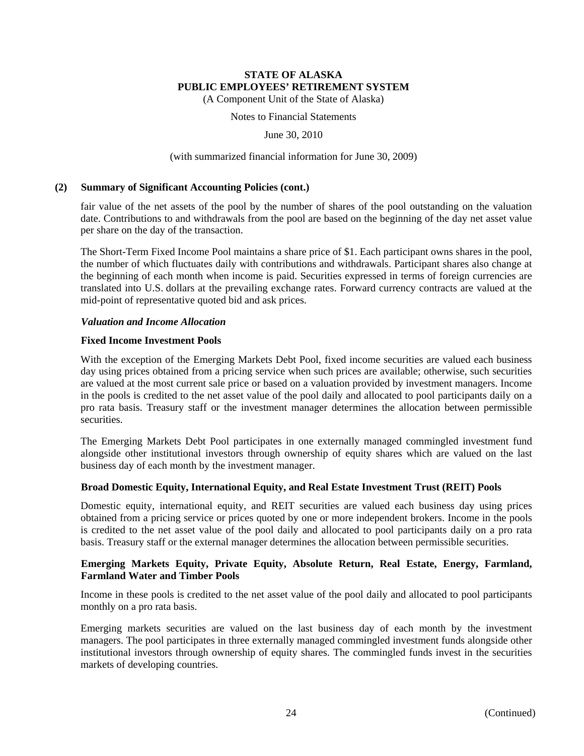## (2) Summary of Significant Accounting Policies (cont.)

fair value of the net assets of the pool by the number of shares of the pool outstanding on the valuation date. Contributions to and withdrawals from the pool are based on the beginning of the day net asset value per share on the day of the transaction.

The Short-Term Fixed Income Pool maintains a share price of $1. Each participant owns shares in the pool, the number of which fluctuates daily with contributions and withdrawals. Participant shares also change at the beginning of each month when income is paid. Securities expressed in terms of foreign currencies are translated into U.S. dollars at the prevailing exchange rates. Forward currency contracts are valued at the mid-point of representative quoted bid and ask prices.

### *Valuation and Income Allocation*

#### Fixed Income Investment Pools

With the exception of the Emerging Markets Debt Pool, fixed income securities are valued each business day using prices obtained from a pricing service when such prices are available; otherwise, such securities are valued at the most current sale price or based on a valuation provided by investment managers. Income in the pools is credited to the net asset value of the pool daily and allocated to pool participants daily on a pro rata basis. Treasury staff or the investment manager determines the allocation between permissible securities.

The Emerging Markets Debt Pool participates in one externally managed commingled investment fund alongside other institutional investors through ownership of equity shares which are valued on the last business day of each month by the investment manager.

#### Broad Domestic Equity, International Equity, and Real Estate Investment Trust (REIT) Pools

Domestic equity, international equity, and REIT securities are valued each business day using prices obtained from a pricing service or prices quoted by one or more independent brokers. Income in the pools is credited to the net asset value of the pool daily and allocated to pool participants daily on a pro rata basis. Treasury staff or the external manager determines the allocation between permissible securities.

#### Emerging Markets Equity, Private Equity, Absolute Return, Real Estate, Energy, Farmland, Farmland Water and Timber Pools

Income in these pools is credited to the net asset value of the pool daily and allocated to pool participants monthly on a pro rata basis.

Emerging markets securities are valued on the last business day of each month by the investment managers. The pool participates in three externally managed commingled investment funds alongside other institutional investors through ownership of equity shares. The commingled funds invest in the securities markets of developing countries.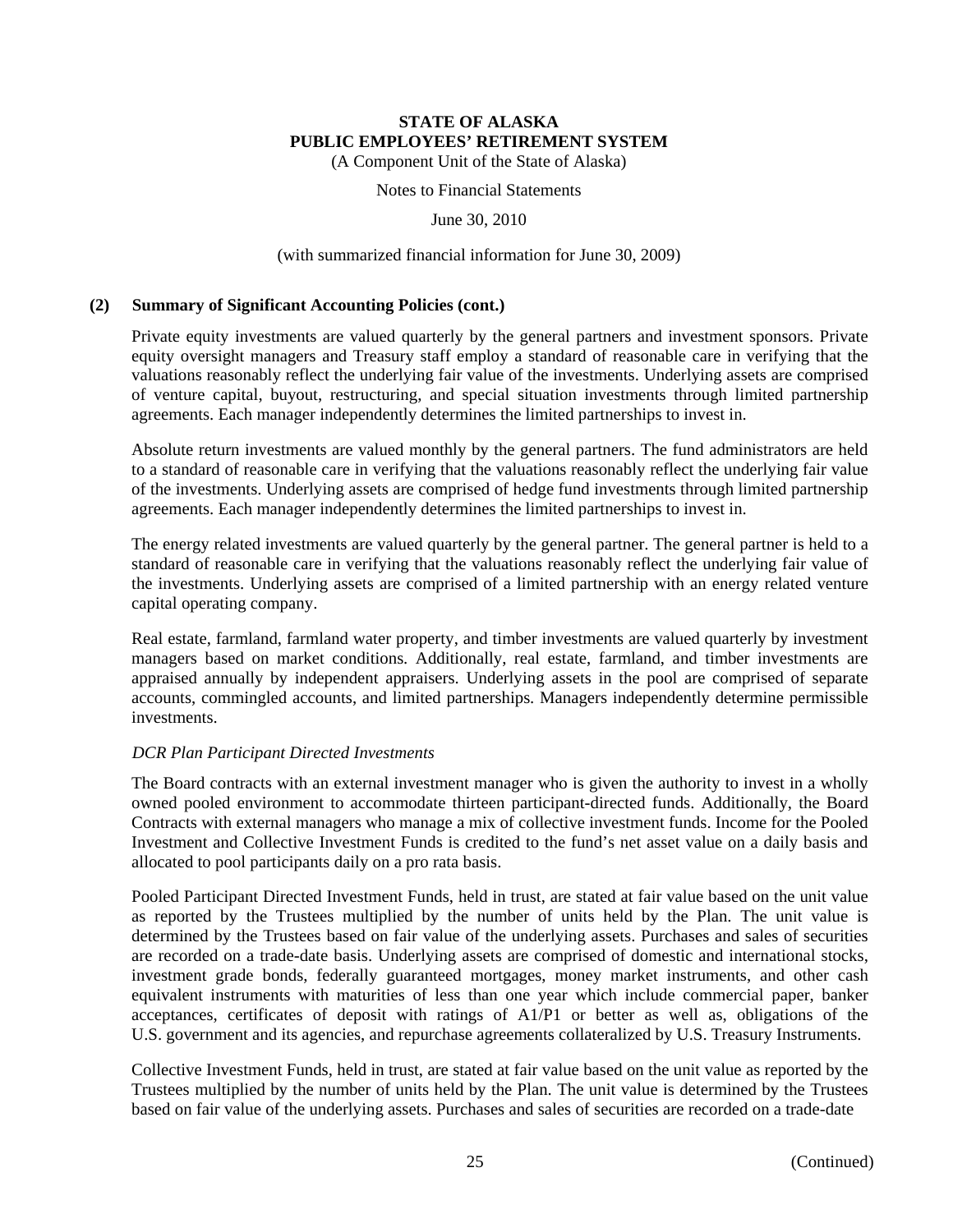## (2) Summary of Significant Accounting Policies (cont.)

Private equity investments are valued quarterly by the general partners and investment sponsors. Private equity oversight managers and Treasury staff employ a standard of reasonable care in verifying that the valuations reasonably reflect the underlying fair value of the investments. Underlying assets are comprised of venture capital, buyout, restructuring, and special situation investments through limited partnership agreements. Each manager independently determines the limited partnerships to invest in.

Absolute return investments are valued monthly by the general partners. The fund administrators are held to a standard of reasonable care in verifying that the valuations reasonably reflect the underlying fair value of the investments. Underlying assets are comprised of hedge fund investments through limited partnership agreements. Each manager independently determines the limited partnerships to invest in.

The energy related investments are valued quarterly by the general partner. The general partner is held to a standard of reasonable care in verifying that the valuations reasonably reflect the underlying fair value of the investments. Underlying assets are comprised of a limited partnership with an energy related venture capital operating company.

Real estate, farmland, farmland water property, and timber investments are valued quarterly by investment managers based on market conditions. Additionally, real estate, farmland, and timber investments are appraised annually by independent appraisers. Underlying assets in the pool are comprised of separate accounts, commingled accounts, and limited partnerships. Managers independently determine permissible investments.

*DCR Plan Participant Directed Investments*

The Board contracts with an external investment manager who is given the authority to invest in a wholly owned pooled environment to accommodate thirteen participant-directed funds. Additionally, the Board Contracts with external managers who manage a mix of collective investment funds. Income for the Pooled Investment and Collective Investment Funds is credited to the fund's net asset value on a daily basis and allocated to pool participants daily on a pro rata basis.

Pooled Participant Directed Investment Funds, held in trust, are stated at fair value based on the unit value as reported by the Trustees multiplied by the number of units held by the Plan. The unit value is determined by the Trustees based on fair value of the underlying assets. Purchases and sales of securities are recorded on a trade-date basis. Underlying assets are comprised of domestic and international stocks, investment grade bonds, federally guaranteed mortgages, money market instruments, and other cash equivalent instruments with maturities of less than one year which include commercial paper, banker acceptances, certificates of deposit with ratings of A1/P1 or better as well as, obligations of the U.S. government and its agencies, and repurchase agreements collateralized by U.S. Treasury Instruments.

Collective Investment Funds, held in trust, are stated at fair value based on the unit value as reported by the Trustees multiplied by the number of units held by the Plan. The unit value is determined by the Trustees based on fair value of the underlying assets. Purchases and sales of securities are recorded on a trade-date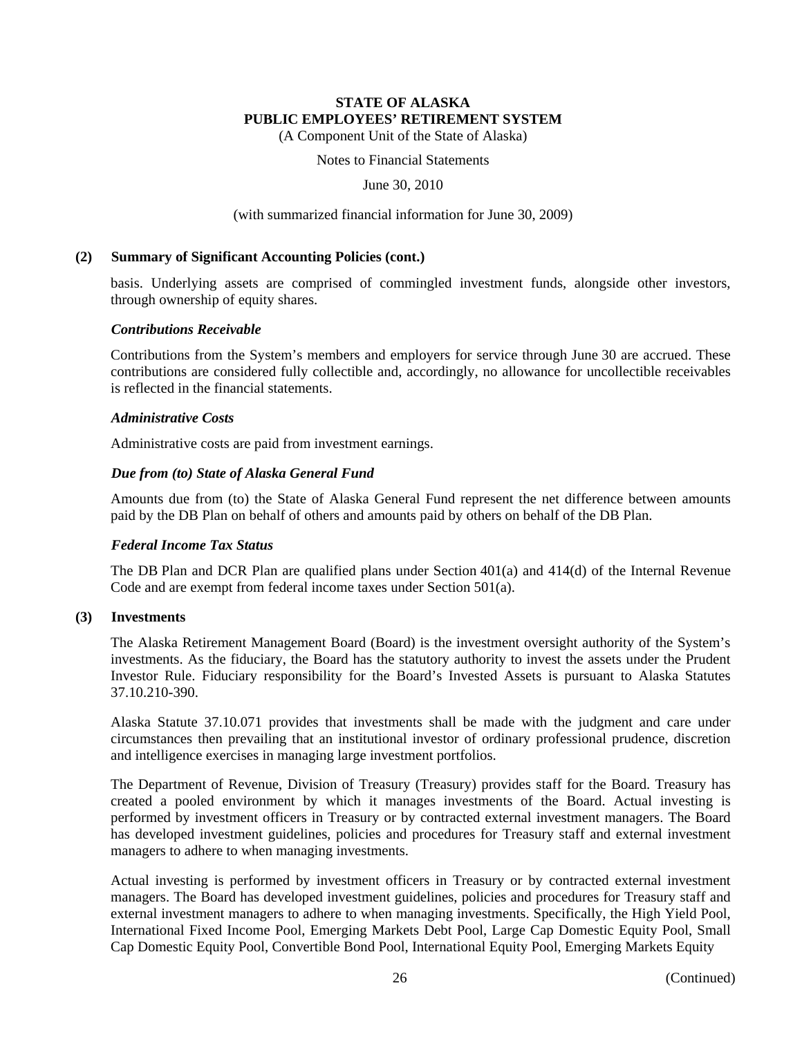## (2) Summary of Significant Accounting Policies (cont.)

basis. Underlying assets are comprised of commingled investment funds, alongside other investors, through ownership of equity shares.

### *Contributions Receivable*

Contributions from the System's members and employers for service through June 30 are accrued. These contributions are considered fully collectible and, accordingly, no allowance for uncollectible receivables is reflected in the financial statements.

### *Administrative Costs*

Administrative costs are paid from investment earnings.

### *Due from (to) State of Alaska General Fund*

Amounts due from (to) the State of Alaska General Fund represent the net difference between amounts paid by the DB Plan on behalf of others and amounts paid by others on behalf of the DB Plan.

### *Federal Income Tax Status*

The DB Plan and DCR Plan are qualified plans under Section 401(a) and 414(d) of the Internal Revenue Code and are exempt from federal income taxes under Section 501(a).

## (3) Investments

The Alaska Retirement Management Board (Board) is the investment oversight authority of the System's investments. As the fiduciary, the Board has the statutory authority to invest the assets under the Prudent Investor Rule. Fiduciary responsibility for the Board's Invested Assets is pursuant to Alaska Statutes 37.10.210-390.

Alaska Statute 37.10.071 provides that investments shall be made with the judgment and care under circumstances then prevailing that an institutional investor of ordinary professional prudence, discretion and intelligence exercises in managing large investment portfolios.

The Department of Revenue, Division of Treasury (Treasury) provides staff for the Board. Treasury has created a pooled environment by which it manages investments of the Board. Actual investing is performed by investment officers in Treasury or by contracted external investment managers. The Board has developed investment guidelines, policies and procedures for Treasury staff and external investment managers to adhere to when managing investments.

Actual investing is performed by investment officers in Treasury or by contracted external investment managers. The Board has developed investment guidelines, policies and procedures for Treasury staff and external investment managers to adhere to when managing investments. Specifically, the High Yield Pool, International Fixed Income Pool, Emerging Markets Debt Pool, Large Cap Domestic Equity Pool, Small Cap Domestic Equity Pool, Convertible Bond Pool, International Equity Pool, Emerging Markets Equity

(Continued)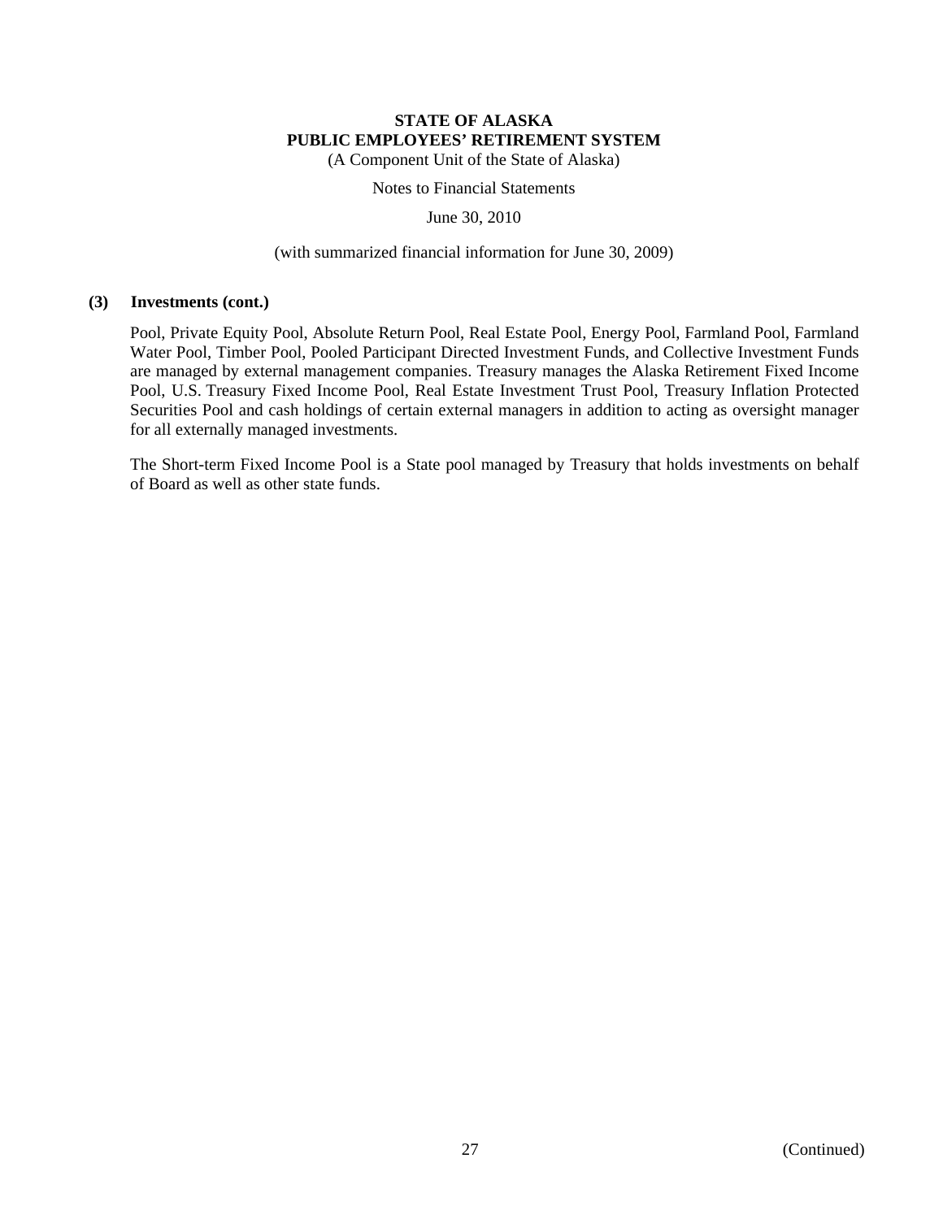### (3) Investments (cont.)

Pool, Private Equity Pool, Absolute Return Pool, Real Estate Pool, Energy Pool, Farmland Pool, Farmland Water Pool, Timber Pool, Pooled Participant Directed Investment Funds, and Collective Investment Funds are managed by external management companies. Treasury manages the Alaska Retirement Fixed Income Pool, U.S. Treasury Fixed Income Pool, Real Estate Investment Trust Pool, Treasury Inflation Protected Securities Pool and cash holdings of certain external managers in addition to acting as oversight manager for all externally managed investments.

The Short-term Fixed Income Pool is a State pool managed by Treasury that holds investments on behalf of Board as well as other state funds.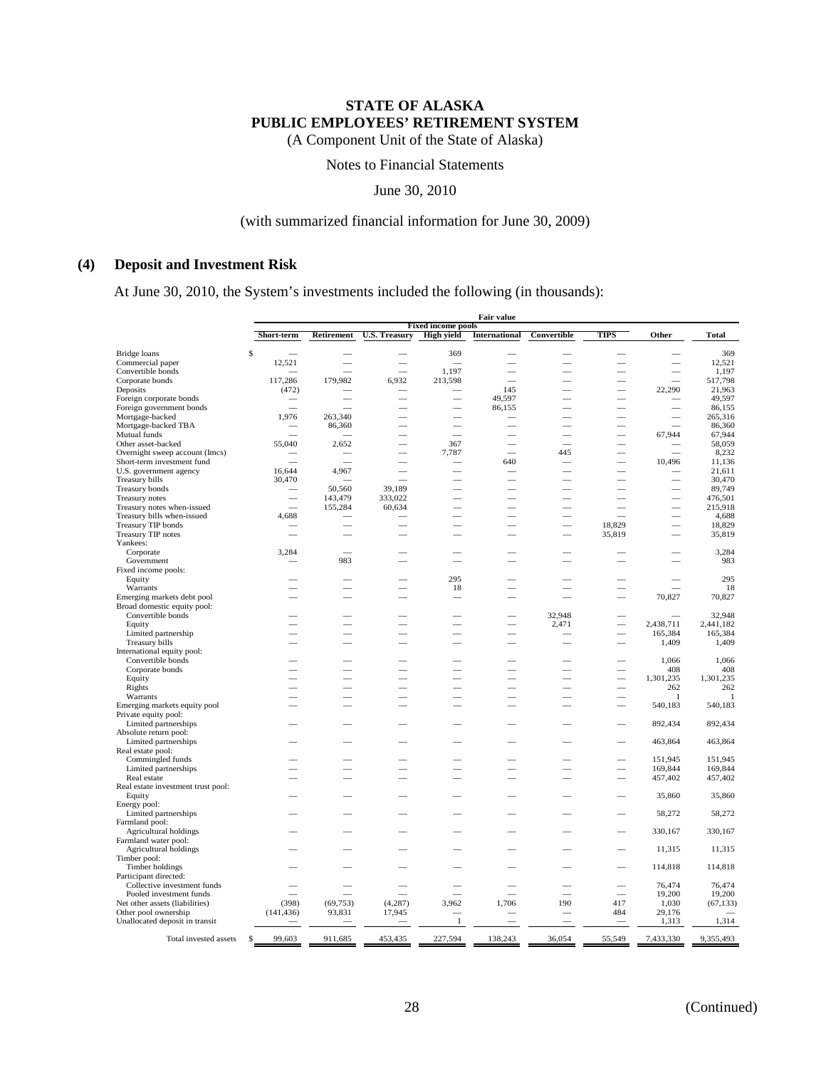# STATE OF ALASKA
# PUBLIC EMPLOYEES' RETIREMENT SYSTEM
(A Component Unit of the State of Alaska)

Notes to Financial Statements

June 30, 2010

(with summarized financial information for June 30, 2009)

## (4) Deposit and Investment Risk

At June 30, 2010, the System's investments included the following (in thousands):

| | Fair value | | | | | | | | |
|---|---|---|---|---|---|---|---|---|---|
| | Fixed income pools | | | | | | | | |
| | Short-term | Retirement | U.S. Treasury | High yield | International | Convertible | TIPS | Other | Total |
| Bridge loans | $ — | — | — | 369 | — | — | — | — | 369 |
| Commercial paper | 12,521 | — | — | — | — | — | — | — | 12,521 |
| Convertible bonds | — | — | — | 1,197 | — | — | — | — | 1,197 |
| Corporate bonds | 117,286 | 179,982 | 6,932 | 213,598 | — | — | — | — | 517,798 |
| Deposits | (472) | — | — | — | 145 | — | — | 22,290 | 21,963 |
| Foreign corporate bonds | — | — | — | — | 49,597 | — | — | — | 49,597 |
| Foreign government bonds | — | — | — | — | 86,155 | — | — | — | 86,155 |
| Mortgage-backed | 1,976 | 263,340 | — | — | — | — | — | — | 265,316 |
| Mortgage-backed TBA | — | 86,360 | — | — | — | — | — | — | 86,360 |
| Mutual funds | — | — | — | — | — | — | — | 67,944 | 67,944 |
| Other asset-backed | 55,040 | 2,652 | — | 367 | — | — | — | — | 58,059 |
| Overnight sweep account (lmcs) | — | — | — | 7,787 | — | 445 | — | — | 8,232 |
| Short-term investment fund | — | — | — | — | 640 | — | — | 10,496 | 11,136 |
| U.S. government agency | 16,644 | 4,967 | — | — | — | — | — | — | 21,611 |
| Treasury bills | 30,470 | — | — | — | — | — | — | — | 30,470 |
| Treasury bonds | — | 50,560 | 39,189 | — | — | — | — | — | 89,749 |
| Treasury notes | — | 143,479 | 333,022 | — | — | — | — | — | 476,501 |
| Treasury notes when-issued | — | 155,284 | 60,634 | — | — | — | — | — | 215,918 |
| Treasury bills when-issued | 4,688 | — | — | — | — | — | — | — | 4,688 |
| Treasury TIP bonds | — | — | — | — | — | — | 18,829 | — | 18,829 |
| Treasury TIP notes | — | — | — | — | — | — | 35,819 | — | 35,819 |
| Yankees: | | | | | | | | | |
| Corporate | 3,284 | — | — | — | — | — | — | — | 3,284 |
| Government | — | 983 | — | — | — | — | — | — | 983 |
| Fixed income pools: | | | | | | | | | |
| Equity | — | — | — | 295 | — | — | — | — | 295 |
| Warrants | — | — | — | 18 | — | — | — | — | 18 |
| Emerging markets debt pool | — | — | — | — | — | — | — | 70,827 | 70,827 |
| Broad domestic equity pool: | | | | | | | | | |
| Convertible bonds | — | — | — | — | — | 32,948 | — | — | 32,948 |
| Equity | — | — | — | — | — | 2,471 | — | 2,438,711 | 2,441,182 |
| Limited partnership | — | — | — | — | — | — | — | 165,384 | 165,384 |
| Treasury bills | — | — | — | — | — | — | — | 1,409 | 1,409 |
| International equity pool: | | | | | | | | | |
| Convertible bonds | — | — | — | — | — | — | — | 1,066 | 1,066 |
| Corporate bonds | — | — | — | — | — | — | — | 408 | 408 |
| Equity | — | — | — | — | — | — | — | 1,301,235 | 1,301,235 |
| Rights | — | — | — | — | — | — | — | 262 | 262 |
| Warrants | — | — | — | — | — | — | — | 1 | 1 |
| Emerging markets equity pool | — | — | — | — | — | — | — | 540,183 | 540,183 |
| Private equity pool: | | | | | | | | | |
| Limited partnerships | — | — | — | — | — | — | — | 892,434 | 892,434 |
| Absolute return pool: | | | | | | | | | |
| Limited partnerships | — | — | — | — | — | — | — | 463,864 | 463,864 |
| Real estate pool: | | | | | | | | | |
| Commingled funds | — | — | — | — | — | — | — | 151,945 | 151,945 |
| Limited partnerships | — | — | — | — | — | — | — | 169,844 | 169,844 |
| Real estate | — | — | — | — | — | — | — | 457,402 | 457,402 |
| Real estate investment trust pool: | | | | | | | | | |
| Equity | — | — | — | — | — | — | — | 35,860 | 35,860 |
| Energy pool: | | | | | | | | | |
| Limited partnerships | — | — | — | — | — | — | — | 58,272 | 58,272 |
| Farmland pool: | | | | | | | | | |
| Agricultural holdings | — | — | — | — | — | — | — | 330,167 | 330,167 |
| Farmland water pool: | | | | | | | | | |
| Agricultural holdings | — | — | — | — | — | — | — | 11,315 | 11,315 |
| Timber pool: | | | | | | | | | |
| Timber holdings | — | — | — | — | — | — | — | 114,818 | 114,818 |
| Participant directed: | | | | | | | | | |
| Collective investment funds | — | — | — | — | — | — | — | 76,474 | 76,474 |
| Pooled investment funds | — | — | — | — | — | — | — | 19,200 | 19,200 |
| Net other assets (liabilities) | (398) | (69,753) | (4,287) | 3,962 | 1,706 | 190 | 417 | 1,030 | (67,133) |
| Other pool ownership | (141,436) | 93,831 | 17,945 | — | — | — | 484 | 29,176 | — |
| Unallocated deposit in transit | — | — | — | 1 | — | — | — | 1,313 | 1,314 |
| Total invested assets | $ 99,603 | 911,685 | 453,435 | 227,594 | 138,243 | 36,054 | 55,549 | 7,433,330 | 9,355,493 |

(Continued)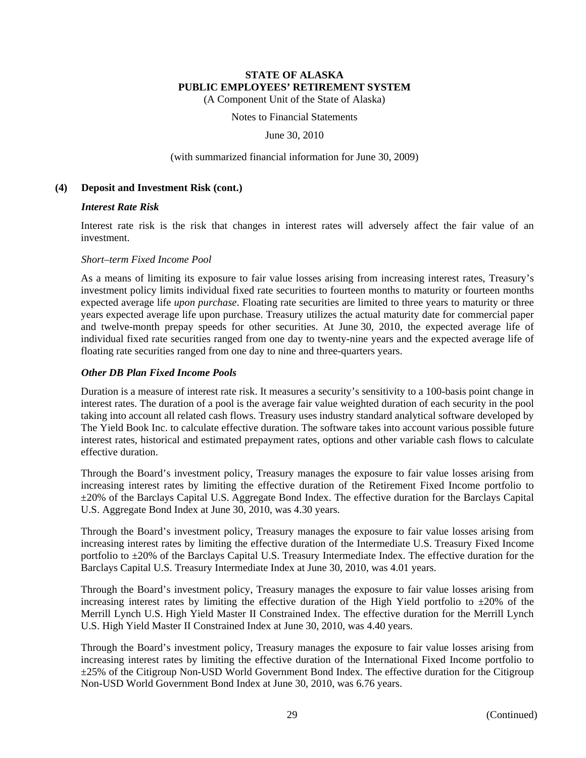# STATE OF ALASKA
## PUBLIC EMPLOYEES' RETIREMENT SYSTEM
(A Component Unit of the State of Alaska)

Notes to Financial Statements

June 30, 2010

(with summarized financial information for June 30, 2009)

**(4) Deposit and Investment Risk (cont.)**

***Interest Rate Risk***

Interest rate risk is the risk that changes in interest rates will adversely affect the fair value of an investment.

*Short–term Fixed Income Pool*

As a means of limiting its exposure to fair value losses arising from increasing interest rates, Treasury's investment policy limits individual fixed rate securities to fourteen months to maturity or fourteen months expected average life *upon purchase*. Floating rate securities are limited to three years to maturity or three years expected average life upon purchase. Treasury utilizes the actual maturity date for commercial paper and twelve-month prepay speeds for other securities. At June 30, 2010, the expected average life of individual fixed rate securities ranged from one day to twenty-nine years and the expected average life of floating rate securities ranged from one day to nine and three-quarters years.

***Other DB Plan Fixed Income Pools***

Duration is a measure of interest rate risk. It measures a security's sensitivity to a 100-basis point change in interest rates. The duration of a pool is the average fair value weighted duration of each security in the pool taking into account all related cash flows. Treasury uses industry standard analytical software developed by The Yield Book Inc. to calculate effective duration. The software takes into account various possible future interest rates, historical and estimated prepayment rates, options and other variable cash flows to calculate effective duration.

Through the Board's investment policy, Treasury manages the exposure to fair value losses arising from increasing interest rates by limiting the effective duration of the Retirement Fixed Income portfolio to ±20% of the Barclays Capital U.S. Aggregate Bond Index. The effective duration for the Barclays Capital U.S. Aggregate Bond Index at June 30, 2010, was 4.30 years.

Through the Board's investment policy, Treasury manages the exposure to fair value losses arising from increasing interest rates by limiting the effective duration of the Intermediate U.S. Treasury Fixed Income portfolio to ±20% of the Barclays Capital U.S. Treasury Intermediate Index. The effective duration for the Barclays Capital U.S. Treasury Intermediate Index at June 30, 2010, was 4.01 years.

Through the Board's investment policy, Treasury manages the exposure to fair value losses arising from increasing interest rates by limiting the effective duration of the High Yield portfolio to ±20% of the Merrill Lynch U.S. High Yield Master II Constrained Index. The effective duration for the Merrill Lynch U.S. High Yield Master II Constrained Index at June 30, 2010, was 4.40 years.

Through the Board's investment policy, Treasury manages the exposure to fair value losses arising from increasing interest rates by limiting the effective duration of the International Fixed Income portfolio to ±25% of the Citigroup Non-USD World Government Bond Index. The effective duration for the Citigroup Non-USD World Government Bond Index at June 30, 2010, was 6.76 years.

(Continued)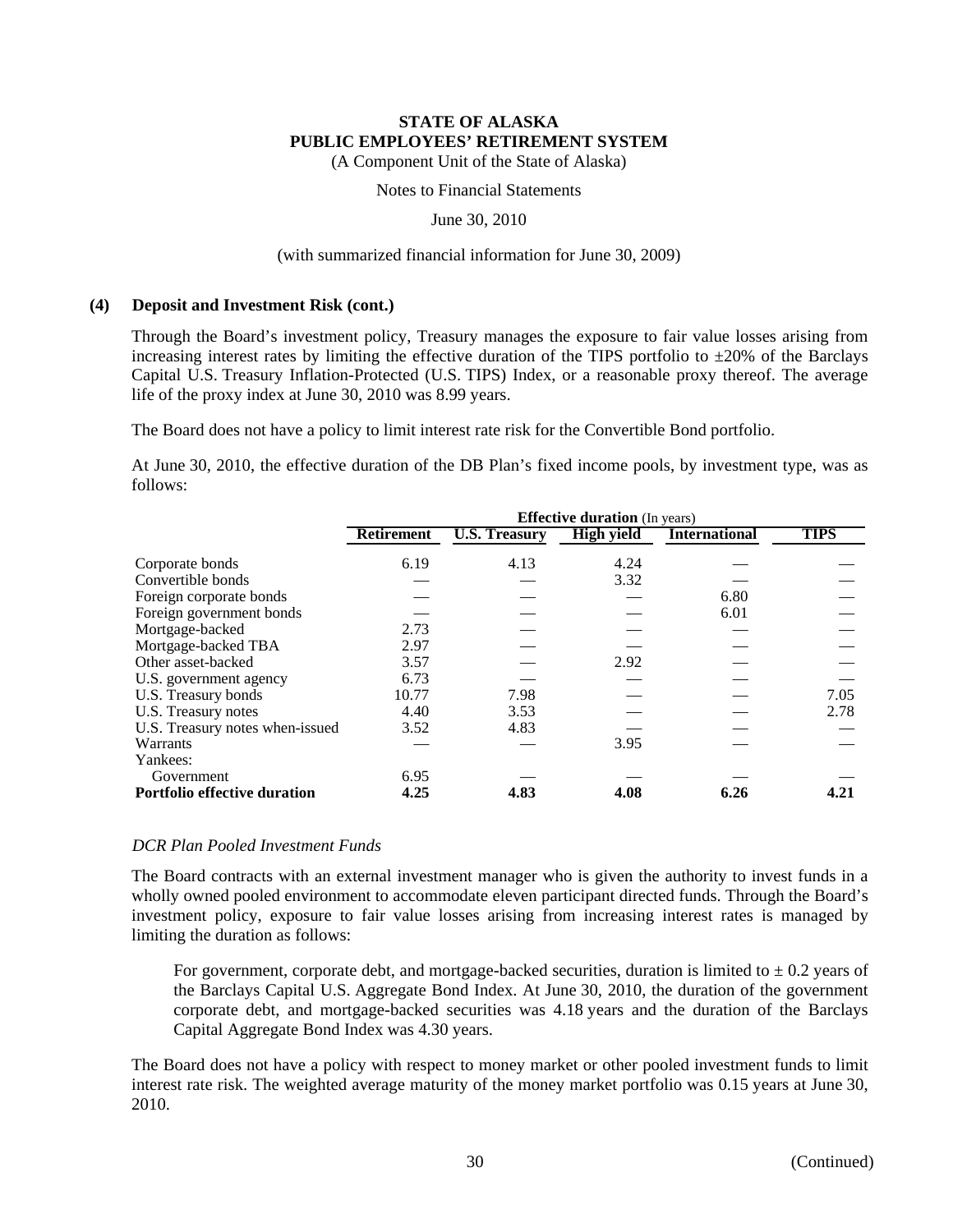**STATE OF ALASKA**
**PUBLIC EMPLOYEES' RETIREMENT SYSTEM**
(A Component Unit of the State of Alaska)

Notes to Financial Statements

June 30, 2010

(with summarized financial information for June 30, 2009)

### (4) Deposit and Investment Risk (cont.)

Through the Board's investment policy, Treasury manages the exposure to fair value losses arising from increasing interest rates by limiting the effective duration of the TIPS portfolio to ±20% of the Barclays Capital U.S. Treasury Inflation-Protected (U.S. TIPS) Index, or a reasonable proxy thereof. The average life of the proxy index at June 30, 2010 was 8.99 years.

The Board does not have a policy to limit interest rate risk for the Convertible Bond portfolio.

At June 30, 2010, the effective duration of the DB Plan's fixed income pools, by investment type, was as follows:

| | **Effective duration** (In years) | | | | |
|---|---|---|---|---|---|
| | **Retirement** | **U.S. Treasury** | **High yield** | **International** | **TIPS** |
| Corporate bonds | 6.19 | 4.13 | 4.24 | — | — |
| Convertible bonds | — | — | 3.32 | — | — |
| Foreign corporate bonds | — | — | — | 6.80 | — |
| Foreign government bonds | — | — | — | 6.01 | — |
| Mortgage-backed | 2.73 | — | — | — | — |
| Mortgage-backed TBA | 2.97 | — | — | — | — |
| Other asset-backed | 3.57 | — | 2.92 | — | — |
| U.S. government agency | 6.73 | — | — | — | — |
| U.S. Treasury bonds | 10.77 | 7.98 | — | — | 7.05 |
| U.S. Treasury notes | 4.40 | 3.53 | — | — | 2.78 |
| U.S. Treasury notes when-issued | 3.52 | 4.83 | — | — | — |
| Warrants | — | — | 3.95 | — | — |
| Yankees: | | | | | |
| Government | 6.95 | — | — | — | — |
| **Portfolio effective duration** | **4.25** | **4.83** | **4.08** | **6.26** | **4.21** |

*DCR Plan Pooled Investment Funds*

The Board contracts with an external investment manager who is given the authority to invest funds in a wholly owned pooled environment to accommodate eleven participant directed funds. Through the Board's investment policy, exposure to fair value losses arising from increasing interest rates is managed by limiting the duration as follows:

> For government, corporate debt, and mortgage-backed securities, duration is limited to ± 0.2 years of the Barclays Capital U.S. Aggregate Bond Index. At June 30, 2010, the duration of the government corporate debt, and mortgage-backed securities was 4.18 years and the duration of the Barclays Capital Aggregate Bond Index was 4.30 years.

The Board does not have a policy with respect to money market or other pooled investment funds to limit interest rate risk. The weighted average maturity of the money market portfolio was 0.15 years at June 30, 2010.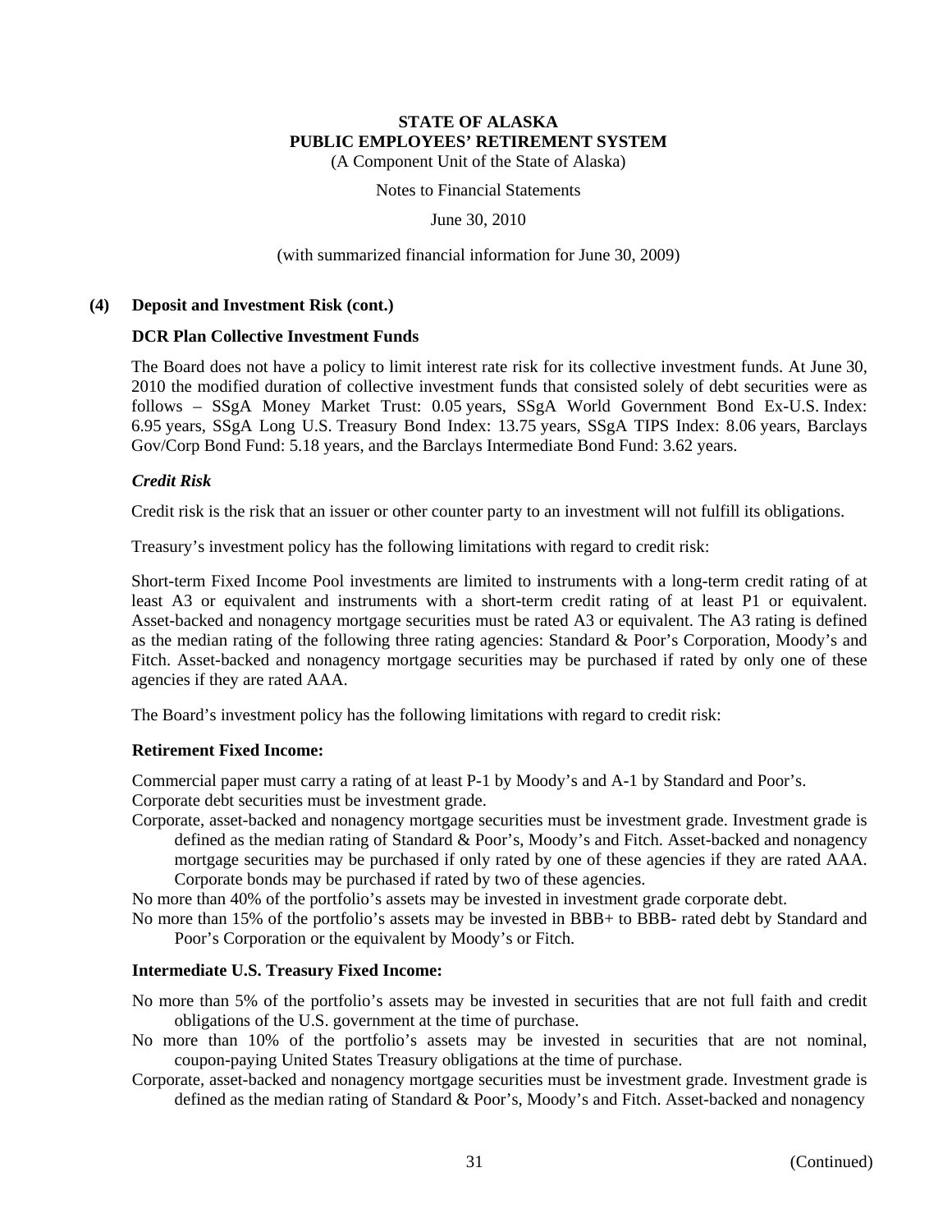### (4) Deposit and Investment Risk (cont.)

**DCR Plan Collective Investment Funds**

The Board does not have a policy to limit interest rate risk for its collective investment funds. At June 30, 2010 the modified duration of collective investment funds that consisted solely of debt securities were as follows – SSgA Money Market Trust: 0.05 years, SSgA World Government Bond Ex-U.S. Index: 6.95 years, SSgA Long U.S. Treasury Bond Index: 13.75 years, SSgA TIPS Index: 8.06 years, Barclays Gov/Corp Bond Fund: 5.18 years, and the Barclays Intermediate Bond Fund: 3.62 years.

***Credit Risk***

Credit risk is the risk that an issuer or other counter party to an investment will not fulfill its obligations.

Treasury's investment policy has the following limitations with regard to credit risk:

Short-term Fixed Income Pool investments are limited to instruments with a long-term credit rating of at least A3 or equivalent and instruments with a short-term credit rating of at least P1 or equivalent. Asset-backed and nonagency mortgage securities must be rated A3 or equivalent. The A3 rating is defined as the median rating of the following three rating agencies: Standard & Poor's Corporation, Moody's and Fitch. Asset-backed and nonagency mortgage securities may be purchased if rated by only one of these agencies if they are rated AAA.

The Board's investment policy has the following limitations with regard to credit risk:

**Retirement Fixed Income:**

Commercial paper must carry a rating of at least P-1 by Moody's and A-1 by Standard and Poor's.

Corporate debt securities must be investment grade.

Corporate, asset-backed and nonagency mortgage securities must be investment grade. Investment grade is defined as the median rating of Standard & Poor's, Moody's and Fitch. Asset-backed and nonagency mortgage securities may be purchased if only rated by one of these agencies if they are rated AAA. Corporate bonds may be purchased if rated by two of these agencies.

No more than 40% of the portfolio's assets may be invested in investment grade corporate debt.

No more than 15% of the portfolio's assets may be invested in BBB+ to BBB- rated debt by Standard and Poor's Corporation or the equivalent by Moody's or Fitch.

**Intermediate U.S. Treasury Fixed Income:**

No more than 5% of the portfolio's assets may be invested in securities that are not full faith and credit obligations of the U.S. government at the time of purchase.

No more than 10% of the portfolio's assets may be invested in securities that are not nominal, coupon-paying United States Treasury obligations at the time of purchase.

Corporate, asset-backed and nonagency mortgage securities must be investment grade. Investment grade is defined as the median rating of Standard & Poor's, Moody's and Fitch. Asset-backed and nonagency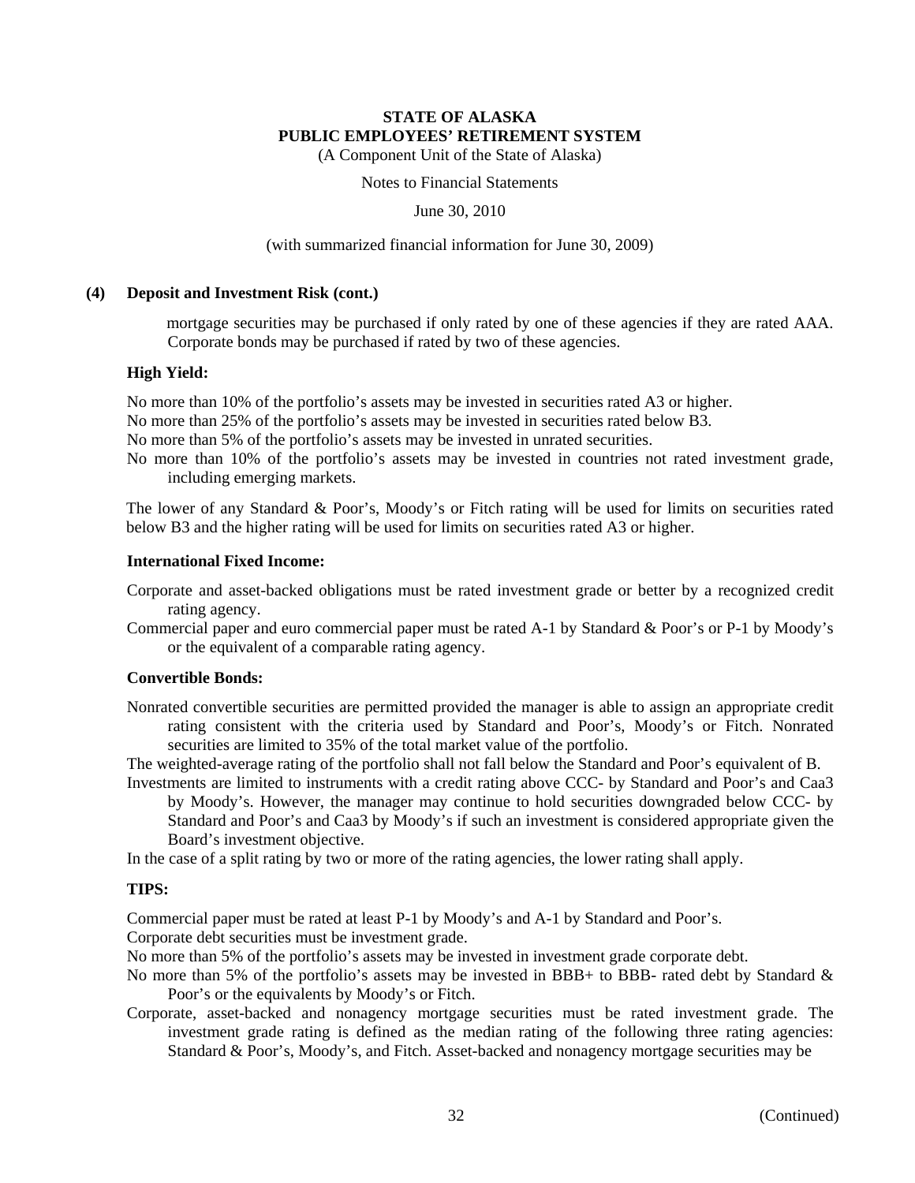**(4) Deposit and Investment Risk (cont.)**

mortgage securities may be purchased if only rated by one of these agencies if they are rated AAA. Corporate bonds may be purchased if rated by two of these agencies.

**High Yield:**

No more than 10% of the portfolio's assets may be invested in securities rated A3 or higher.

No more than 25% of the portfolio's assets may be invested in securities rated below B3.

No more than 5% of the portfolio's assets may be invested in unrated securities.

No more than 10% of the portfolio's assets may be invested in countries not rated investment grade, including emerging markets.

The lower of any Standard & Poor's, Moody's or Fitch rating will be used for limits on securities rated below B3 and the higher rating will be used for limits on securities rated A3 or higher.

**International Fixed Income:**

Corporate and asset-backed obligations must be rated investment grade or better by a recognized credit rating agency.

Commercial paper and euro commercial paper must be rated A-1 by Standard & Poor's or P-1 by Moody's or the equivalent of a comparable rating agency.

**Convertible Bonds:**

Nonrated convertible securities are permitted provided the manager is able to assign an appropriate credit rating consistent with the criteria used by Standard and Poor's, Moody's or Fitch. Nonrated securities are limited to 35% of the total market value of the portfolio.

The weighted-average rating of the portfolio shall not fall below the Standard and Poor's equivalent of B.

Investments are limited to instruments with a credit rating above CCC- by Standard and Poor's and Caa3 by Moody's. However, the manager may continue to hold securities downgraded below CCC- by Standard and Poor's and Caa3 by Moody's if such an investment is considered appropriate given the Board's investment objective.

In the case of a split rating by two or more of the rating agencies, the lower rating shall apply.

**TIPS:**

Commercial paper must be rated at least P-1 by Moody's and A-1 by Standard and Poor's.

Corporate debt securities must be investment grade.

No more than 5% of the portfolio's assets may be invested in investment grade corporate debt.

No more than 5% of the portfolio's assets may be invested in BBB+ to BBB- rated debt by Standard & Poor's or the equivalents by Moody's or Fitch.

Corporate, asset-backed and nonagency mortgage securities must be rated investment grade. The investment grade rating is defined as the median rating of the following three rating agencies: Standard & Poor's, Moody's, and Fitch. Asset-backed and nonagency mortgage securities may be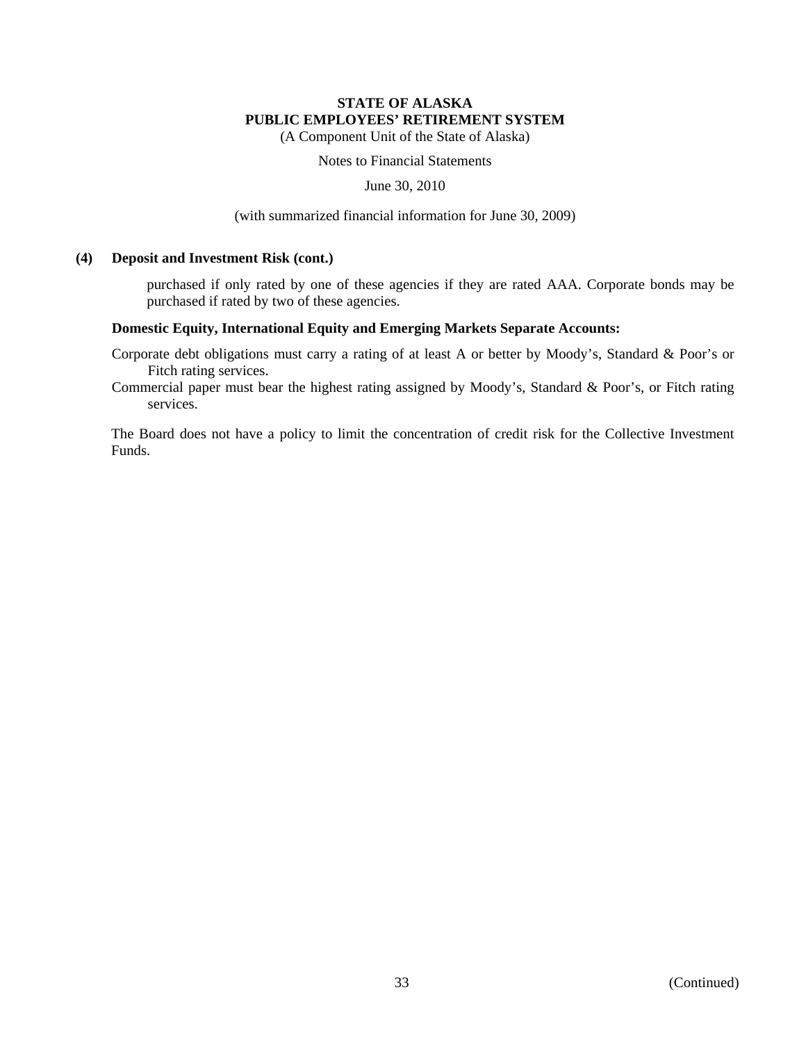## (4) Deposit and Investment Risk (cont.)

purchased if only rated by one of these agencies if they are rated AAA. Corporate bonds may be purchased if rated by two of these agencies.

**Domestic Equity, International Equity and Emerging Markets Separate Accounts:**

Corporate debt obligations must carry a rating of at least A or better by Moody's, Standard & Poor's or Fitch rating services.

Commercial paper must bear the highest rating assigned by Moody's, Standard & Poor's, or Fitch rating services.

The Board does not have a policy to limit the concentration of credit risk for the Collective Investment Funds.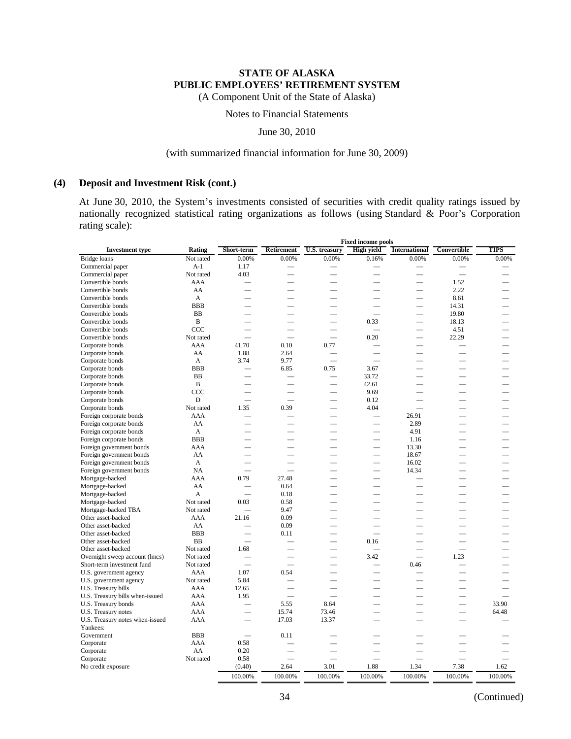## (4) Deposit and Investment Risk (cont.)

At June 30, 2010, the System's investments consisted of securities with credit quality ratings issued by nationally recognized statistical rating organizations as follows (using Standard & Poor's Corporation rating scale):

| | | Fixed income pools | | | | | | |
|---|---|---|---|---|---|---|---|---|
| **Investment type** | **Rating** | **Short-term** | **Retirement** | **U.S. treasury** | **High yield** | **International** | **Convertible** | **TIPS** |
| Bridge loans | Not rated | 0.00% | 0.00% | 0.00% | 0.16% | 0.00% | 0.00% | 0.00% |
| Commercial paper | A-1 | 1.17 | — | — | — | — | — | — |
| Commercial paper | Not rated | 4.03 | — | — | — | — | — | — |
| Convertible bonds | AAA | — | — | — | — | — | 1.52 | — |
| Convertible bonds | AA | — | — | — | — | — | 2.22 | — |
| Convertible bonds | A | — | — | — | — | — | 8.61 | — |
| Convertible bonds | BBB | — | — | — | — | — | 14.31 | — |
| Convertible bonds | BB | — | — | — | — | — | 19.80 | — |
| Convertible bonds | B | — | — | — | 0.33 | — | 18.13 | — |
| Convertible bonds | CCC | — | — | — | — | — | 4.51 | — |
| Convertible bonds | Not rated | — | — | — | 0.20 | — | 22.29 | — |
| Corporate bonds | AAA | 41.70 | 0.10 | 0.77 | — | — | — | — |
| Corporate bonds | AA | 1.88 | 2.64 | — | — | — | — | — |
| Corporate bonds | A | 3.74 | 9.77 | — | — | — | — | — |
| Corporate bonds | BBB | — | 6.85 | 0.75 | 3.67 | — | — | — |
| Corporate bonds | BB | — | — | — | 33.72 | — | — | — |
| Corporate bonds | B | — | — | — | 42.61 | — | — | — |
| Corporate bonds | CCC | — | — | — | 9.69 | — | — | — |
| Corporate bonds | D | — | — | — | 0.12 | — | — | — |
| Corporate bonds | Not rated | 1.35 | 0.39 | — | 4.04 | — | — | — |
| Foreign corporate bonds | AAA | — | — | — | — | 26.91 | — | — |
| Foreign corporate bonds | AA | — | — | — | — | 2.89 | — | — |
| Foreign corporate bonds | A | — | — | — | — | 4.91 | — | — |
| Foreign corporate bonds | BBB | — | — | — | — | 1.16 | — | — |
| Foreign government bonds | AAA | — | — | — | — | 13.30 | — | — |
| Foreign government bonds | AA | — | — | — | — | 18.67 | — | — |
| Foreign government bonds | A | — | — | — | — | 16.02 | — | — |
| Foreign government bonds | NA | — | — | — | — | 14.34 | — | — |
| Mortgage-backed | AAA | 0.79 | 27.48 | — | — | — | — | — |
| Mortgage-backed | AA | — | 0.64 | — | — | — | — | — |
| Mortgage-backed | A | — | 0.18 | — | — | — | — | — |
| Mortgage-backed | Not rated | 0.03 | 0.58 | — | — | — | — | — |
| Mortgage-backed TBA | Not rated | — | 9.47 | — | — | — | — | — |
| Other asset-backed | AAA | 21.16 | 0.09 | — | — | — | — | — |
| Other asset-backed | AA | — | 0.09 | — | — | — | — | — |
| Other asset-backed | BBB | — | 0.11 | — | — | — | — | — |
| Other asset-backed | BB | — | — | — | 0.16 | — | — | — |
| Other asset-backed | Not rated | 1.68 | — | — | — | — | — | — |
| Overnight sweep account (lmcs) | Not rated | — | — | — | 3.42 | — | 1.23 | — |
| Short-term investment fund | Not rated | — | — | — | — | 0.46 | — | — |
| U.S. government agency | AAA | 1.07 | 0.54 | — | — | — | — | — |
| U.S. government agency | Not rated | 5.84 | — | — | — | — | — | — |
| U.S. Treasury bills | AAA | 12.65 | — | — | — | — | — | — |
| U.S. Treasury bills when-issued | AAA | 1.95 | — | — | — | — | — | — |
| U.S. Treasury bonds | AAA | — | 5.55 | 8.64 | — | — | — | 33.90 |
| U.S. Treasury notes | AAA | — | 15.74 | 73.46 | — | — | — | 64.48 |
| U.S. Treasury notes when-issued | AAA | — | 17.03 | 13.37 | — | — | — | — |
| Yankees: | | | | | | | | |
| Government | BBB | — | 0.11 | — | — | — | — | — |
| Corporate | AAA | 0.58 | — | — | — | — | — | — |
| Corporate | AA | 0.20 | — | — | — | — | — | — |
| Corporate | Not rated | 0.58 | — | — | — | — | — | — |
| No credit exposure | | (0.40) | 2.64 | 3.01 | 1.88 | 1.34 | 7.38 | 1.62 |
| | | 100.00% | 100.00% | 100.00% | 100.00% | 100.00% | 100.00% | 100.00% |

(Continued)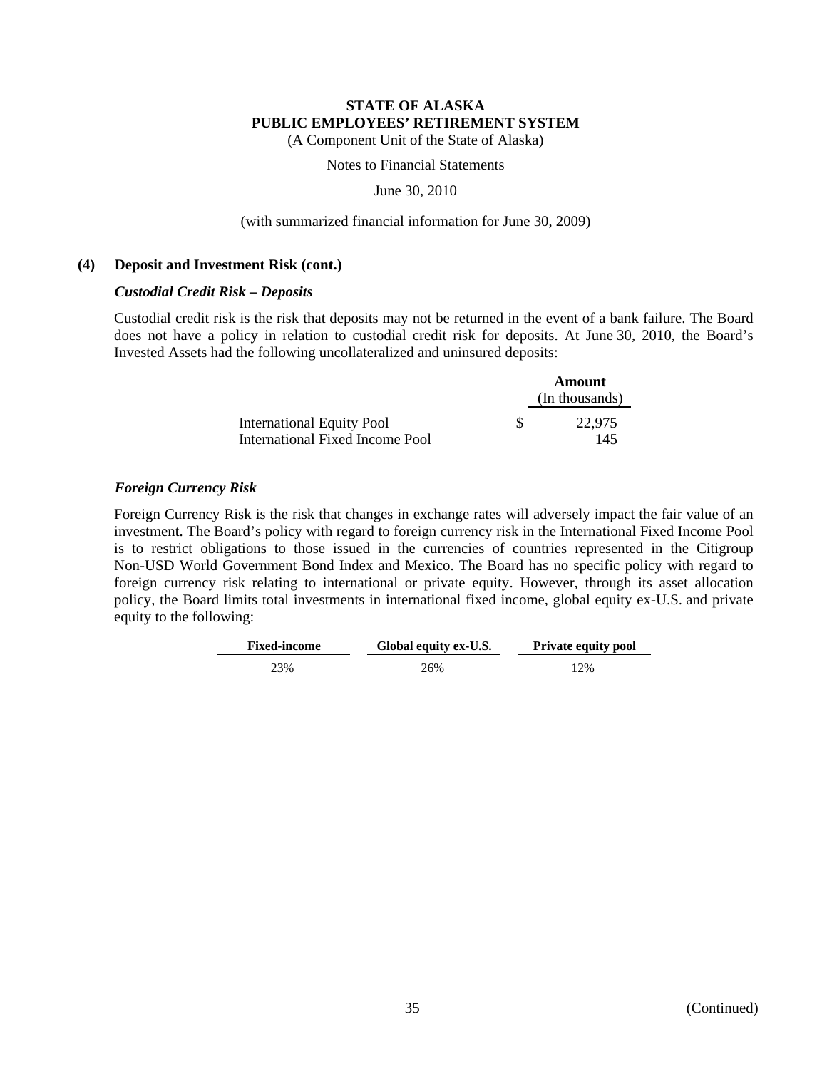# STATE OF ALASKA
# PUBLIC EMPLOYEES' RETIREMENT SYSTEM

(A Component Unit of the State of Alaska)

Notes to Financial Statements

June 30, 2010

(with summarized financial information for June 30, 2009)

## (4) Deposit and Investment Risk (cont.)

### *Custodial Credit Risk – Deposits*

Custodial credit risk is the risk that deposits may not be returned in the event of a bank failure. The Board does not have a policy in relation to custodial credit risk for deposits. At June 30, 2010, the Board's Invested Assets had the following uncollateralized and uninsured deposits:

| | Amount (In thousands) |
|---|---|
| International Equity Pool | $ 22,975 |
| International Fixed Income Pool | 145 |

### *Foreign Currency Risk*

Foreign Currency Risk is the risk that changes in exchange rates will adversely impact the fair value of an investment. The Board's policy with regard to foreign currency risk in the International Fixed Income Pool is to restrict obligations to those issued in the currencies of countries represented in the Citigroup Non-USD World Government Bond Index and Mexico. The Board has no specific policy with regard to foreign currency risk relating to international or private equity. However, through its asset allocation policy, the Board limits total investments in international fixed income, global equity ex-U.S. and private equity to the following:

| Fixed-income | Global equity ex-U.S. | Private equity pool |
|---|---|---|
| 23% | 26% | 12% |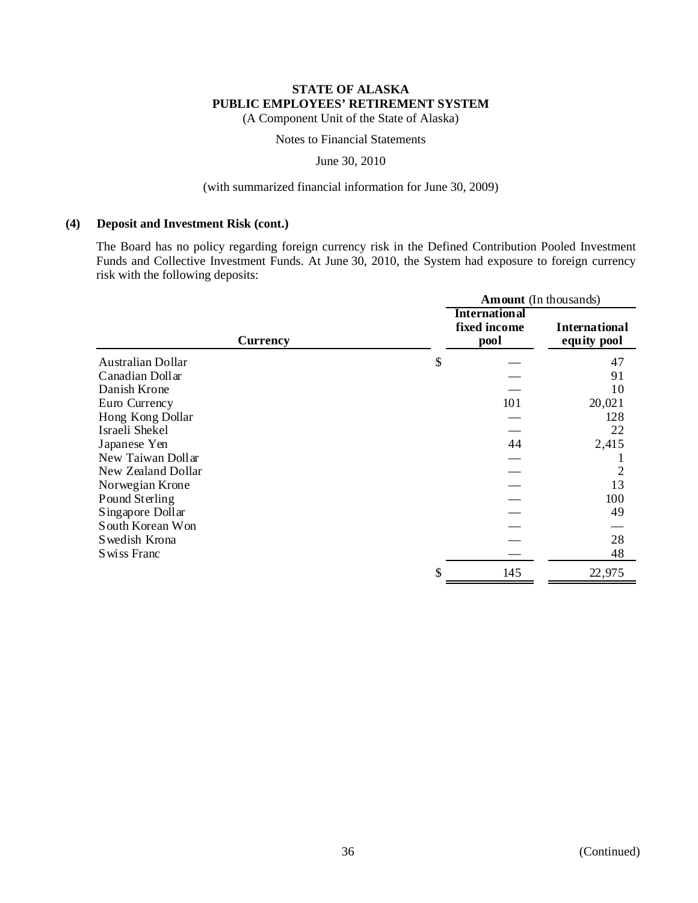**STATE OF ALASKA**
**PUBLIC EMPLOYEES' RETIREMENT SYSTEM**
(A Component Unit of the State of Alaska)

Notes to Financial Statements

June 30, 2010

(with summarized financial information for June 30, 2009)

**(4) Deposit and Investment Risk (cont.)**

The Board has no policy regarding foreign currency risk in the Defined Contribution Pooled Investment Funds and Collective Investment Funds. At June 30, 2010, the System had exposure to foreign currency risk with the following deposits:

| | **Amount** (In thousands) | |
|---|---|---|
| **Currency** | **International fixed income pool** | **International equity pool** |
| Australian Dollar | $ — | 47 |
| Canadian Dollar | — | 91 |
| Danish Krone | — | 10 |
| Euro Currency | 101 | 20,021 |
| Hong Kong Dollar | — | 128 |
| Israeli Shekel | — | 22 |
| Japanese Yen | 44 | 2,415 |
| New Taiwan Dollar | — | 1 |
| New Zealand Dollar | — | 2 |
| Norwegian Krone | — | 13 |
| Pound Sterling | — | 100 |
| Singapore Dollar | — | 49 |
| South Korean Won | — | — |
| Swedish Krona | — | 28 |
| Swiss Franc | — | 48 |
| | $ 145 | 22,975 |

(Continued)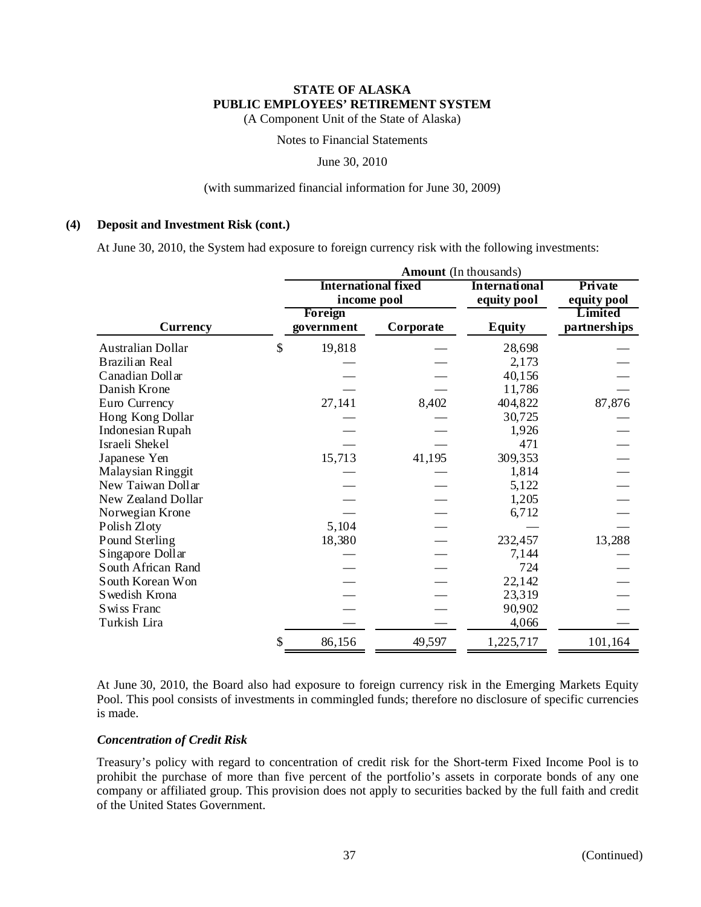**STATE OF ALASKA**
**PUBLIC EMPLOYEES' RETIREMENT SYSTEM**
(A Component Unit of the State of Alaska)

Notes to Financial Statements

June 30, 2010

(with summarized financial information for June 30, 2009)

## (4) Deposit and Investment Risk (cont.)

At June 30, 2010, the System had exposure to foreign currency risk with the following investments:

| | **Amount** (In thousands) | | | |
|---|---|---|---|---|
| | **International fixed income pool** | | **International equity pool** | **Private equity pool** |
| **Currency** | **Foreign government** | **Corporate** | **Equity** | **Limited partnerships** |
| Australian Dollar | $ 19,818 | — | 28,698 | — |
| Brazilian Real | — | — | 2,173 | — |
| Canadian Dollar | — | — | 40,156 | — |
| Danish Krone | — | — | 11,786 | — |
| Euro Currency | 27,141 | 8,402 | 404,822 | 87,876 |
| Hong Kong Dollar | — | — | 30,725 | — |
| Indonesian Rupah | — | — | 1,926 | — |
| Israeli Shekel | — | — | 471 | — |
| Japanese Yen | 15,713 | 41,195 | 309,353 | — |
| Malaysian Ringgit | — | — | 1,814 | — |
| New Taiwan Dollar | — | — | 5,122 | — |
| New Zealand Dollar | — | — | 1,205 | — |
| Norwegian Krone | — | — | 6,712 | — |
| Polish Zloty | 5,104 | — | — | — |
| Pound Sterling | 18,380 | — | 232,457 | 13,288 |
| Singapore Dollar | — | — | 7,144 | — |
| South African Rand | — | — | 724 | — |
| South Korean Won | — | — | 22,142 | — |
| Swedish Krona | — | — | 23,319 | — |
| Swiss Franc | — | — | 90,902 | — |
| Turkish Lira | — | — | 4,066 | — |
| | $ 86,156 | 49,597 | 1,225,717 | 101,164 |

At June 30, 2010, the Board also had exposure to foreign currency risk in the Emerging Markets Equity Pool. This pool consists of investments in commingled funds; therefore no disclosure of specific currencies is made.

### *Concentration of Credit Risk*

Treasury's policy with regard to concentration of credit risk for the Short-term Fixed Income Pool is to prohibit the purchase of more than five percent of the portfolio's assets in corporate bonds of any one company or affiliated group. This provision does not apply to securities backed by the full faith and credit of the United States Government.

(Continued)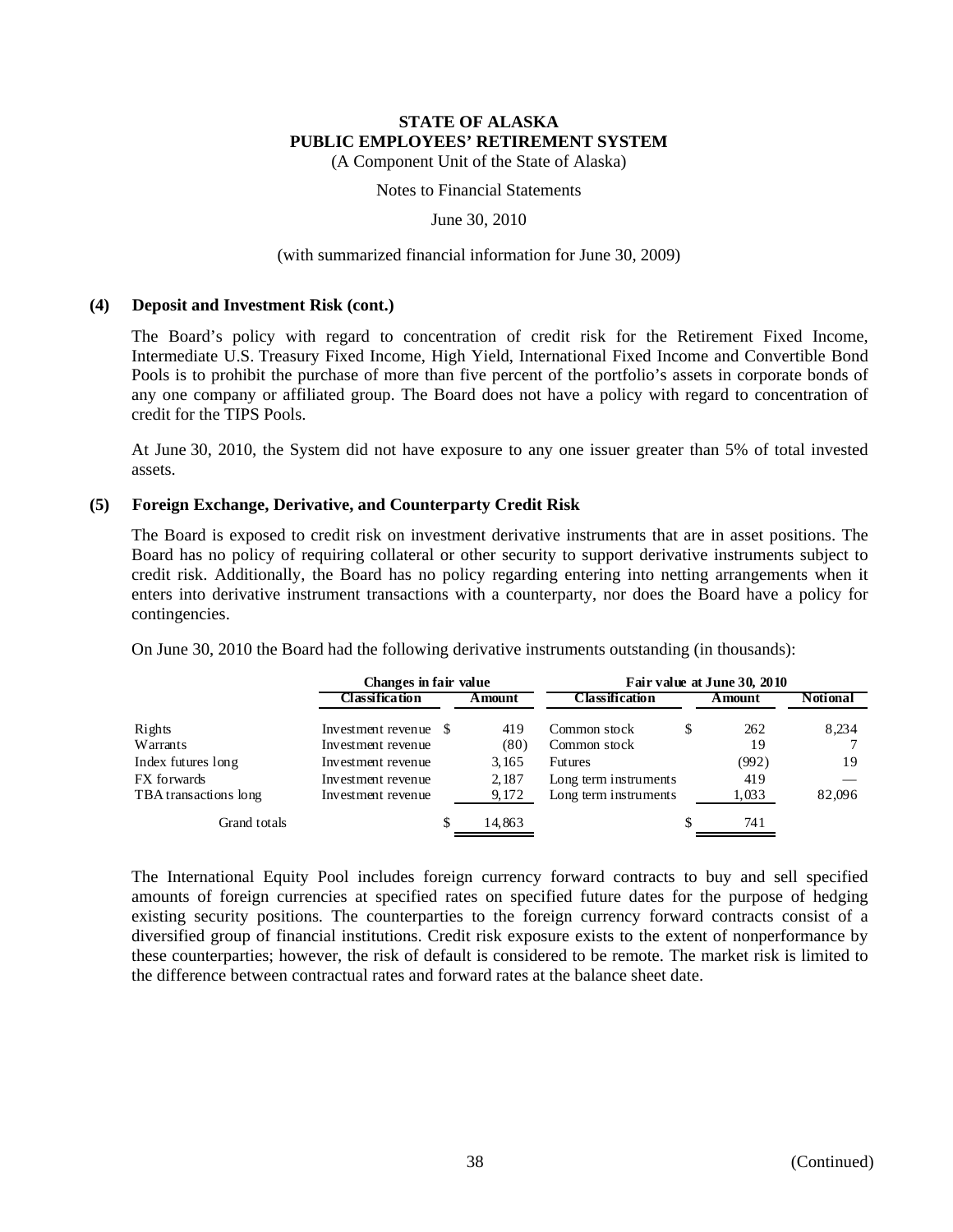# STATE OF ALASKA
## PUBLIC EMPLOYEES' RETIREMENT SYSTEM

(A Component Unit of the State of Alaska)

Notes to Financial Statements

June 30, 2010

(with summarized financial information for June 30, 2009)

### (4) Deposit and Investment Risk (cont.)

The Board's policy with regard to concentration of credit risk for the Retirement Fixed Income, Intermediate U.S. Treasury Fixed Income, High Yield, International Fixed Income and Convertible Bond Pools is to prohibit the purchase of more than five percent of the portfolio's assets in corporate bonds of any one company or affiliated group. The Board does not have a policy with regard to concentration of credit for the TIPS Pools.

At June 30, 2010, the System did not have exposure to any one issuer greater than 5% of total invested assets.

### (5) Foreign Exchange, Derivative, and Counterparty Credit Risk

The Board is exposed to credit risk on investment derivative instruments that are in asset positions. The Board has no policy of requiring collateral or other security to support derivative instruments subject to credit risk. Additionally, the Board has no policy regarding entering into netting arrangements when it enters into derivative instrument transactions with a counterparty, nor does the Board have a policy for contingencies.

On June 30, 2010 the Board had the following derivative instruments outstanding (in thousands):

| | Changes in fair value | | Fair value at June 30, 2010 | | |
|---|---|---|---|---|---|
| | **Classification** | **Amount** | **Classification** | **Amount** | **Notional** |
| Rights | Investment revenue | $ 419 | Common stock | $ 262 | 8,234 |
| Warrants | Investment revenue | (80) | Common stock | 19 | 7 |
| Index futures long | Investment revenue | 3,165 | Futures | (992) | 19 |
| FX forwards | Investment revenue | 2,187 | Long term instruments | 419 | — |
| TBA transactions long | Investment revenue | 9,172 | Long term instruments | 1,033 | 82,096 |
| Grand totals | | $ 14,863 | | $ 741 | |

The International Equity Pool includes foreign currency forward contracts to buy and sell specified amounts of foreign currencies at specified rates on specified future dates for the purpose of hedging existing security positions. The counterparties to the foreign currency forward contracts consist of a diversified group of financial institutions. Credit risk exposure exists to the extent of nonperformance by these counterparties; however, the risk of default is considered to be remote. The market risk is limited to the difference between contractual rates and forward rates at the balance sheet date.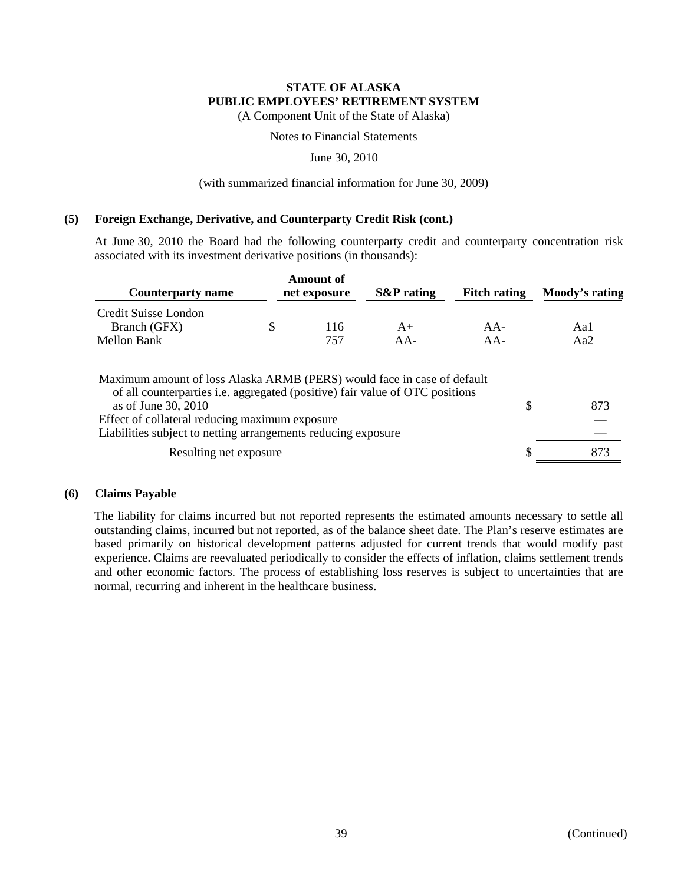**STATE OF ALASKA**
**PUBLIC EMPLOYEES' RETIREMENT SYSTEM**
(A Component Unit of the State of Alaska)

Notes to Financial Statements

June 30, 2010

(with summarized financial information for June 30, 2009)

## (5) Foreign Exchange, Derivative, and Counterparty Credit Risk (cont.)

At June 30, 2010 the Board had the following counterparty credit and counterparty concentration risk associated with its investment derivative positions (in thousands):

| Counterparty name | Amount of net exposure | S&P rating | Fitch rating | Moody's rating |
|---|---|---|---|---|
| Credit Suisse London Branch (GFX) | $ 116 | A+ | AA- | Aa1 |
| Mellon Bank | 757 | AA- | AA- | Aa2 |

| | |
|---|---|
| Maximum amount of loss Alaska ARMB (PERS) would face in case of default of all counterparties i.e. aggregated (positive) fair value of OTC positions as of June 30, 2010 | $ 873 |
| Effect of collateral reducing maximum exposure | — |
| Liabilities subject to netting arrangements reducing exposure | — |
| Resulting net exposure | $ 873 |

## (6) Claims Payable

The liability for claims incurred but not reported represents the estimated amounts necessary to settle all outstanding claims, incurred but not reported, as of the balance sheet date. The Plan's reserve estimates are based primarily on historical development patterns adjusted for current trends that would modify past experience. Claims are reevaluated periodically to consider the effects of inflation, claims settlement trends and other economic factors. The process of establishing loss reserves is subject to uncertainties that are normal, recurring and inherent in the healthcare business.

(Continued)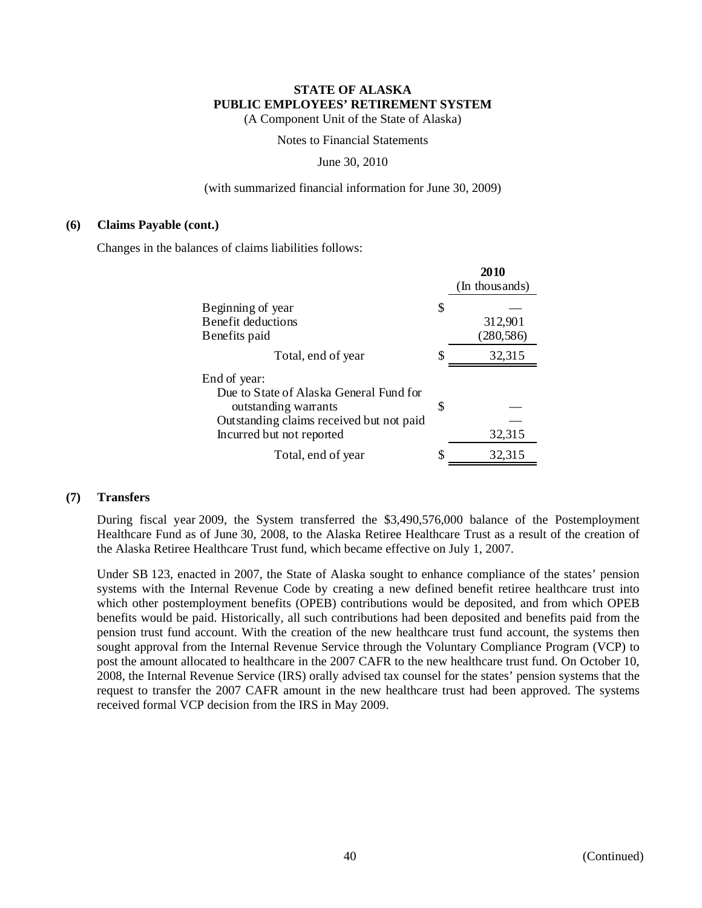**STATE OF ALASKA**
**PUBLIC EMPLOYEES' RETIREMENT SYSTEM**
(A Component Unit of the State of Alaska)

Notes to Financial Statements

June 30, 2010

(with summarized financial information for June 30, 2009)

**(6) Claims Payable (cont.)**

Changes in the balances of claims liabilities follows:

| | | 2010 (In thousands) |
|---|---|---|
| Beginning of year | $ | — |
| Benefit deductions | | 312,901 |
| Benefits paid | | (280,586) |
| Total, end of year | $ | 32,315 |
| End of year: | | |
| Due to State of Alaska General Fund for outstanding warrants | $ | — |
| Outstanding claims received but not paid | | — |
| Incurred but not reported | | 32,315 |
| Total, end of year | $ | 32,315 |

**(7) Transfers**

During fiscal year 2009, the System transferred the $3,490,576,000 balance of the Postemployment Healthcare Fund as of June 30, 2008, to the Alaska Retiree Healthcare Trust as a result of the creation of the Alaska Retiree Healthcare Trust fund, which became effective on July 1, 2007.

Under SB 123, enacted in 2007, the State of Alaska sought to enhance compliance of the states' pension systems with the Internal Revenue Code by creating a new defined benefit retiree healthcare trust into which other postemployment benefits (OPEB) contributions would be deposited, and from which OPEB benefits would be paid. Historically, all such contributions had been deposited and benefits paid from the pension trust fund account. With the creation of the new healthcare trust fund account, the systems then sought approval from the Internal Revenue Service through the Voluntary Compliance Program (VCP) to post the amount allocated to healthcare in the 2007 CAFR to the new healthcare trust fund. On October 10, 2008, the Internal Revenue Service (IRS) orally advised tax counsel for the states' pension systems that the request to transfer the 2007 CAFR amount in the new healthcare trust had been approved. The systems received formal VCP decision from the IRS in May 2009.

(Continued)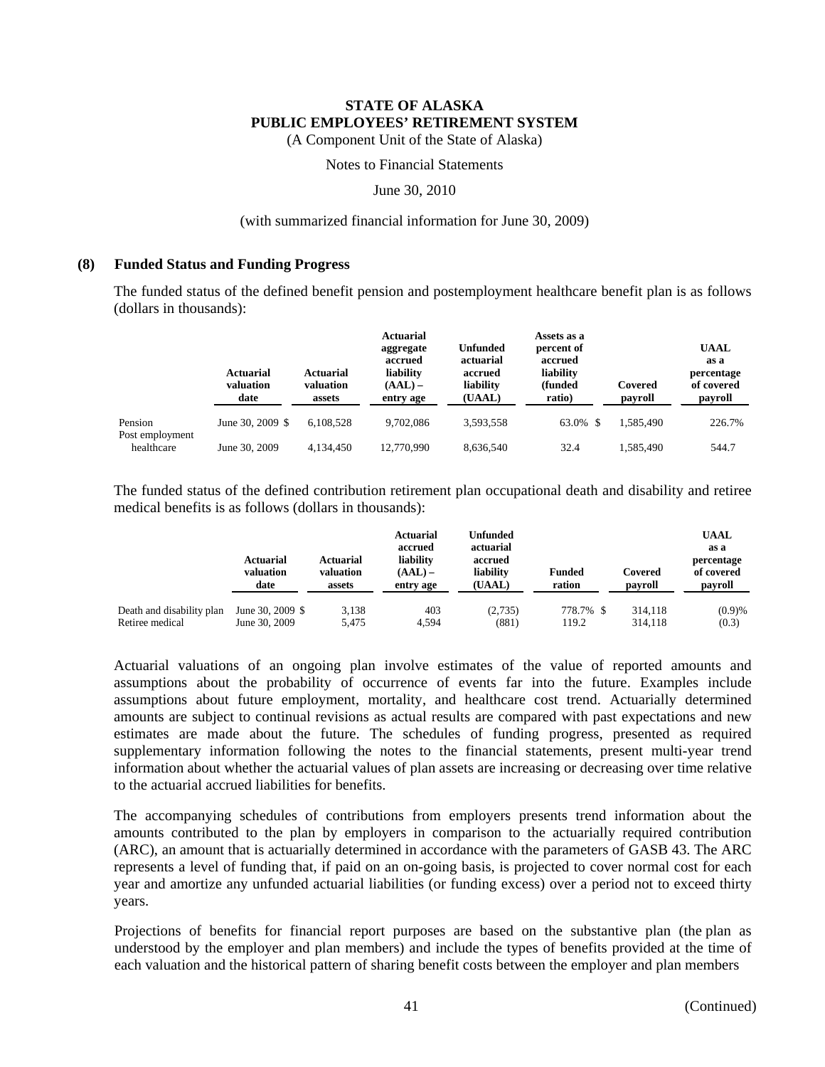## (8) Funded Status and Funding Progress

The funded status of the defined benefit pension and postemployment healthcare benefit plan is as follows (dollars in thousands):

| | Actuarial valuation date | Actuarial valuation assets | Actuarial aggregate accrued liability (AAL) – entry age | Unfunded actuarial accrued liability (UAAL) | Assets as a percent of accrued liability (funded ratio) | Covered payroll | UAAL as a percentage of covered payroll |
|---|---|---|---|---|---|---|---|
| Pension | June 30, 2009 $ | 6,108,528 | 9,702,086 | 3,593,558 | 63.0% $ | 1,585,490 | 226.7% |
| Post employment healthcare | June 30, 2009 | 4,134,450 | 12,770,990 | 8,636,540 | 32.4 | 1,585,490 | 544.7 |

The funded status of the defined contribution retirement plan occupational death and disability and retiree medical benefits is as follows (dollars in thousands):

| | Actuarial valuation date | Actuarial valuation assets | Actuarial accrued liability (AAL) – entry age | Unfunded actuarial accrued liability (UAAL) | Funded ration | Covered payroll | UAAL as a percentage of covered payroll |
|---|---|---|---|---|---|---|---|
| Death and disability plan | June 30, 2009 $ | 3,138 | 403 | (2,735) | 778.7% $ | 314,118 | (0.9)% |
| Retiree medical | June 30, 2009 | 5,475 | 4,594 | (881) | 119.2 | 314,118 | (0.3) |

Actuarial valuations of an ongoing plan involve estimates of the value of reported amounts and assumptions about the probability of occurrence of events far into the future. Examples include assumptions about future employment, mortality, and healthcare cost trend. Actuarially determined amounts are subject to continual revisions as actual results are compared with past expectations and new estimates are made about the future. The schedules of funding progress, presented as required supplementary information following the notes to the financial statements, present multi-year trend information about whether the actuarial values of plan assets are increasing or decreasing over time relative to the actuarial accrued liabilities for benefits.

The accompanying schedules of contributions from employers presents trend information about the amounts contributed to the plan by employers in comparison to the actuarially required contribution (ARC), an amount that is actuarially determined in accordance with the parameters of GASB 43. The ARC represents a level of funding that, if paid on an on-going basis, is projected to cover normal cost for each year and amortize any unfunded actuarial liabilities (or funding excess) over a period not to exceed thirty years.

Projections of benefits for financial report purposes are based on the substantive plan (the plan as understood by the employer and plan members) and include the types of benefits provided at the time of each valuation and the historical pattern of sharing benefit costs between the employer and plan members

(Continued)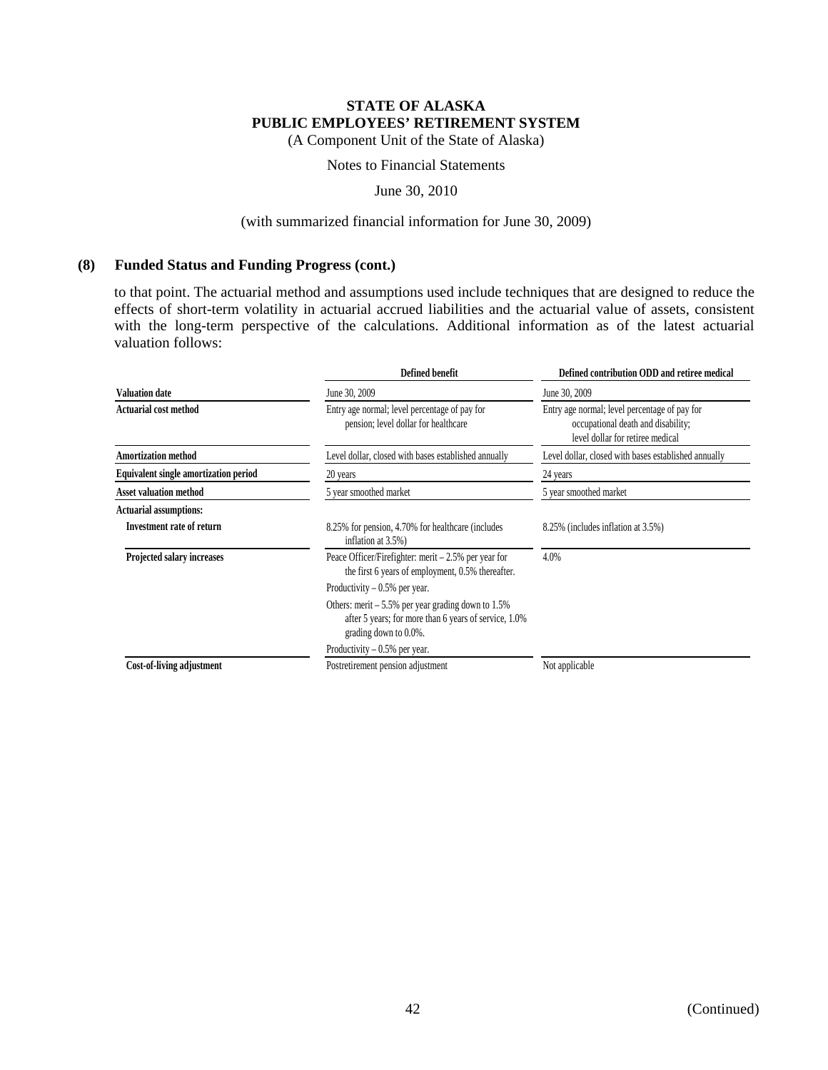## (8) Funded Status and Funding Progress (cont.)

to that point. The actuarial method and assumptions used include techniques that are designed to reduce the effects of short-term volatility in actuarial accrued liabilities and the actuarial value of assets, consistent with the long-term perspective of the calculations. Additional information as of the latest actuarial valuation follows:

| | Defined benefit | Defined contribution ODD and retiree medical |
|---|---|---|
| **Valuation date** | June 30, 2009 | June 30, 2009 |
| **Actuarial cost method** | Entry age normal; level percentage of pay for pension; level dollar for healthcare | Entry age normal; level percentage of pay for occupational death and disability; level dollar for retiree medical |
| **Amortization method** | Level dollar, closed with bases established annually | Level dollar, closed with bases established annually |
| **Equivalent single amortization period** | 20 years | 24 years |
| **Asset valuation method** | 5 year smoothed market | 5 year smoothed market |
| **Actuarial assumptions:** | | |
| **Investment rate of return** | 8.25% for pension, 4.70% for healthcare (includes inflation at 3.5%) | 8.25% (includes inflation at 3.5%) |
| **Projected salary increases** | Peace Officer/Firefighter: merit – 2.5% per year for the first 6 years of employment, 0.5% thereafter.<br>Productivity – 0.5% per year.<br>Others: merit – 5.5% per year grading down to 1.5% after 5 years; for more than 6 years of service, 1.0% grading down to 0.0%.<br>Productivity – 0.5% per year. | 4.0% |
| **Cost-of-living adjustment** | Postretirement pension adjustment | Not applicable |

(Continued)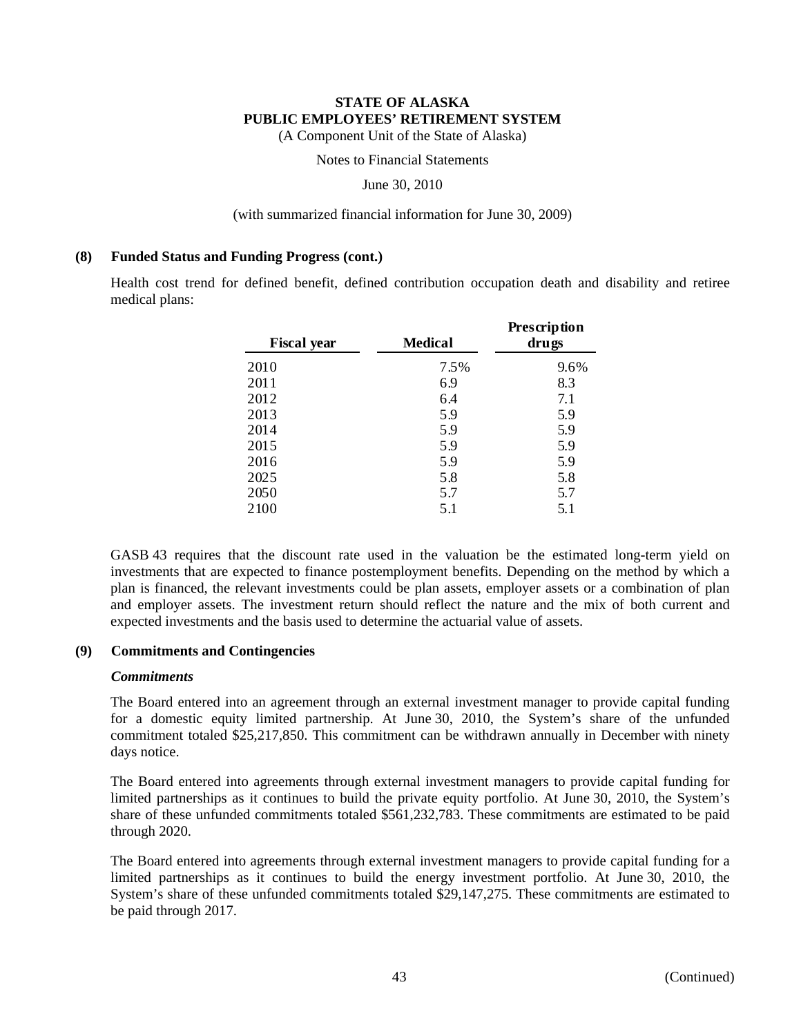## (8) Funded Status and Funding Progress (cont.)

Health cost trend for defined benefit, defined contribution occupation death and disability and retiree medical plans:

| Fiscal year | Medical | Prescription drugs |
|---|---|---|
| 2010 | 7.5% | 9.6% |
| 2011 | 6.9 | 8.3 |
| 2012 | 6.4 | 7.1 |
| 2013 | 5.9 | 5.9 |
| 2014 | 5.9 | 5.9 |
| 2015 | 5.9 | 5.9 |
| 2016 | 5.9 | 5.9 |
| 2025 | 5.8 | 5.8 |
| 2050 | 5.7 | 5.7 |
| 2100 | 5.1 | 5.1 |

GASB 43 requires that the discount rate used in the valuation be the estimated long-term yield on investments that are expected to finance postemployment benefits. Depending on the method by which a plan is financed, the relevant investments could be plan assets, employer assets or a combination of plan and employer assets. The investment return should reflect the nature and the mix of both current and expected investments and the basis used to determine the actuarial value of assets.

## (9) Commitments and Contingencies

### *Commitments*

The Board entered into an agreement through an external investment manager to provide capital funding for a domestic equity limited partnership. At June 30, 2010, the System's share of the unfunded commitment totaled $25,217,850. This commitment can be withdrawn annually in December with ninety days notice.

The Board entered into agreements through external investment managers to provide capital funding for limited partnerships as it continues to build the private equity portfolio. At June 30, 2010, the System's share of these unfunded commitments totaled $561,232,783. These commitments are estimated to be paid through 2020.

The Board entered into agreements through external investment managers to provide capital funding for a limited partnerships as it continues to build the energy investment portfolio. At June 30, 2010, the System's share of these unfunded commitments totaled $29,147,275. These commitments are estimated to be paid through 2017.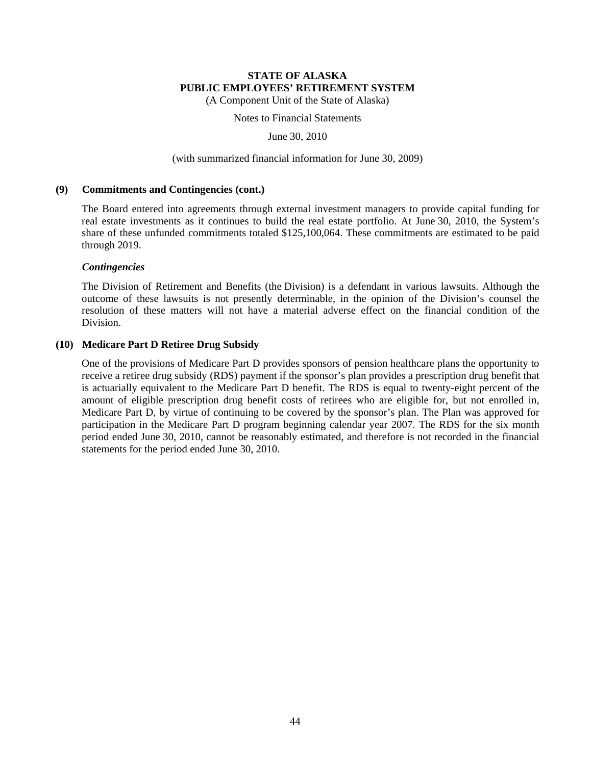**STATE OF ALASKA**
**PUBLIC EMPLOYEES' RETIREMENT SYSTEM**
(A Component Unit of the State of Alaska)

Notes to Financial Statements

June 30, 2010

(with summarized financial information for June 30, 2009)

**(9) Commitments and Contingencies (cont.)**

The Board entered into agreements through external investment managers to provide capital funding for real estate investments as it continues to build the real estate portfolio. At June 30, 2010, the System's share of these unfunded commitments totaled $125,100,064. These commitments are estimated to be paid through 2019.

***Contingencies***

The Division of Retirement and Benefits (the Division) is a defendant in various lawsuits. Although the outcome of these lawsuits is not presently determinable, in the opinion of the Division's counsel the resolution of these matters will not have a material adverse effect on the financial condition of the Division.

**(10) Medicare Part D Retiree Drug Subsidy**

One of the provisions of Medicare Part D provides sponsors of pension healthcare plans the opportunity to receive a retiree drug subsidy (RDS) payment if the sponsor's plan provides a prescription drug benefit that is actuarially equivalent to the Medicare Part D benefit. The RDS is equal to twenty-eight percent of the amount of eligible prescription drug benefit costs of retirees who are eligible for, but not enrolled in, Medicare Part D, by virtue of continuing to be covered by the sponsor's plan. The Plan was approved for participation in the Medicare Part D program beginning calendar year 2007. The RDS for the six month period ended June 30, 2010, cannot be reasonably estimated, and therefore is not recorded in the financial statements for the period ended June 30, 2010.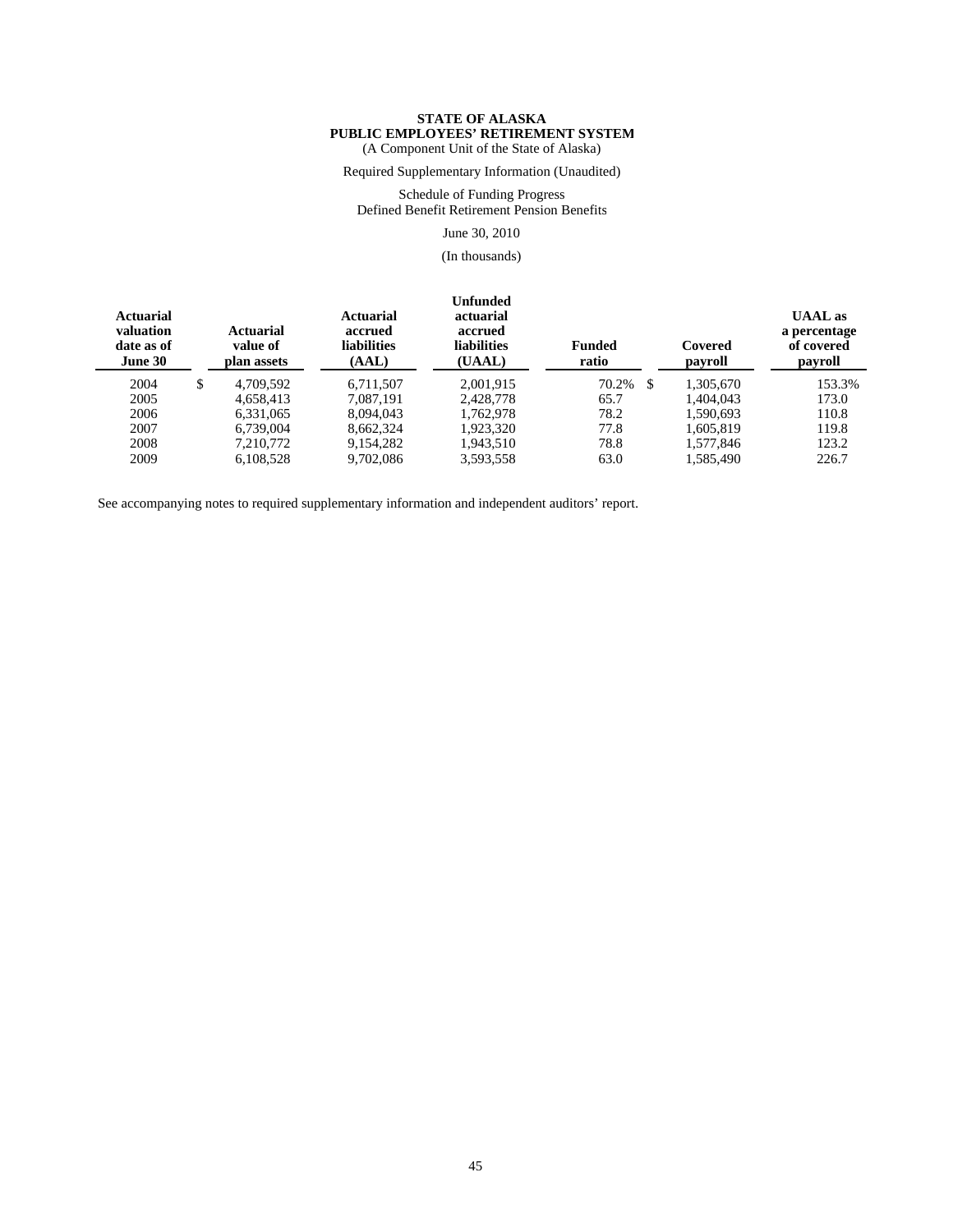**STATE OF ALASKA**
**PUBLIC EMPLOYEES' RETIREMENT SYSTEM**
(A Component Unit of the State of Alaska)

Required Supplementary Information (Unaudited)

Schedule of Funding Progress
Defined Benefit Retirement Pension Benefits

June 30, 2010

(In thousands)

| Actuarial valuation date as of June 30 | Actuarial value of plan assets | Actuarial accrued liabilities (AAL) | Unfunded actuarial accrued liabilities (UAAL) | Funded ratio | Covered payroll | UAAL as a percentage of covered payroll |
|---|---|---|---|---|---|---|
| 2004 | $ 4,709,592 | 6,711,507 | 2,001,915 | 70.2% | $ 1,305,670 | 153.3% |
| 2005 | 4,658,413 | 7,087,191 | 2,428,778 | 65.7 | 1,404,043 | 173.0 |
| 2006 | 6,331,065 | 8,094,043 | 1,762,978 | 78.2 | 1,590,693 | 110.8 |
| 2007 | 6,739,004 | 8,662,324 | 1,923,320 | 77.8 | 1,605,819 | 119.8 |
| 2008 | 7,210,772 | 9,154,282 | 1,943,510 | 78.8 | 1,577,846 | 123.2 |
| 2009 | 6,108,528 | 9,702,086 | 3,593,558 | 63.0 | 1,585,490 | 226.7 |

See accompanying notes to required supplementary information and independent auditors' report.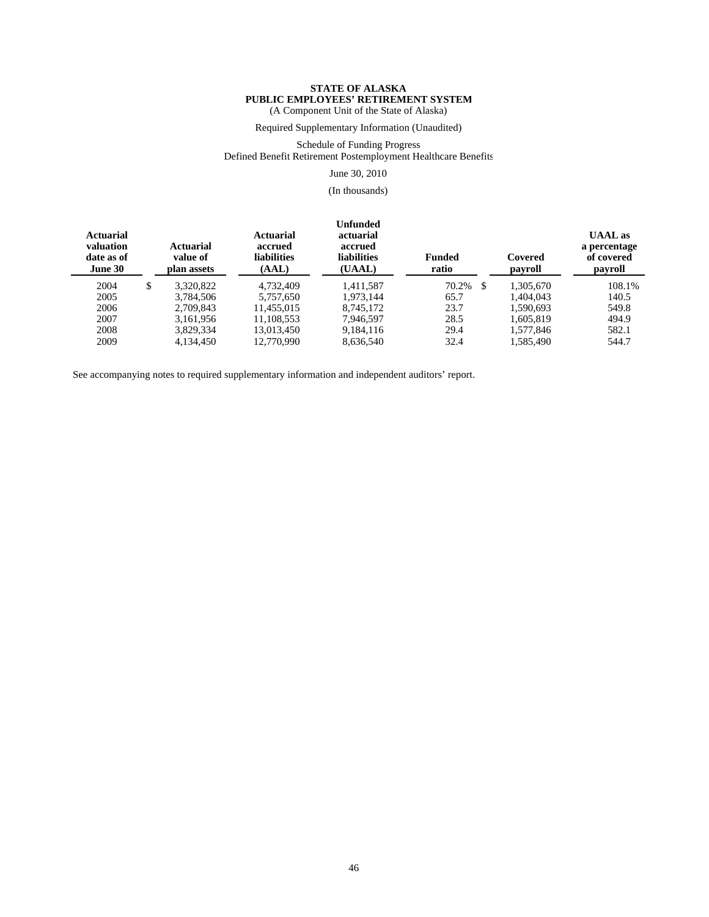**STATE OF ALASKA**
**PUBLIC EMPLOYEES' RETIREMENT SYSTEM**
(A Component Unit of the State of Alaska)

Required Supplementary Information (Unaudited)

Schedule of Funding Progress
Defined Benefit Retirement Postemployment Healthcare Benefits

June 30, 2010

(In thousands)

| Actuarial valuation date as of June 30 | Actuarial value of plan assets | Actuarial accrued liabilities (AAL) | Unfunded actuarial accrued liabilities (UAAL) | Funded ratio | Covered payroll | UAAL as a percentage of covered payroll |
|---|---|---|---|---|---|---|
| 2004 | $ 3,320,822 | 4,732,409 | 1,411,587 | 70.2% | $ 1,305,670 | 108.1% |
| 2005 | 3,784,506 | 5,757,650 | 1,973,144 | 65.7 | 1,404,043 | 140.5 |
| 2006 | 2,709,843 | 11,455,015 | 8,745,172 | 23.7 | 1,590,693 | 549.8 |
| 2007 | 3,161,956 | 11,108,553 | 7,946,597 | 28.5 | 1,605,819 | 494.9 |
| 2008 | 3,829,334 | 13,013,450 | 9,184,116 | 29.4 | 1,577,846 | 582.1 |
| 2009 | 4,134,450 | 12,770,990 | 8,636,540 | 32.4 | 1,585,490 | 544.7 |

See accompanying notes to required supplementary information and independent auditors' report.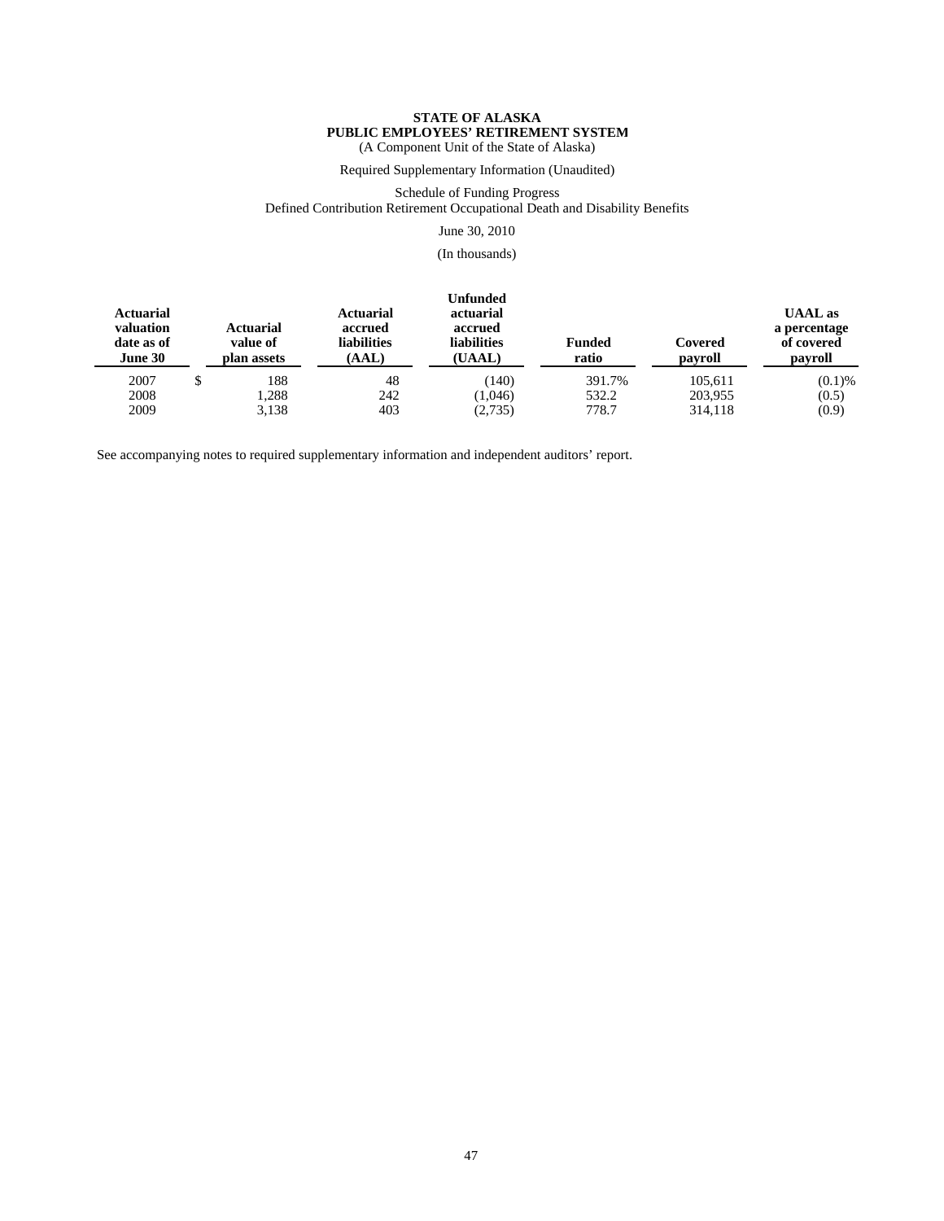**STATE OF ALASKA**
**PUBLIC EMPLOYEES' RETIREMENT SYSTEM**
(A Component Unit of the State of Alaska)

Required Supplementary Information (Unaudited)

Schedule of Funding Progress
Defined Contribution Retirement Occupational Death and Disability Benefits

June 30, 2010

(In thousands)

| Actuarial valuation date as of June 30 | Actuarial value of plan assets | Actuarial accrued liabilities (AAL) | Unfunded actuarial accrued liabilities (UAAL) | Funded ratio | Covered payroll | UAAL as a percentage of covered payroll |
|---|---|---|---|---|---|---|
| 2007 | $ 188 | 48 | (140) | 391.7% | 105,611 | (0.1)% |
| 2008 | 1,288 | 242 | (1,046) | 532.2 | 203,955 | (0.5) |
| 2009 | 3,138 | 403 | (2,735) | 778.7 | 314,118 | (0.9) |

See accompanying notes to required supplementary information and independent auditors' report.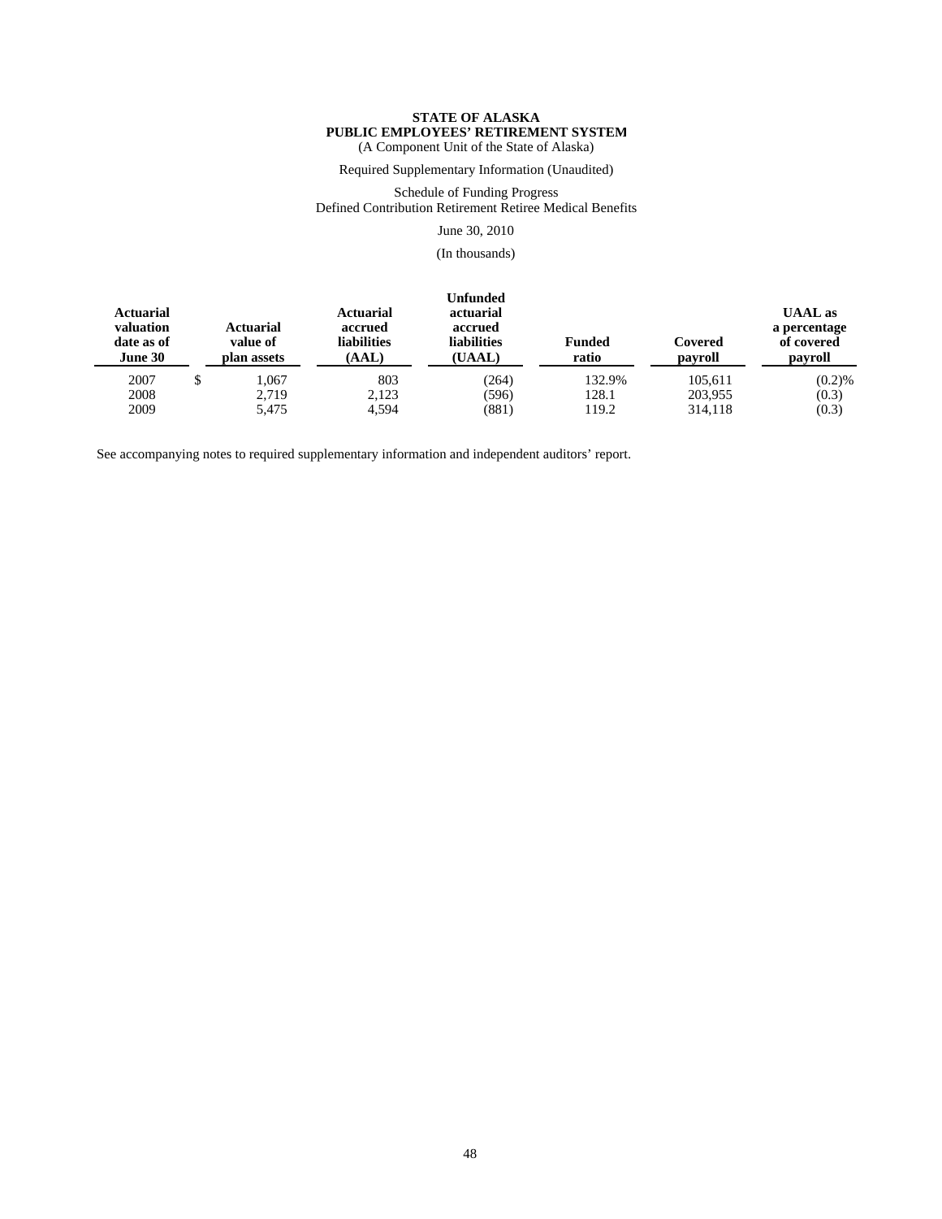**STATE OF ALASKA**
**PUBLIC EMPLOYEES' RETIREMENT SYSTEM**
(A Component Unit of the State of Alaska)

Required Supplementary Information (Unaudited)

Schedule of Funding Progress
Defined Contribution Retirement Retiree Medical Benefits

June 30, 2010

(In thousands)

| Actuarial valuation date as of June 30 | Actuarial value of plan assets | Actuarial accrued liabilities (AAL) | Unfunded actuarial accrued liabilities (UAAL) | Funded ratio | Covered payroll | UAAL as a percentage of covered payroll |
|---|---|---|---|---|---|---|
| 2007 | $ 1,067 | 803 | (264) | 132.9% | 105,611 | (0.2)% |
| 2008 | 2,719 | 2,123 | (596) | 128.1 | 203,955 | (0.3) |
| 2009 | 5,475 | 4,594 | (881) | 119.2 | 314,118 | (0.3) |

See accompanying notes to required supplementary information and independent auditors' report.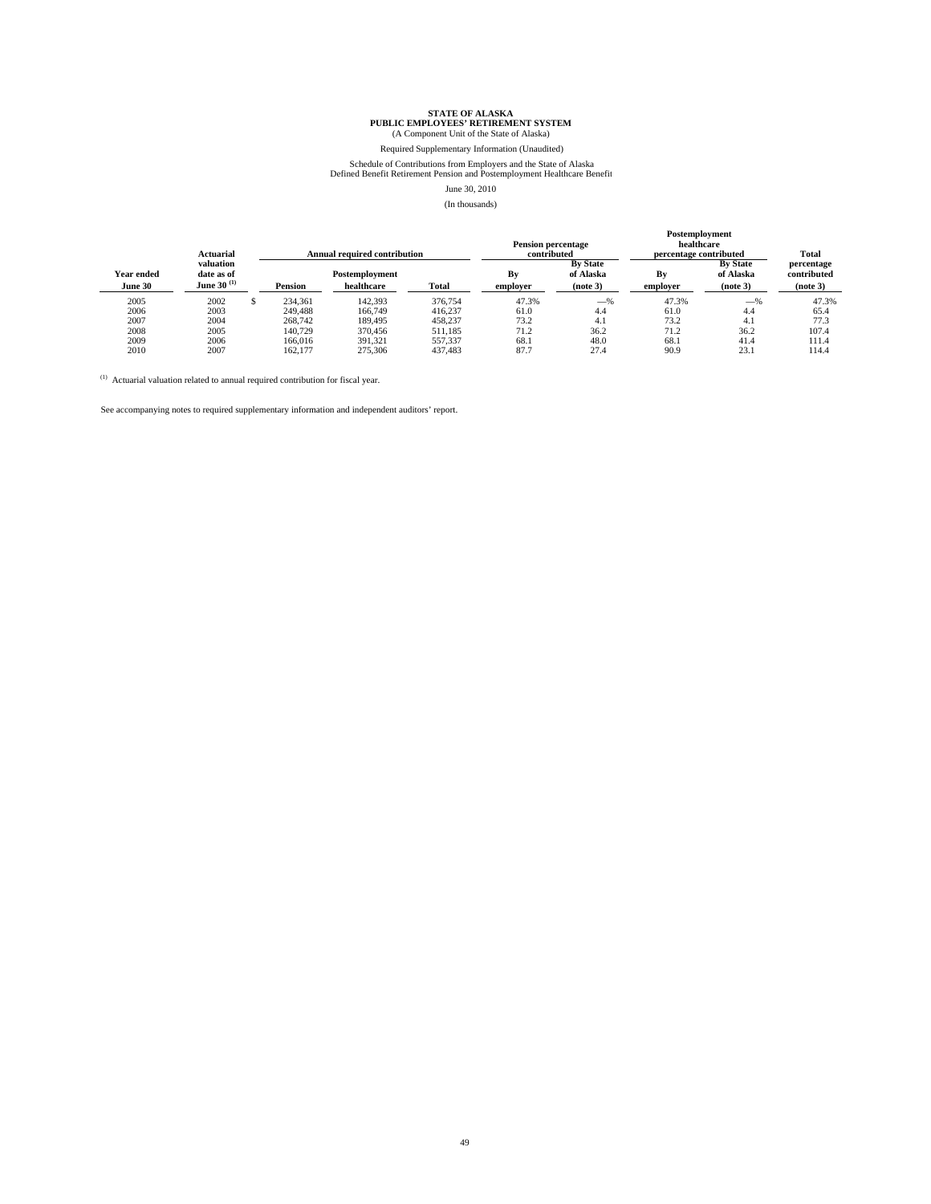**STATE OF ALASKA**
**PUBLIC EMPLOYEES' RETIREMENT SYSTEM**
(A Component Unit of the State of Alaska)

Required Supplementary Information (Unaudited)

Schedule of Contributions from Employers and the State of Alaska
Defined Benefit Retirement Pension and Postemployment Healthcare Benefit

June 30, 2010

(In thousands)

| | Actuarial | Annual required contribution | | | Pension percentage contributed | | Postemployment healthcare percentage contributed | | Total |
|---|---|---|---|---|---|---|---|---|---|
| **Year ended June 30** | **valuation date as of June 30** [1] | **Pension** | **Postemployment healthcare** | **Total** | **By employer** | **By State of Alaska (note 3)** | **By employer** | **By State of Alaska (note 3)** | **percentage contributed (note 3)** |
| 2005 | 2002 | $ 234,361 | 142,393 | 376,754 | 47.3% | —% | 47.3% | —% | 47.3% |
| 2006 | 2003 | 249,488 | 166,749 | 416,237 | 61.0 | 4.4 | 61.0 | 4.4 | 65.4 |
| 2007 | 2004 | 268,742 | 189,495 | 458,237 | 73.2 | 4.1 | 73.2 | 4.1 | 77.3 |
| 2008 | 2005 | 140,729 | 370,456 | 511,185 | 71.2 | 36.2 | 71.2 | 36.2 | 107.4 |
| 2009 | 2006 | 166,016 | 391,321 | 557,337 | 68.1 | 48.0 | 68.1 | 41.4 | 111.4 |
| 2010 | 2007 | 162,177 | 275,306 | 437,483 | 87.7 | 27.4 | 90.9 | 23.1 | 114.4 |

[1] Actuarial valuation related to annual required contribution for fiscal year.

See accompanying notes to required supplementary information and independent auditors' report.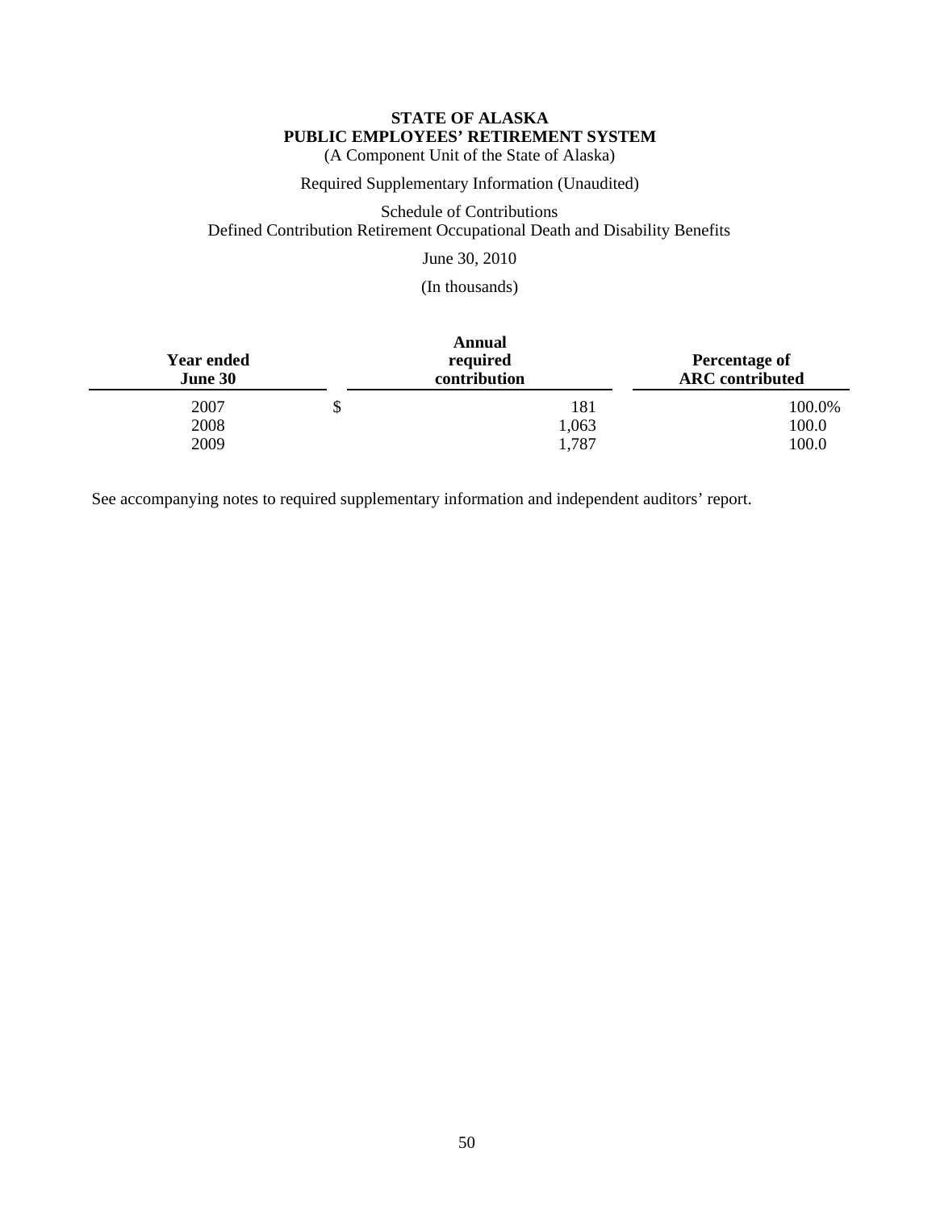**STATE OF ALASKA**
**PUBLIC EMPLOYEES' RETIREMENT SYSTEM**
(A Component Unit of the State of Alaska)

Required Supplementary Information (Unaudited)

Schedule of Contributions
Defined Contribution Retirement Occupational Death and Disability Benefits

June 30, 2010

(In thousands)

| **Year ended June 30** | **Annual required contribution** | **Percentage of ARC contributed** |
|---|---|---|
| 2007 | $ 181 | 100.0% |
| 2008 | 1,063 | 100.0 |
| 2009 | 1,787 | 100.0 |

See accompanying notes to required supplementary information and independent auditors' report.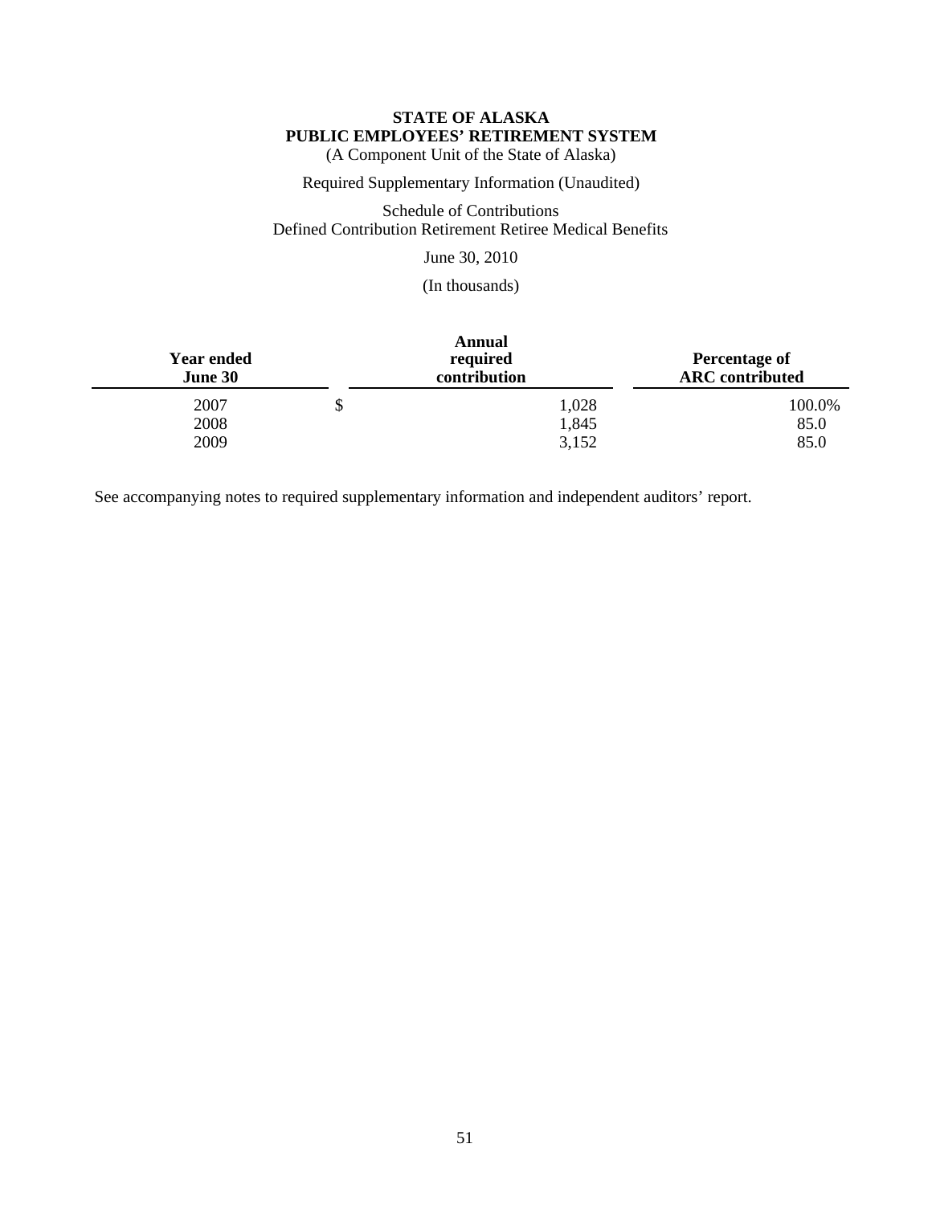**STATE OF ALASKA**
**PUBLIC EMPLOYEES' RETIREMENT SYSTEM**
(A Component Unit of the State of Alaska)

Required Supplementary Information (Unaudited)

Schedule of Contributions
Defined Contribution Retirement Retiree Medical Benefits

June 30, 2010

(In thousands)

| Year ended June 30 | Annual required contribution | Percentage of ARC contributed |
|---|---|---|
| 2007 | $ 1,028 | 100.0% |
| 2008 | 1,845 | 85.0 |
| 2009 | 3,152 | 85.0 |

See accompanying notes to required supplementary information and independent auditors' report.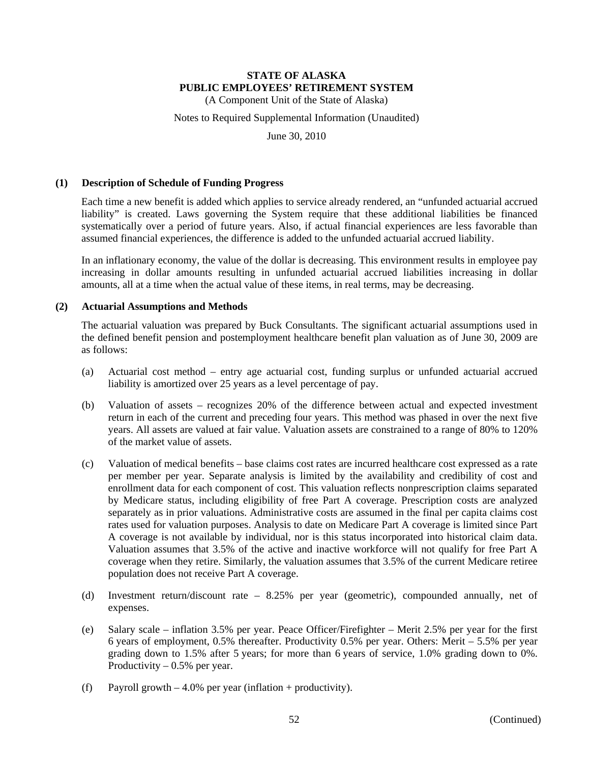**STATE OF ALASKA**
**PUBLIC EMPLOYEES' RETIREMENT SYSTEM**
(A Component Unit of the State of Alaska)

Notes to Required Supplemental Information (Unaudited)

June 30, 2010

**(1) Description of Schedule of Funding Progress**

Each time a new benefit is added which applies to service already rendered, an "unfunded actuarial accrued liability" is created. Laws governing the System require that these additional liabilities be financed systematically over a period of future years. Also, if actual financial experiences are less favorable than assumed financial experiences, the difference is added to the unfunded actuarial accrued liability.

In an inflationary economy, the value of the dollar is decreasing. This environment results in employee pay increasing in dollar amounts resulting in unfunded actuarial accrued liabilities increasing in dollar amounts, all at a time when the actual value of these items, in real terms, may be decreasing.

**(2) Actuarial Assumptions and Methods**

The actuarial valuation was prepared by Buck Consultants. The significant actuarial assumptions used in the defined benefit pension and postemployment healthcare benefit plan valuation as of June 30, 2009 are as follows:

(a) Actuarial cost method – entry age actuarial cost, funding surplus or unfunded actuarial accrued liability is amortized over 25 years as a level percentage of pay.

(b) Valuation of assets – recognizes 20% of the difference between actual and expected investment return in each of the current and preceding four years. This method was phased in over the next five years. All assets are valued at fair value. Valuation assets are constrained to a range of 80% to 120% of the market value of assets.

(c) Valuation of medical benefits – base claims cost rates are incurred healthcare cost expressed as a rate per member per year. Separate analysis is limited by the availability and credibility of cost and enrollment data for each component of cost. This valuation reflects nonprescription claims separated by Medicare status, including eligibility of free Part A coverage. Prescription costs are analyzed separately as in prior valuations. Administrative costs are assumed in the final per capita claims cost rates used for valuation purposes. Analysis to date on Medicare Part A coverage is limited since Part A coverage is not available by individual, nor is this status incorporated into historical claim data. Valuation assumes that 3.5% of the active and inactive workforce will not qualify for free Part A coverage when they retire. Similarly, the valuation assumes that 3.5% of the current Medicare retiree population does not receive Part A coverage.

(d) Investment return/discount rate – 8.25% per year (geometric), compounded annually, net of expenses.

(e) Salary scale – inflation 3.5% per year. Peace Officer/Firefighter – Merit 2.5% per year for the first 6 years of employment, 0.5% thereafter. Productivity 0.5% per year. Others: Merit – 5.5% per year grading down to 1.5% after 5 years; for more than 6 years of service, 1.0% grading down to 0%. Productivity – 0.5% per year.

(f) Payroll growth – 4.0% per year (inflation + productivity).

(Continued)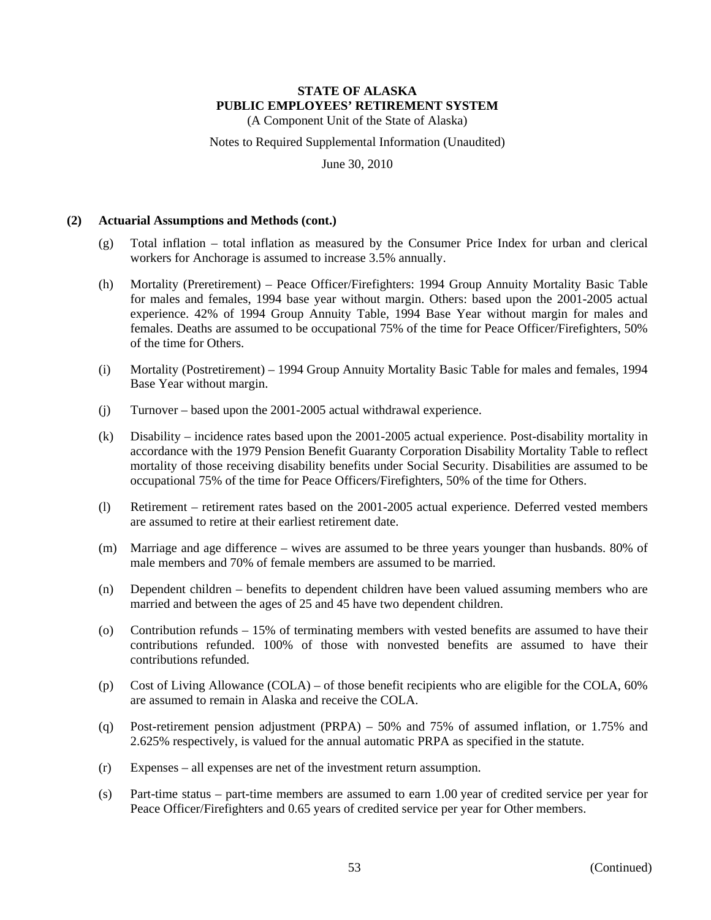**STATE OF ALASKA**
**PUBLIC EMPLOYEES' RETIREMENT SYSTEM**
(A Component Unit of the State of Alaska)

Notes to Required Supplemental Information (Unaudited)

June 30, 2010

**(2) Actuarial Assumptions and Methods (cont.)**

(g) Total inflation – total inflation as measured by the Consumer Price Index for urban and clerical workers for Anchorage is assumed to increase 3.5% annually.

(h) Mortality (Preretirement) – Peace Officer/Firefighters: 1994 Group Annuity Mortality Basic Table for males and females, 1994 base year without margin. Others: based upon the 2001-2005 actual experience. 42% of 1994 Group Annuity Table, 1994 Base Year without margin for males and females. Deaths are assumed to be occupational 75% of the time for Peace Officer/Firefighters, 50% of the time for Others.

(i) Mortality (Postretirement) – 1994 Group Annuity Mortality Basic Table for males and females, 1994 Base Year without margin.

(j) Turnover – based upon the 2001-2005 actual withdrawal experience.

(k) Disability – incidence rates based upon the 2001-2005 actual experience. Post-disability mortality in accordance with the 1979 Pension Benefit Guaranty Corporation Disability Mortality Table to reflect mortality of those receiving disability benefits under Social Security. Disabilities are assumed to be occupational 75% of the time for Peace Officers/Firefighters, 50% of the time for Others.

(l) Retirement – retirement rates based on the 2001-2005 actual experience. Deferred vested members are assumed to retire at their earliest retirement date.

(m) Marriage and age difference – wives are assumed to be three years younger than husbands. 80% of male members and 70% of female members are assumed to be married.

(n) Dependent children – benefits to dependent children have been valued assuming members who are married and between the ages of 25 and 45 have two dependent children.

(o) Contribution refunds – 15% of terminating members with vested benefits are assumed to have their contributions refunded. 100% of those with nonvested benefits are assumed to have their contributions refunded.

(p) Cost of Living Allowance (COLA) – of those benefit recipients who are eligible for the COLA, 60% are assumed to remain in Alaska and receive the COLA.

(q) Post-retirement pension adjustment (PRPA) – 50% and 75% of assumed inflation, or 1.75% and 2.625% respectively, is valued for the annual automatic PRPA as specified in the statute.

(r) Expenses – all expenses are net of the investment return assumption.

(s) Part-time status – part-time members are assumed to earn 1.00 year of credited service per year for Peace Officer/Firefighters and 0.65 years of credited service per year for Other members.

(Continued)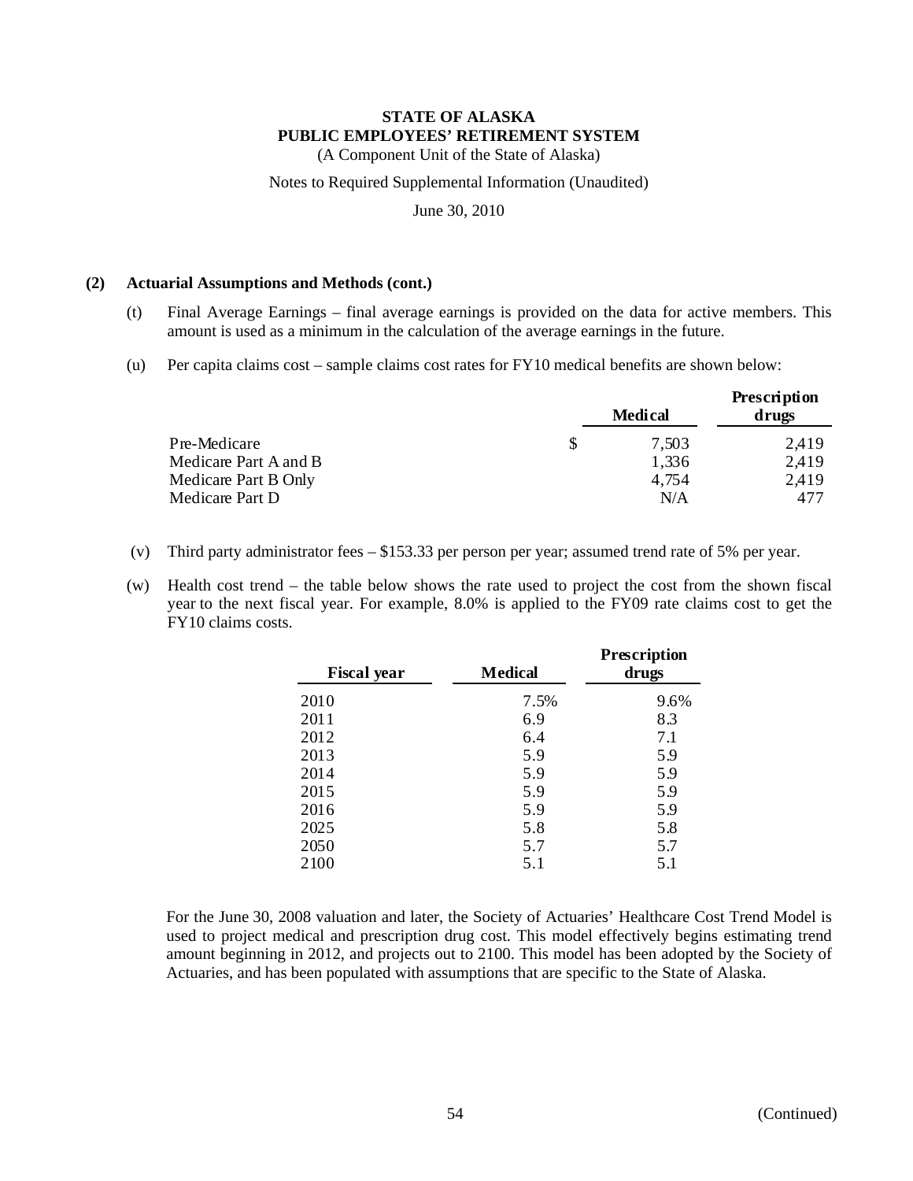**STATE OF ALASKA**
**PUBLIC EMPLOYEES' RETIREMENT SYSTEM**
(A Component Unit of the State of Alaska)

Notes to Required Supplemental Information (Unaudited)

June 30, 2010

**(2) Actuarial Assumptions and Methods (cont.)**

(t) Final Average Earnings – final average earnings is provided on the data for active members. This amount is used as a minimum in the calculation of the average earnings in the future.

(u) Per capita claims cost – sample claims cost rates for FY10 medical benefits are shown below:

| | | Medical | Prescription drugs |
|---|---|---|---|
| Pre-Medicare | $ | 7,503 | 2,419 |
| Medicare Part A and B | | 1,336 | 2,419 |
| Medicare Part B Only | | 4,754 | 2,419 |
| Medicare Part D | | N/A | 477 |

(v) Third party administrator fees – $153.33 per person per year; assumed trend rate of 5% per year.

(w) Health cost trend – the table below shows the rate used to project the cost from the shown fiscal year to the next fiscal year. For example, 8.0% is applied to the FY09 rate claims cost to get the FY10 claims costs.

| Fiscal year | Medical | Prescription drugs |
|---|---|---|
| 2010 | 7.5% | 9.6% |
| 2011 | 6.9 | 8.3 |
| 2012 | 6.4 | 7.1 |
| 2013 | 5.9 | 5.9 |
| 2014 | 5.9 | 5.9 |
| 2015 | 5.9 | 5.9 |
| 2016 | 5.9 | 5.9 |
| 2025 | 5.8 | 5.8 |
| 2050 | 5.7 | 5.7 |
| 2100 | 5.1 | 5.1 |

For the June 30, 2008 valuation and later, the Society of Actuaries' Healthcare Cost Trend Model is used to project medical and prescription drug cost. This model effectively begins estimating trend amount beginning in 2012, and projects out to 2100. This model has been adopted by the Society of Actuaries, and has been populated with assumptions that are specific to the State of Alaska.

(Continued)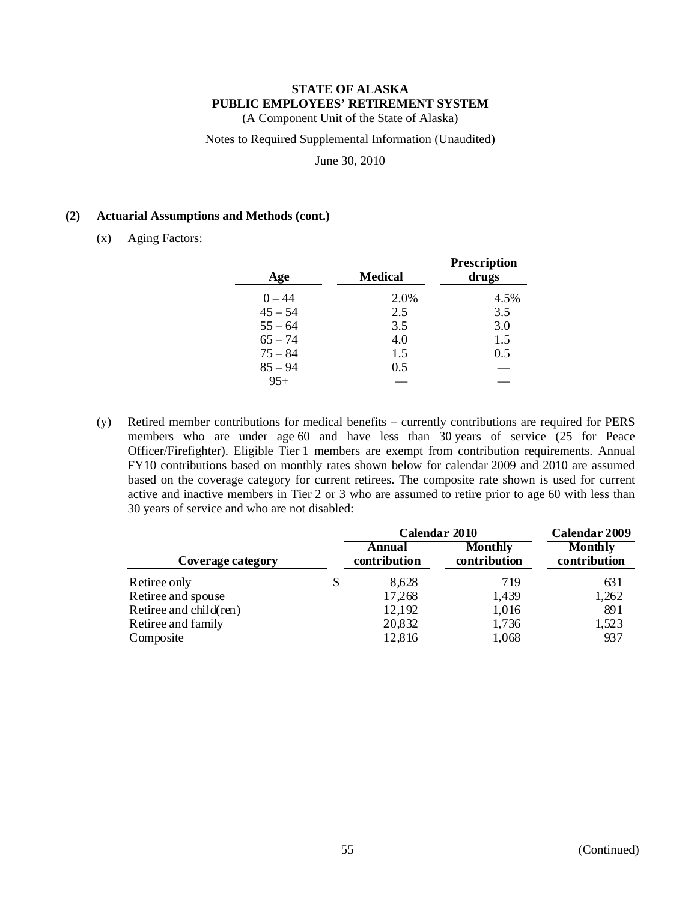**STATE OF ALASKA**
**PUBLIC EMPLOYEES' RETIREMENT SYSTEM**
(A Component Unit of the State of Alaska)

Notes to Required Supplemental Information (Unaudited)

June 30, 2010

**(2) Actuarial Assumptions and Methods (cont.)**

(x) Aging Factors:

| Age | Medical | Prescription drugs |
|---|---|---|
| 0 – 44 | 2.0% | 4.5% |
| 45 – 54 | 2.5 | 3.5 |
| 55 – 64 | 3.5 | 3.0 |
| 65 – 74 | 4.0 | 1.5 |
| 75 – 84 | 1.5 | 0.5 |
| 85 – 94 | 0.5 | — |
| 95+ | — | — |

(y) Retired member contributions for medical benefits – currently contributions are required for PERS members who are under age 60 and have less than 30 years of service (25 for Peace Officer/Firefighter). Eligible Tier 1 members are exempt from contribution requirements. Annual FY10 contributions based on monthly rates shown below for calendar 2009 and 2010 are assumed based on the coverage category for current retirees. The composite rate shown is used for current active and inactive members in Tier 2 or 3 who are assumed to retire prior to age 60 with less than 30 years of service and who are not disabled:

| | Calendar 2010 | | Calendar 2009 |
|---|---|---|---|
| Coverage category | Annual contribution | Monthly contribution | Monthly contribution |
| Retiree only | $ 8,628 | 719 | 631 |
| Retiree and spouse | 17,268 | 1,439 | 1,262 |
| Retiree and child(ren) | 12,192 | 1,016 | 891 |
| Retiree and family | 20,832 | 1,736 | 1,523 |
| Composite | 12,816 | 1,068 | 937 |

(Continued)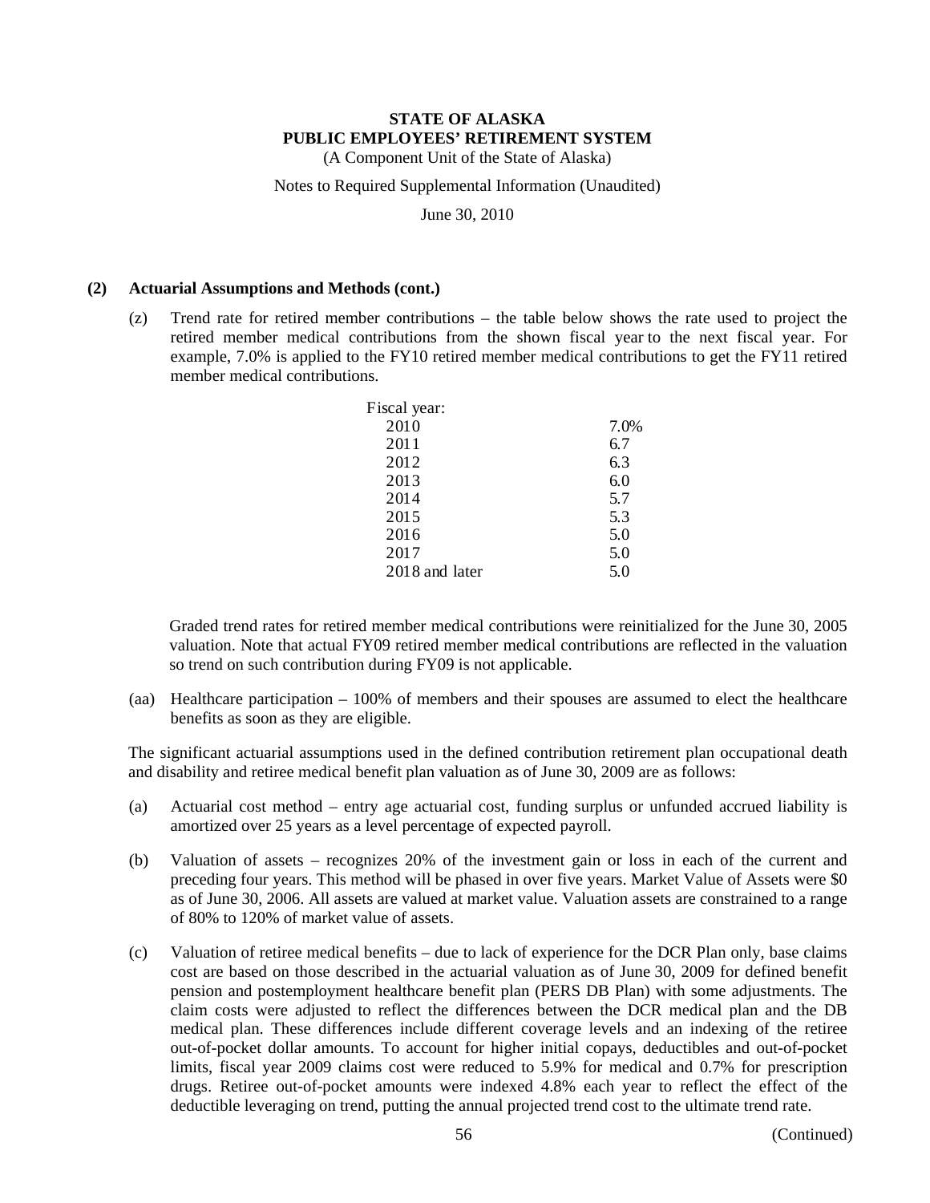**STATE OF ALASKA**
**PUBLIC EMPLOYEES' RETIREMENT SYSTEM**
(A Component Unit of the State of Alaska)

Notes to Required Supplemental Information (Unaudited)

June 30, 2010

**(2) Actuarial Assumptions and Methods (cont.)**

(z) Trend rate for retired member contributions – the table below shows the rate used to project the retired member medical contributions from the shown fiscal year to the next fiscal year. For example, 7.0% is applied to the FY10 retired member medical contributions to get the FY11 retired member medical contributions.

| Fiscal year: | |
|---|---|
| 2010 | 7.0% |
| 2011 | 6.7 |
| 2012 | 6.3 |
| 2013 | 6.0 |
| 2014 | 5.7 |
| 2015 | 5.3 |
| 2016 | 5.0 |
| 2017 | 5.0 |
| 2018 and later | 5.0 |

Graded trend rates for retired member medical contributions were reinitialized for the June 30, 2005 valuation. Note that actual FY09 retired member medical contributions are reflected in the valuation so trend on such contribution during FY09 is not applicable.

(aa) Healthcare participation – 100% of members and their spouses are assumed to elect the healthcare benefits as soon as they are eligible.

The significant actuarial assumptions used in the defined contribution retirement plan occupational death and disability and retiree medical benefit plan valuation as of June 30, 2009 are as follows:

(a) Actuarial cost method – entry age actuarial cost, funding surplus or unfunded accrued liability is amortized over 25 years as a level percentage of expected payroll.

(b) Valuation of assets – recognizes 20% of the investment gain or loss in each of the current and preceding four years. This method will be phased in over five years. Market Value of Assets were $0 as of June 30, 2006. All assets are valued at market value. Valuation assets are constrained to a range of 80% to 120% of market value of assets.

(c) Valuation of retiree medical benefits – due to lack of experience for the DCR Plan only, base claims cost are based on those described in the actuarial valuation as of June 30, 2009 for defined benefit pension and postemployment healthcare benefit plan (PERS DB Plan) with some adjustments. The claim costs were adjusted to reflect the differences between the DCR medical plan and the DB medical plan. These differences include different coverage levels and an indexing of the retiree out-of-pocket dollar amounts. To account for higher initial copays, deductibles and out-of-pocket limits, fiscal year 2009 claims cost were reduced to 5.9% for medical and 0.7% for prescription drugs. Retiree out-of-pocket amounts were indexed 4.8% each year to reflect the effect of the deductible leveraging on trend, putting the annual projected trend cost to the ultimate trend rate.

(Continued)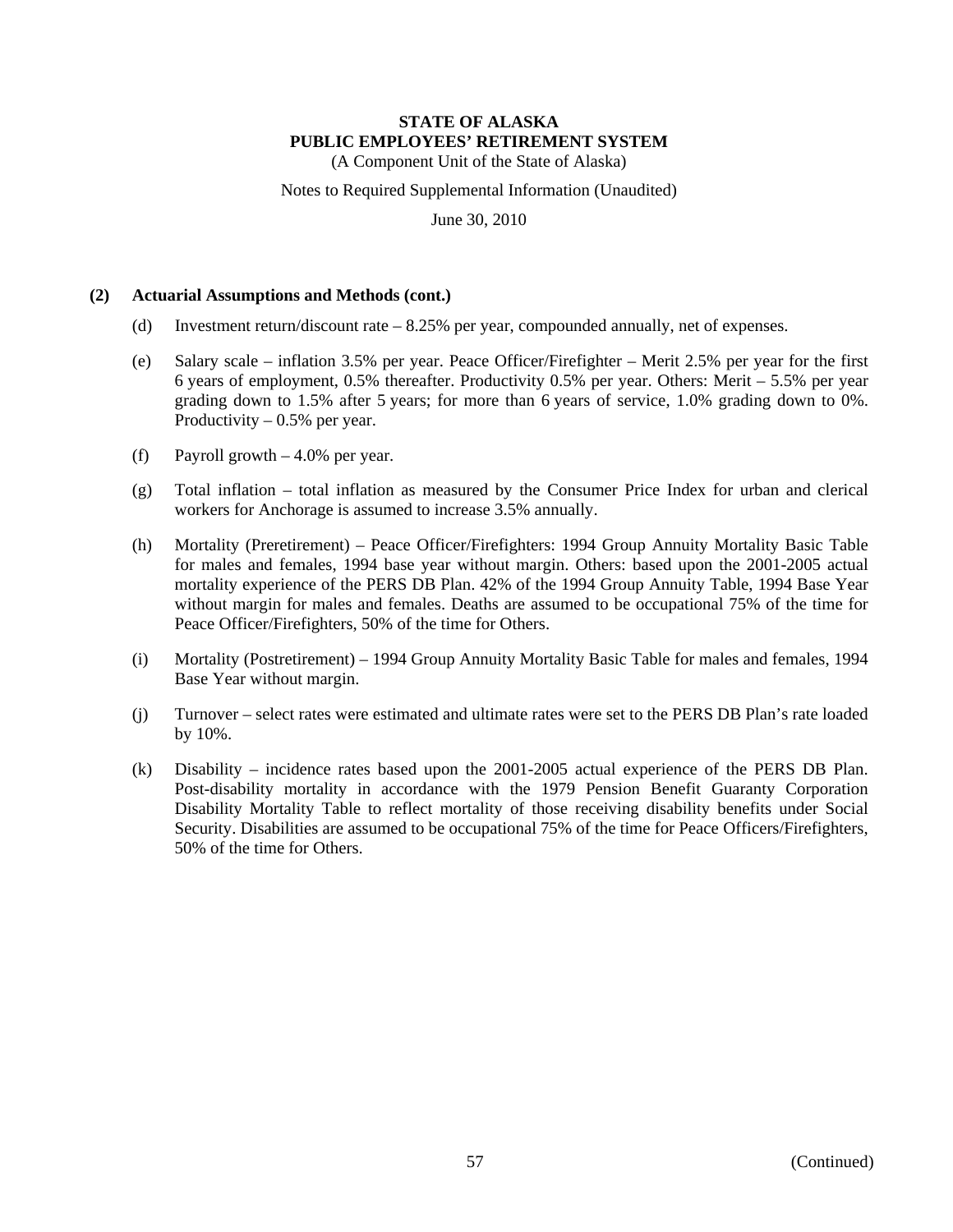**STATE OF ALASKA**
**PUBLIC EMPLOYEES' RETIREMENT SYSTEM**
(A Component Unit of the State of Alaska)

Notes to Required Supplemental Information (Unaudited)

June 30, 2010

**(2) Actuarial Assumptions and Methods (cont.)**

(d) Investment return/discount rate – 8.25% per year, compounded annually, net of expenses.

(e) Salary scale – inflation 3.5% per year. Peace Officer/Firefighter – Merit 2.5% per year for the first 6 years of employment, 0.5% thereafter. Productivity 0.5% per year. Others: Merit – 5.5% per year grading down to 1.5% after 5 years; for more than 6 years of service, 1.0% grading down to 0%. Productivity – 0.5% per year.

(f) Payroll growth – 4.0% per year.

(g) Total inflation – total inflation as measured by the Consumer Price Index for urban and clerical workers for Anchorage is assumed to increase 3.5% annually.

(h) Mortality (Preretirement) – Peace Officer/Firefighters: 1994 Group Annuity Mortality Basic Table for males and females, 1994 base year without margin. Others: based upon the 2001-2005 actual mortality experience of the PERS DB Plan. 42% of the 1994 Group Annuity Table, 1994 Base Year without margin for males and females. Deaths are assumed to be occupational 75% of the time for Peace Officer/Firefighters, 50% of the time for Others.

(i) Mortality (Postretirement) – 1994 Group Annuity Mortality Basic Table for males and females, 1994 Base Year without margin.

(j) Turnover – select rates were estimated and ultimate rates were set to the PERS DB Plan's rate loaded by 10%.

(k) Disability – incidence rates based upon the 2001-2005 actual experience of the PERS DB Plan. Post-disability mortality in accordance with the 1979 Pension Benefit Guaranty Corporation Disability Mortality Table to reflect mortality of those receiving disability benefits under Social Security. Disabilities are assumed to be occupational 75% of the time for Peace Officers/Firefighters, 50% of the time for Others.

(Continued)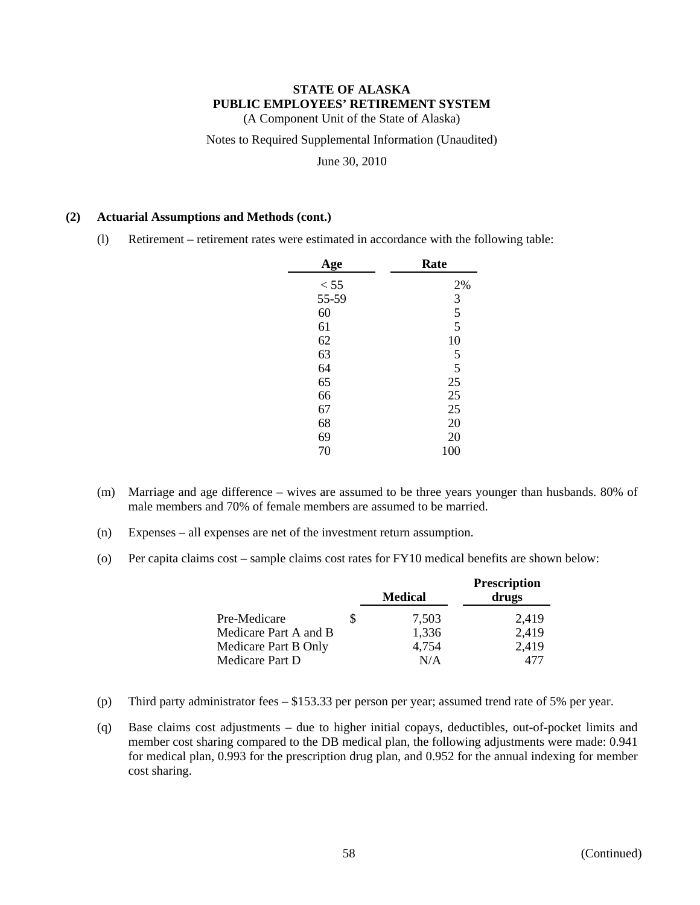**STATE OF ALASKA**
**PUBLIC EMPLOYEES' RETIREMENT SYSTEM**
(A Component Unit of the State of Alaska)

Notes to Required Supplemental Information (Unaudited)

June 30, 2010

**(2) Actuarial Assumptions and Methods (cont.)**

(l) Retirement – retirement rates were estimated in accordance with the following table:

| Age | Rate |
|---|---|
| < 55 | 2% |
| 55-59 | 3 |
| 60 | 5 |
| 61 | 5 |
| 62 | 10 |
| 63 | 5 |
| 64 | 5 |
| 65 | 25 |
| 66 | 25 |
| 67 | 25 |
| 68 | 20 |
| 69 | 20 |
| 70 | 100 |

(m) Marriage and age difference – wives are assumed to be three years younger than husbands. 80% of male members and 70% of female members are assumed to be married.

(n) Expenses – all expenses are net of the investment return assumption.

(o) Per capita claims cost – sample claims cost rates for FY10 medical benefits are shown below:

| | Medical | Prescription drugs |
|---|---|---|
| Pre-Medicare | $ 7,503 | 2,419 |
| Medicare Part A and B | 1,336 | 2,419 |
| Medicare Part B Only | 4,754 | 2,419 |
| Medicare Part D | N/A | 477 |

(p) Third party administrator fees – $153.33 per person per year; assumed trend rate of 5% per year.

(q) Base claims cost adjustments – due to higher initial copays, deductibles, out-of-pocket limits and member cost sharing compared to the DB medical plan, the following adjustments were made: 0.941 for medical plan, 0.993 for the prescription drug plan, and 0.952 for the annual indexing for member cost sharing.

(Continued)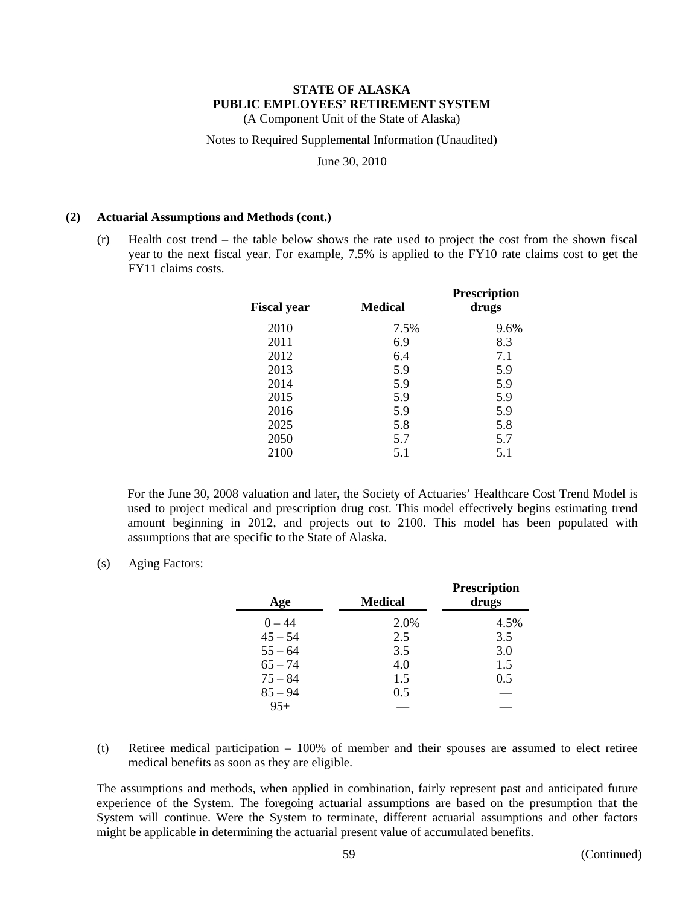**STATE OF ALASKA**
**PUBLIC EMPLOYEES' RETIREMENT SYSTEM**
(A Component Unit of the State of Alaska)

Notes to Required Supplemental Information (Unaudited)

June 30, 2010

**(2) Actuarial Assumptions and Methods (cont.)**

(r) Health cost trend – the table below shows the rate used to project the cost from the shown fiscal year to the next fiscal year. For example, 7.5% is applied to the FY10 rate claims cost to get the FY11 claims costs.

| Fiscal year | Medical | Prescription drugs |
|---|---|---|
| 2010 | 7.5% | 9.6% |
| 2011 | 6.9 | 8.3 |
| 2012 | 6.4 | 7.1 |
| 2013 | 5.9 | 5.9 |
| 2014 | 5.9 | 5.9 |
| 2015 | 5.9 | 5.9 |
| 2016 | 5.9 | 5.9 |
| 2025 | 5.8 | 5.8 |
| 2050 | 5.7 | 5.7 |
| 2100 | 5.1 | 5.1 |

For the June 30, 2008 valuation and later, the Society of Actuaries' Healthcare Cost Trend Model is used to project medical and prescription drug cost. This model effectively begins estimating trend amount beginning in 2012, and projects out to 2100. This model has been populated with assumptions that are specific to the State of Alaska.

(s) Aging Factors:

| Age | Medical | Prescription drugs |
|---|---|---|
| 0 – 44 | 2.0% | 4.5% |
| 45 – 54 | 2.5 | 3.5 |
| 55 – 64 | 3.5 | 3.0 |
| 65 – 74 | 4.0 | 1.5 |
| 75 – 84 | 1.5 | 0.5 |
| 85 – 94 | 0.5 | — |
| 95+ | — | — |

(t) Retiree medical participation – 100% of member and their spouses are assumed to elect retiree medical benefits as soon as they are eligible.

The assumptions and methods, when applied in combination, fairly represent past and anticipated future experience of the System. The foregoing actuarial assumptions are based on the presumption that the System will continue. Were the System to terminate, different actuarial assumptions and other factors might be applicable in determining the actuarial present value of accumulated benefits.

(Continued)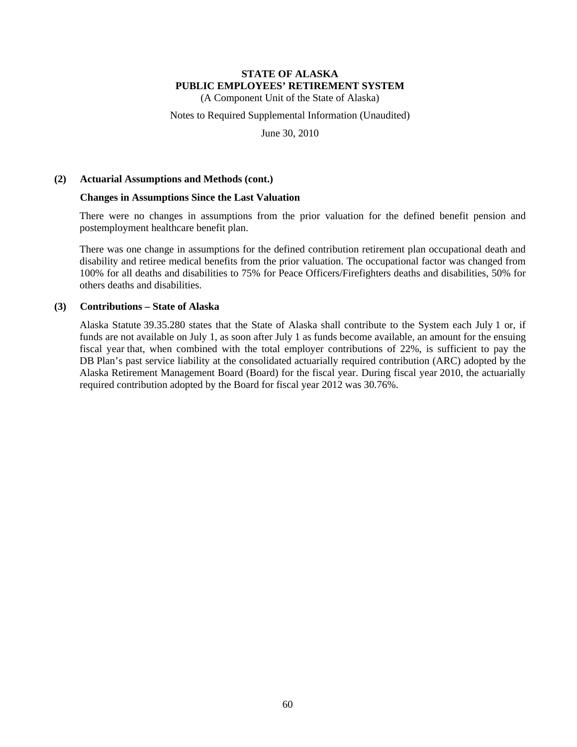**STATE OF ALASKA**
**PUBLIC EMPLOYEES' RETIREMENT SYSTEM**
(A Component Unit of the State of Alaska)

Notes to Required Supplemental Information (Unaudited)

June 30, 2010

**(2) Actuarial Assumptions and Methods (cont.)**

**Changes in Assumptions Since the Last Valuation**

There were no changes in assumptions from the prior valuation for the defined benefit pension and postemployment healthcare benefit plan.

There was one change in assumptions for the defined contribution retirement plan occupational death and disability and retiree medical benefits from the prior valuation. The occupational factor was changed from 100% for all deaths and disabilities to 75% for Peace Officers/Firefighters deaths and disabilities, 50% for others deaths and disabilities.

**(3) Contributions – State of Alaska**

Alaska Statute 39.35.280 states that the State of Alaska shall contribute to the System each July 1 or, if funds are not available on July 1, as soon after July 1 as funds become available, an amount for the ensuing fiscal year that, when combined with the total employer contributions of 22%, is sufficient to pay the DB Plan's past service liability at the consolidated actuarially required contribution (ARC) adopted by the Alaska Retirement Management Board (Board) for the fiscal year. During fiscal year 2010, the actuarially required contribution adopted by the Board for fiscal year 2012 was 30.76%.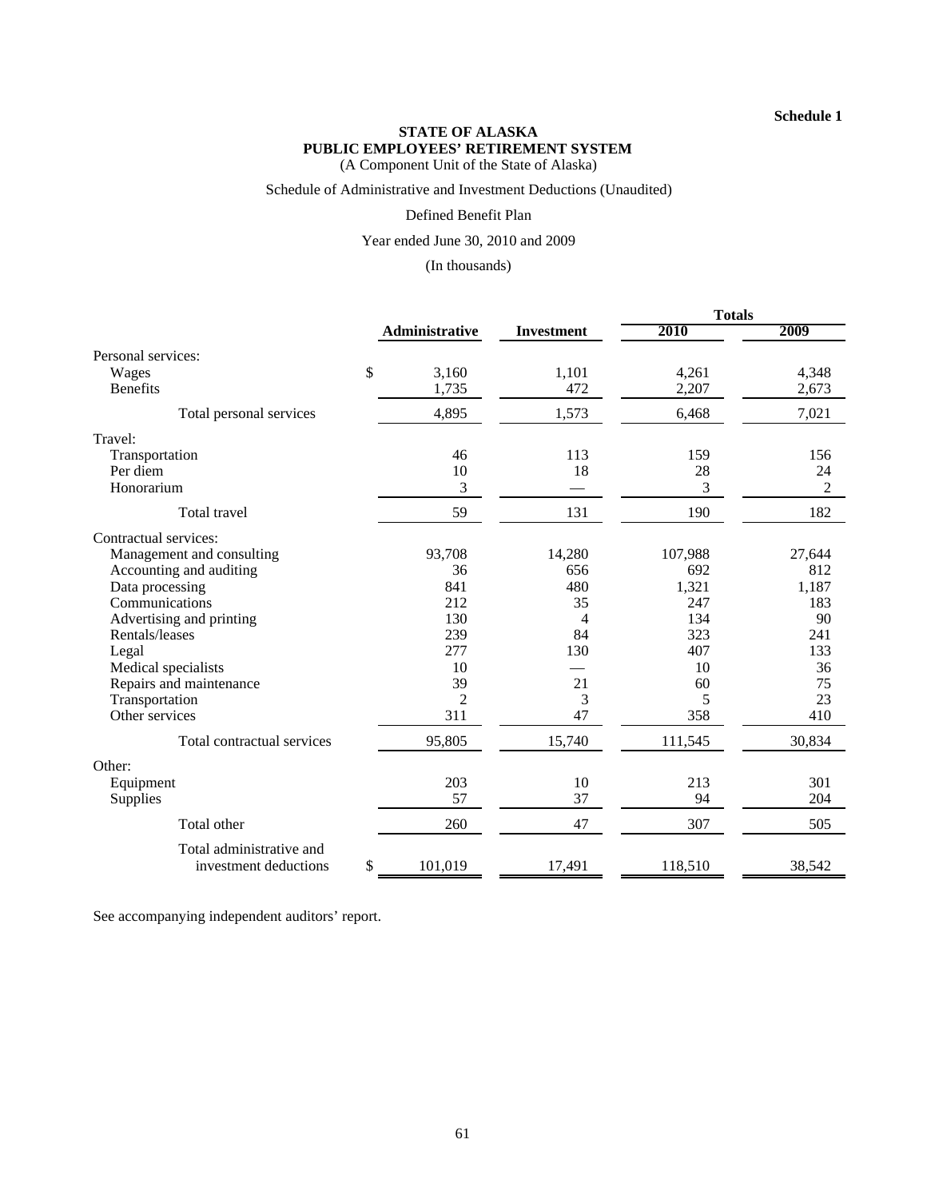**Schedule 1**

**STATE OF ALASKA**
**PUBLIC EMPLOYEES' RETIREMENT SYSTEM**
(A Component Unit of the State of Alaska)

Schedule of Administrative and Investment Deductions (Unaudited)

Defined Benefit Plan

Year ended June 30, 2010 and 2009

(In thousands)

| | Administrative | Investment | Totals 2010 | Totals 2009 |
|---|---|---|---|---|
| Personal services: | | | | |
| Wages | $ 3,160 | 1,101 | 4,261 | 4,348 |
| Benefits | 1,735 | 472 | 2,207 | 2,673 |
| Total personal services | 4,895 | 1,573 | 6,468 | 7,021 |
| Travel: | | | | |
| Transportation | 46 | 113 | 159 | 156 |
| Per diem | 10 | 18 | 28 | 24 |
| Honorarium | 3 | — | 3 | 2 |
| Total travel | 59 | 131 | 190 | 182 |
| Contractual services: | | | | |
| Management and consulting | 93,708 | 14,280 | 107,988 | 27,644 |
| Accounting and auditing | 36 | 656 | 692 | 812 |
| Data processing | 841 | 480 | 1,321 | 1,187 |
| Communications | 212 | 35 | 247 | 183 |
| Advertising and printing | 130 | 4 | 134 | 90 |
| Rentals/leases | 239 | 84 | 323 | 241 |
| Legal | 277 | 130 | 407 | 133 |
| Medical specialists | 10 | — | 10 | 36 |
| Repairs and maintenance | 39 | 21 | 60 | 75 |
| Transportation | 2 | 3 | 5 | 23 |
| Other services | 311 | 47 | 358 | 410 |
| Total contractual services | 95,805 | 15,740 | 111,545 | 30,834 |
| Other: | | | | |
| Equipment | 203 | 10 | 213 | 301 |
| Supplies | 57 | 37 | 94 | 204 |
| Total other | 260 | 47 | 307 | 505 |
| Total administrative and investment deductions | $ 101,019 | 17,491 | 118,510 | 38,542 |

See accompanying independent auditors' report.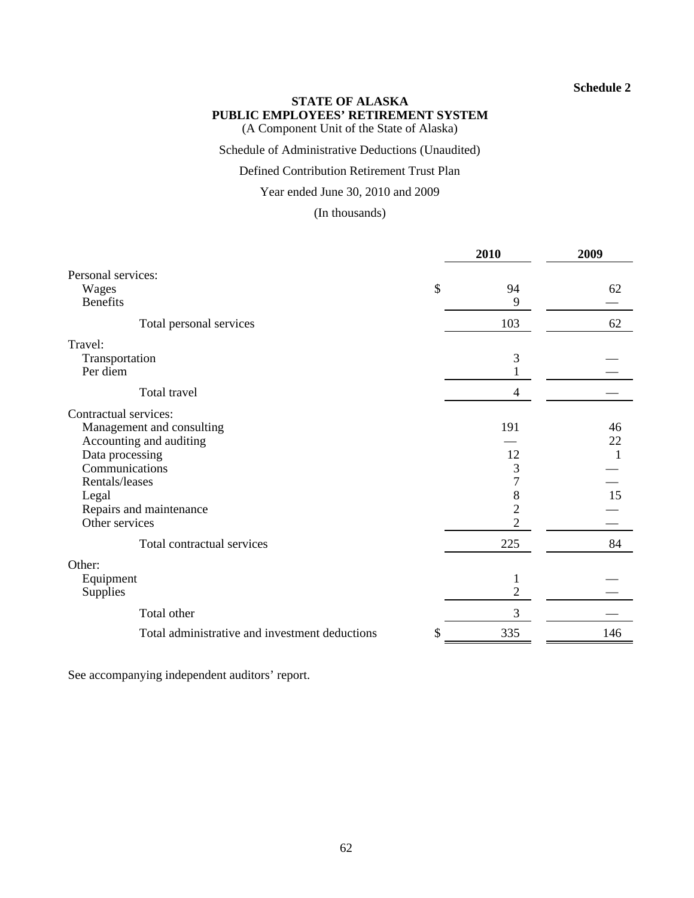**Schedule 2**

**STATE OF ALASKA**
**PUBLIC EMPLOYEES' RETIREMENT SYSTEM**
(A Component Unit of the State of Alaska)

Schedule of Administrative Deductions (Unaudited)

Defined Contribution Retirement Trust Plan

Year ended June 30, 2010 and 2009

(In thousands)

| | 2010 | 2009 |
|---|---|---|
| Personal services: | | |
| Wages | $ 94 | 62 |
| Benefits | 9 | — |
| Total personal services | 103 | 62 |
| Travel: | | |
| Transportation | 3 | — |
| Per diem | 1 | — |
| Total travel | 4 | — |
| Contractual services: | | |
| Management and consulting | 191 | 46 |
| Accounting and auditing | — | 22 |
| Data processing | 12 | 1 |
| Communications | 3 | — |
| Rentals/leases | 7 | — |
| Legal | 8 | 15 |
| Repairs and maintenance | 2 | — |
| Other services | 2 | — |
| Total contractual services | 225 | 84 |
| Other: | | |
| Equipment | 1 | — |
| Supplies | 2 | — |
| Total other | 3 | — |
| Total administrative and investment deductions | $ 335 | 146 |

See accompanying independent auditors' report.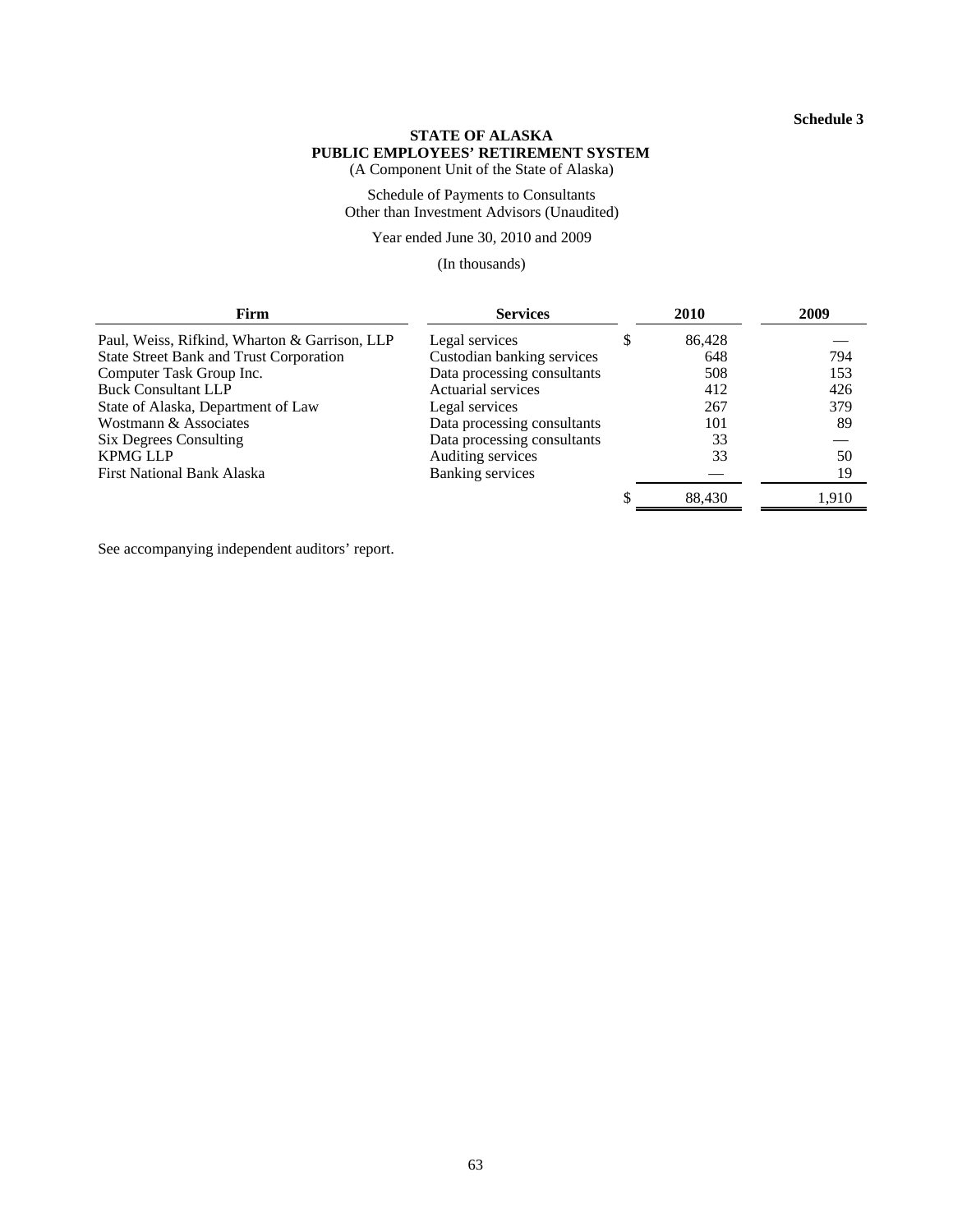Schedule 3

**STATE OF ALASKA**
**PUBLIC EMPLOYEES' RETIREMENT SYSTEM**
(A Component Unit of the State of Alaska)

Schedule of Payments to Consultants
Other than Investment Advisors (Unaudited)

Year ended June 30, 2010 and 2009

(In thousands)

| Firm | Services | 2010 | 2009 |
|---|---|---|---|
| Paul, Weiss, Rifkind, Wharton & Garrison, LLP | Legal services | $ 86,428 | — |
| State Street Bank and Trust Corporation | Custodian banking services | 648 | 794 |
| Computer Task Group Inc. | Data processing consultants | 508 | 153 |
| Buck Consultant LLP | Actuarial services | 412 | 426 |
| State of Alaska, Department of Law | Legal services | 267 | 379 |
| Wostmann & Associates | Data processing consultants | 101 | 89 |
| Six Degrees Consulting | Data processing consultants | 33 | — |
| KPMG LLP | Auditing services | 33 | 50 |
| First National Bank Alaska | Banking services | — | 19 |
| | | $ 88,430 | 1,910 |

See accompanying independent auditors' report.